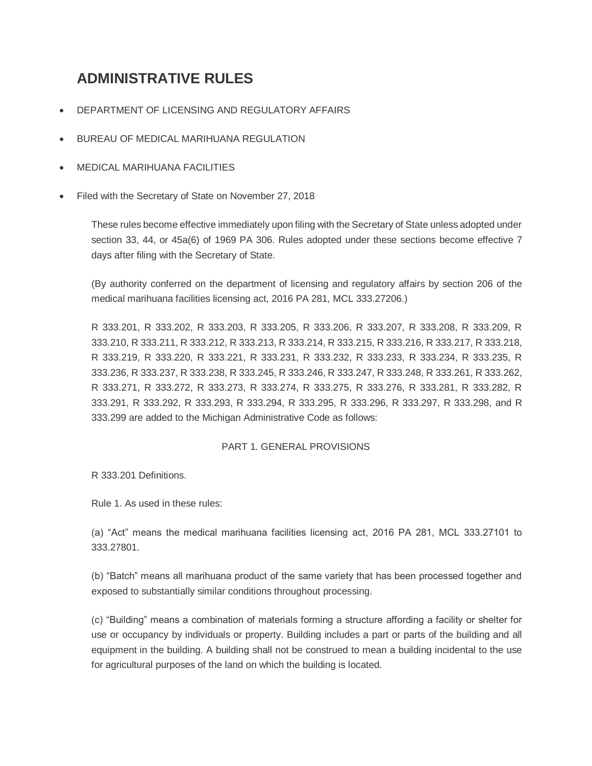# ADMINISTRATIVE RULES

- DEPARTMENT OF LICENSING AND REGULATORY AFFAIRS
- BUREAU OF MEDICAL MARIHUANA REGULATION
- MEDICAL MARIHUANA FACILITIES
- Filed with the Secretary of State on November 27, 2018

These rules become effective immediately upon filing with the Secretary of State unless adopted under section 33, 44, or 45a(6) of 1969 PA 306. Rules adopted under these sections become effective 7 days after filing with the Secretary of State.

(By authority conferred on the department of licensing and regulatory affairs by section 206 of the medical marihuana facilities licensing act, 2016 PA 281, MCL 333.27206.)

R 333.201, R 333.202, R 333.203, R 333.205, R 333.206, R 333.207, R 333.208, R 333.209, R 333.210, R 333.211, R 333.212, R 333.213, R 333.214, R 333.215, R 333.216, R 333.217, R 333.218, R 333.219, R 333.220, R 333.221, R 333.231, R 333.232, R 333.233, R 333.234, R 333.235, R 333.236, R 333.237, R 333.238, R 333.245, R 333.246, R 333.247, R 333.248, R 333.261, R 333.262, R 333.271, R 333.272, R 333.273, R 333.274, R 333.275, R 333.276, R 333.281, R 333.282, R 333.291, R 333.292, R 333.293, R 333.294, R 333.295, R 333.296, R 333.297, R 333.298, and R 333.299 are added to the Michigan Administrative Code as follows:

## PART 1. GENERAL PROVISIONS

R 333.201 Definitions.

Rule 1. As used in these rules:

(a) “Act” means the medical marihuana facilities licensing act, 2016 PA 281, MCL 333.27101 to 333.27801.

(b) “Batch” means all marihuana product of the same variety that has been processed together and exposed to substantially similar conditions throughout processing.

(c) “Building” means a combination of materials forming a structure affording a facility or shelter for use or occupancy by individuals or property. Building includes a part or parts of the building and all equipment in the building. A building shall not be construed to mean a building incidental to the use for agricultural purposes of the land on which the building is located.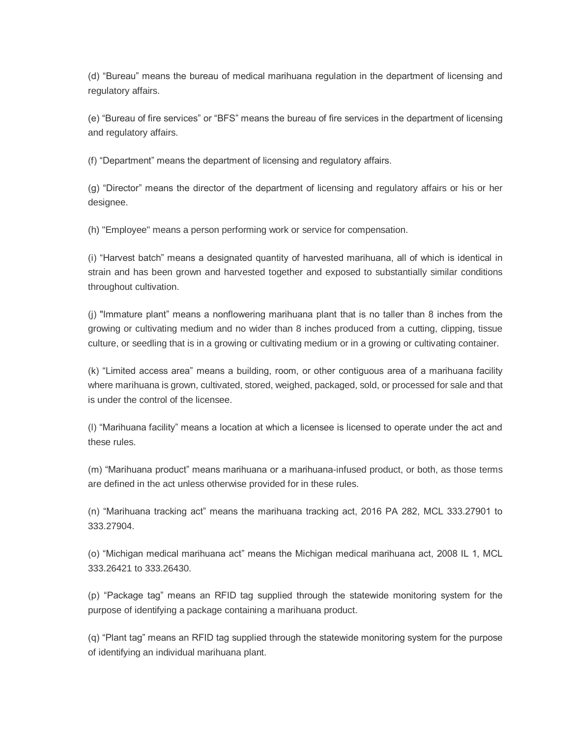(d) “Bureau” means the bureau of medical marihuana regulation in the department of licensing and regulatory affairs.

(e) “Bureau of fire services” or “BFS” means the bureau of fire services in the department of licensing and regulatory affairs.

(f) “Department” means the department of licensing and regulatory affairs.

(g) “Director” means the director of the department of licensing and regulatory affairs or his or her designee.

(h) "Employee" means a person performing work or service for compensation.

(i) “Harvest batch” means a designated quantity of harvested marihuana, all of which is identical in strain and has been grown and harvested together and exposed to substantially similar conditions throughout cultivation.

(j) "Immature plant” means a nonflowering marihuana plant that is no taller than 8 inches from the growing or cultivating medium and no wider than 8 inches produced from a cutting, clipping, tissue culture, or seedling that is in a growing or cultivating medium or in a growing or cultivating container.

(k) “Limited access area” means a building, room, or other contiguous area of a marihuana facility where marihuana is grown, cultivated, stored, weighed, packaged, sold, or processed for sale and that is under the control of the licensee.

(l) “Marihuana facility” means a location at which a licensee is licensed to operate under the act and these rules.

(m) “Marihuana product” means marihuana or a marihuana-infused product, or both, as those terms are defined in the act unless otherwise provided for in these rules.

(n) “Marihuana tracking act” means the marihuana tracking act, 2016 PA 282, MCL 333.27901 to 333.27904.

(o) “Michigan medical marihuana act” means the Michigan medical marihuana act, 2008 IL 1, MCL 333.26421 to 333.26430.

(p) “Package tag” means an RFID tag supplied through the statewide monitoring system for the purpose of identifying a package containing a marihuana product.

(q) “Plant tag” means an RFID tag supplied through the statewide monitoring system for the purpose of identifying an individual marihuana plant.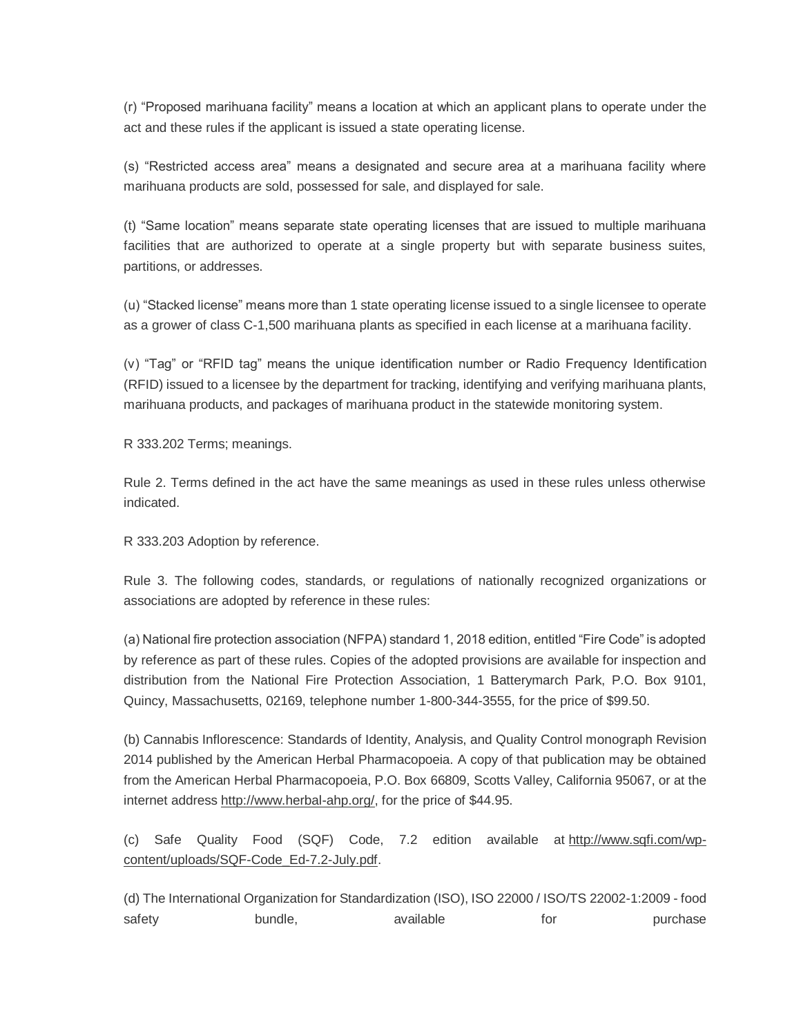(r) “Proposed marihuana facility” means a location at which an applicant plans to operate under the act and these rules if the applicant is issued a state operating license.

(s) “Restricted access area” means a designated and secure area at a marihuana facility where marihuana products are sold, possessed for sale, and displayed for sale.

(t) “Same location” means separate state operating licenses that are issued to multiple marihuana facilities that are authorized to operate at a single property but with separate business suites, partitions, or addresses.

(u) “Stacked license” means more than 1 state operating license issued to a single licensee to operate as a grower of class C-1,500 marihuana plants as specified in each license at a marihuana facility.

(v) “Tag” or “RFID tag” means the unique identification number or Radio Frequency Identification (RFID) issued to a licensee by the department for tracking, identifying and verifying marihuana plants, marihuana products, and packages of marihuana product in the statewide monitoring system.

R 333.202 Terms; meanings.

Rule 2. Terms defined in the act have the same meanings as used in these rules unless otherwise indicated.

R 333.203 Adoption by reference.

Rule 3. The following codes, standards, or regulations of nationally recognized organizations or associations are adopted by reference in these rules:

(a) National fire protection association (NFPA) standard 1, 2018 edition, entitled “Fire Code” is adopted by reference as part of these rules. Copies of the adopted provisions are available for inspection and distribution from the National Fire Protection Association, 1 Batterymarch Park, P.O. Box 9101, Quincy, Massachusetts, 02169, telephone number 1-800-344-3555, for the price of $99.50.

(b) Cannabis Inflorescence: Standards of Identity, Analysis, and Quality Control monograph Revision 2014 published by the American Herbal Pharmacopoeia. A copy of that publication may be obtained from the American Herbal Pharmacopoeia, P.O. Box 66809, Scotts Valley, California 95067, or at the internet address http://www.herbal-ahp.org/, for the price of $44.95.

(c) Safe Quality Food (SQF) Code, 7.2 edition available at http://www.sqfi.com/wp-content/uploads/SQF-Code_Ed-7.2-July.pdf.

(d) The International Organization for Standardization (ISO), ISO 22000 / ISO/TS 22002-1:2009 - food safety bundle, available for purchase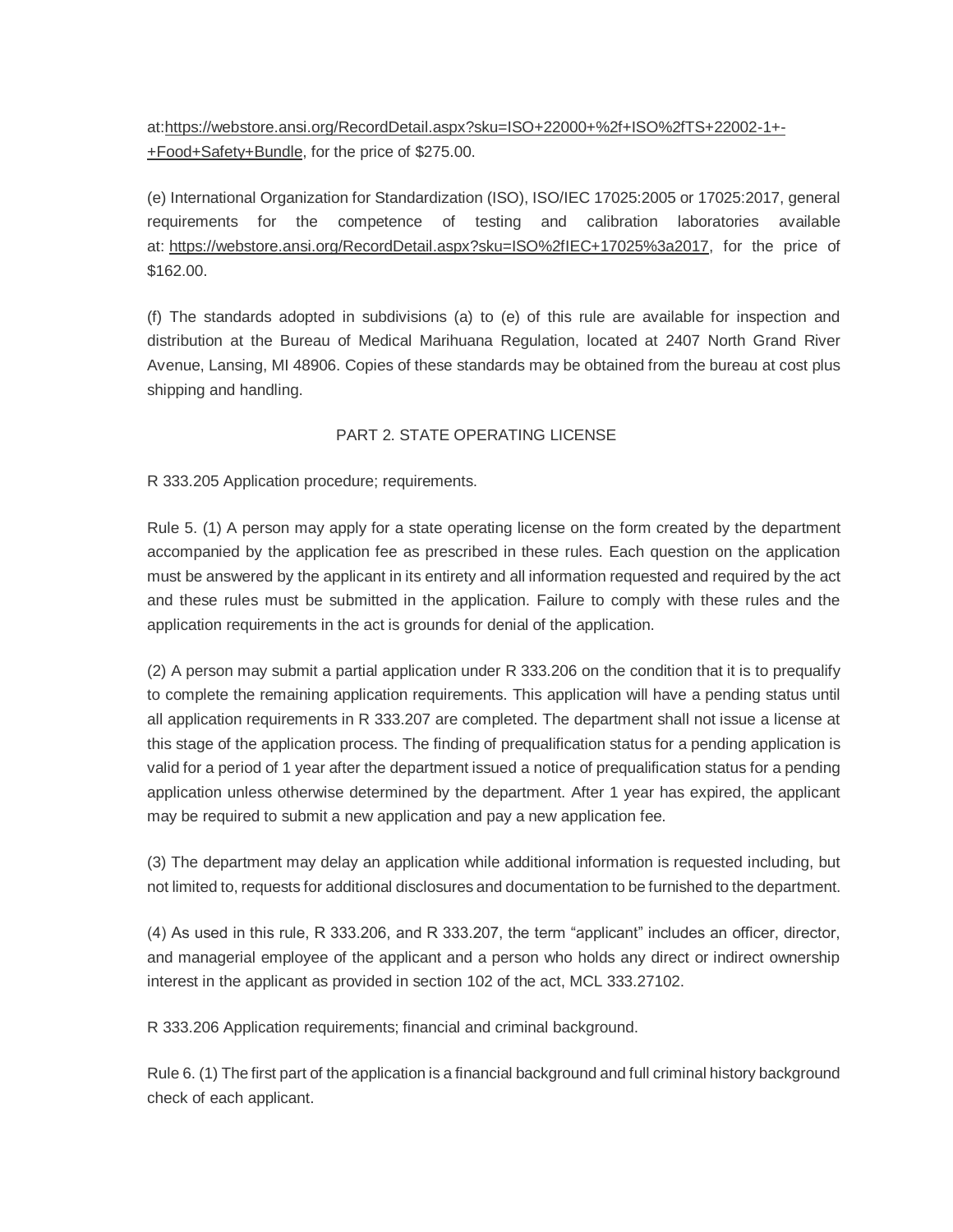at:[https://webstore.ansi.org/RecordDetail.aspx?sku=ISO+22000+%2f+ISO%2fTS+22002-1+-+Food+Safety+Bundle](https://webstore.ansi.org/RecordDetail.aspx?sku=ISO+22000+%2f+ISO%2fTS+22002-1+-+Food+Safety+Bundle), for the price of $275.00.

(e) International Organization for Standardization (ISO), ISO/IEC 17025:2005 or 17025:2017, general requirements for the competence of testing and calibration laboratories available at: [https://webstore.ansi.org/RecordDetail.aspx?sku=ISO%2fIEC+17025%3a2017](https://webstore.ansi.org/RecordDetail.aspx?sku=ISO%2fIEC+17025%3a2017), for the price of $162.00.

(f) The standards adopted in subdivisions (a) to (e) of this rule are available for inspection and distribution at the Bureau of Medical Marihuana Regulation, located at 2407 North Grand River Avenue, Lansing, MI 48906. Copies of these standards may be obtained from the bureau at cost plus shipping and handling.

## PART 2. STATE OPERATING LICENSE

R 333.205 Application procedure; requirements.

Rule 5. (1) A person may apply for a state operating license on the form created by the department accompanied by the application fee as prescribed in these rules. Each question on the application must be answered by the applicant in its entirety and all information requested and required by the act and these rules must be submitted in the application. Failure to comply with these rules and the application requirements in the act is grounds for denial of the application.

(2) A person may submit a partial application under R 333.206 on the condition that it is to prequalify to complete the remaining application requirements. This application will have a pending status until all application requirements in R 333.207 are completed. The department shall not issue a license at this stage of the application process. The finding of prequalification status for a pending application is valid for a period of 1 year after the department issued a notice of prequalification status for a pending application unless otherwise determined by the department. After 1 year has expired, the applicant may be required to submit a new application and pay a new application fee.

(3) The department may delay an application while additional information is requested including, but not limited to, requests for additional disclosures and documentation to be furnished to the department.

(4) As used in this rule, R 333.206, and R 333.207, the term "applicant" includes an officer, director, and managerial employee of the applicant and a person who holds any direct or indirect ownership interest in the applicant as provided in section 102 of the act, MCL 333.27102.

R 333.206 Application requirements; financial and criminal background.

Rule 6. (1) The first part of the application is a financial background and full criminal history background check of each applicant.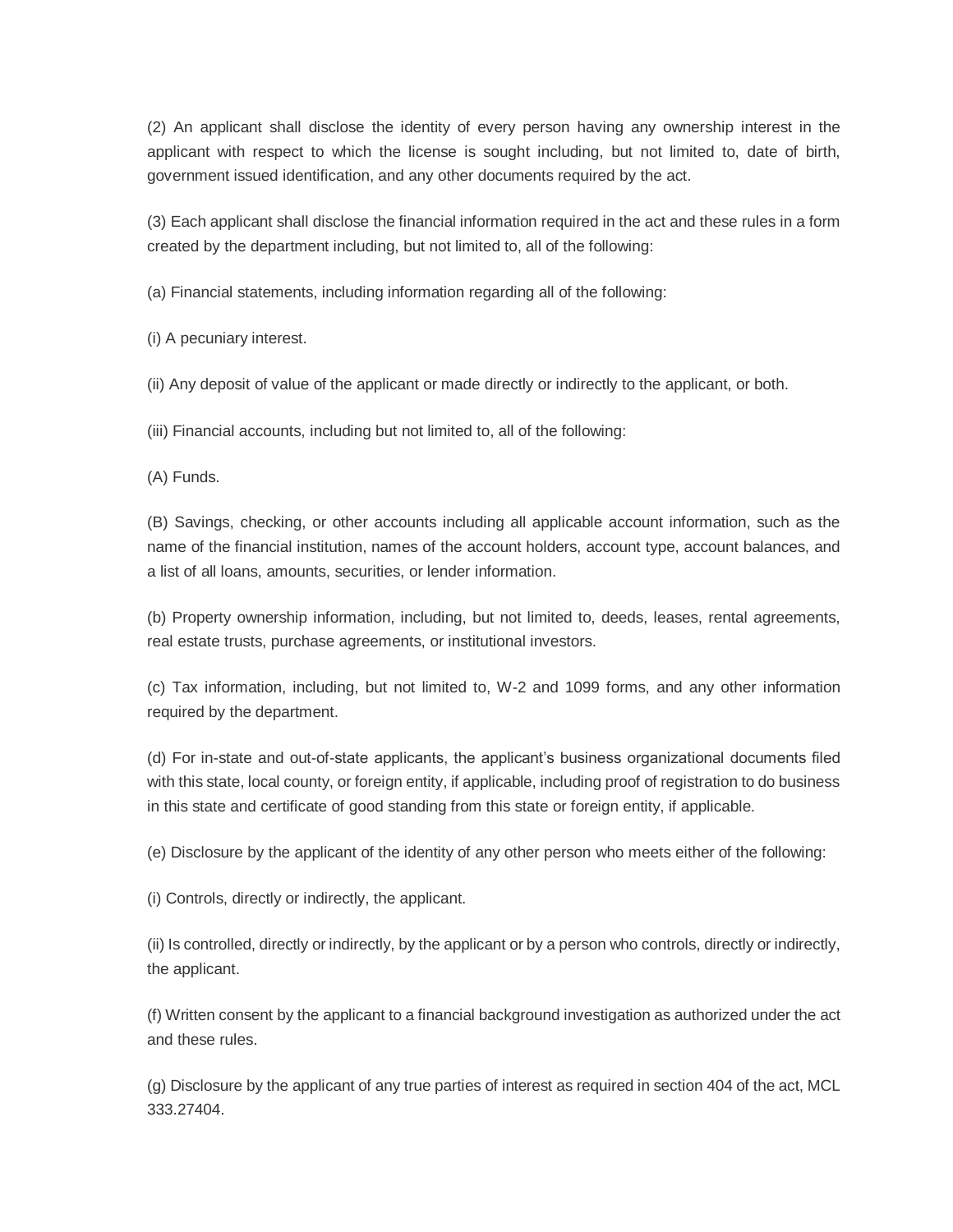(2) An applicant shall disclose the identity of every person having any ownership interest in the applicant with respect to which the license is sought including, but not limited to, date of birth, government issued identification, and any other documents required by the act.

(3) Each applicant shall disclose the financial information required in the act and these rules in a form created by the department including, but not limited to, all of the following:

(a) Financial statements, including information regarding all of the following:

(i) A pecuniary interest.

(ii) Any deposit of value of the applicant or made directly or indirectly to the applicant, or both.

(iii) Financial accounts, including but not limited to, all of the following:

(A) Funds.

(B) Savings, checking, or other accounts including all applicable account information, such as the name of the financial institution, names of the account holders, account type, account balances, and a list of all loans, amounts, securities, or lender information.

(b) Property ownership information, including, but not limited to, deeds, leases, rental agreements, real estate trusts, purchase agreements, or institutional investors.

(c) Tax information, including, but not limited to, W-2 and 1099 forms, and any other information required by the department.

(d) For in-state and out-of-state applicants, the applicant's business organizational documents filed with this state, local county, or foreign entity, if applicable, including proof of registration to do business in this state and certificate of good standing from this state or foreign entity, if applicable.

(e) Disclosure by the applicant of the identity of any other person who meets either of the following:

(i) Controls, directly or indirectly, the applicant.

(ii) Is controlled, directly or indirectly, by the applicant or by a person who controls, directly or indirectly, the applicant.

(f) Written consent by the applicant to a financial background investigation as authorized under the act and these rules.

(g) Disclosure by the applicant of any true parties of interest as required in section 404 of the act, MCL 333.27404.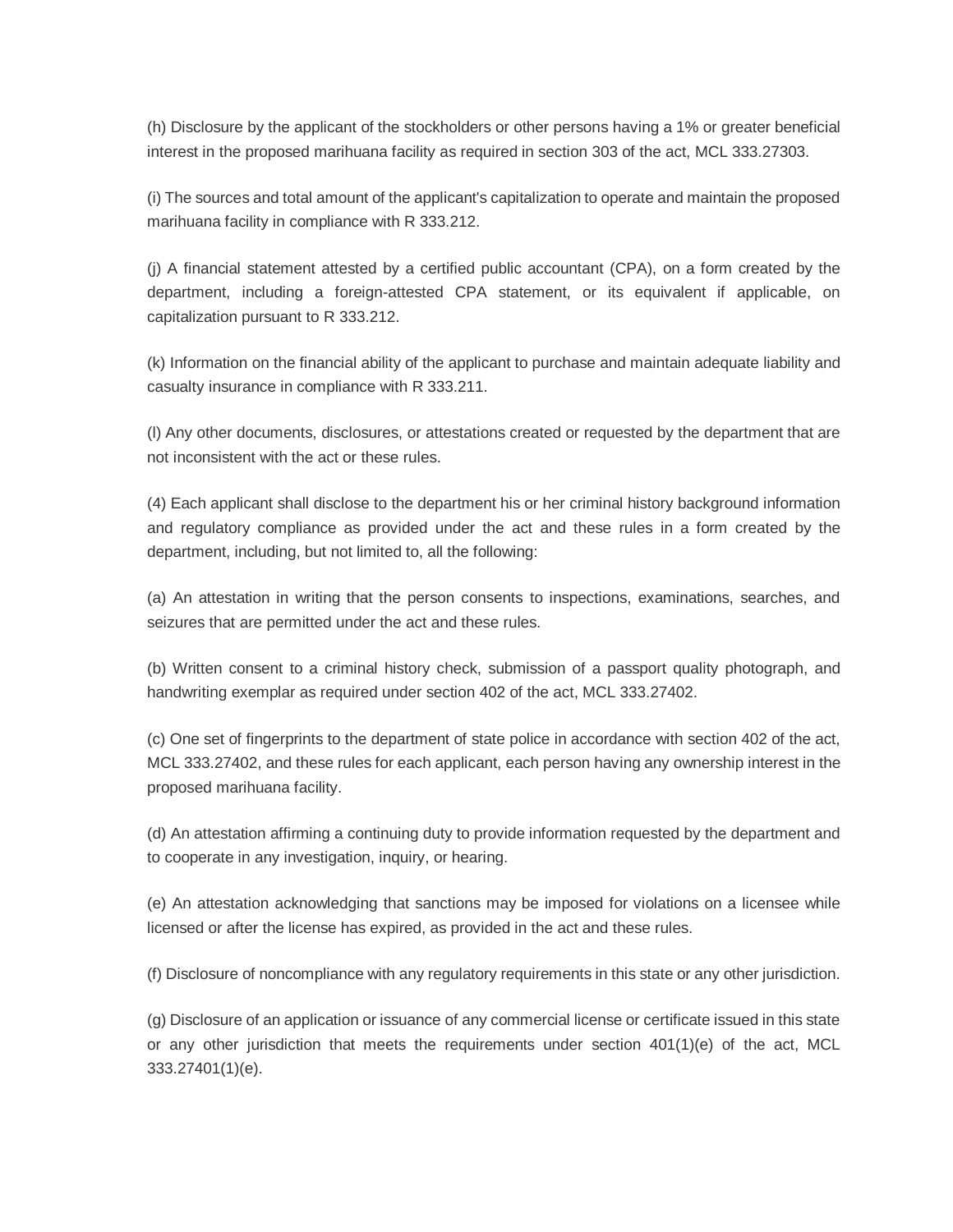(h) Disclosure by the applicant of the stockholders or other persons having a 1% or greater beneficial interest in the proposed marihuana facility as required in section 303 of the act, MCL 333.27303.

(i) The sources and total amount of the applicant's capitalization to operate and maintain the proposed marihuana facility in compliance with R 333.212.

(j) A financial statement attested by a certified public accountant (CPA), on a form created by the department, including a foreign-attested CPA statement, or its equivalent if applicable, on capitalization pursuant to R 333.212.

(k) Information on the financial ability of the applicant to purchase and maintain adequate liability and casualty insurance in compliance with R 333.211.

(l) Any other documents, disclosures, or attestations created or requested by the department that are not inconsistent with the act or these rules.

(4) Each applicant shall disclose to the department his or her criminal history background information and regulatory compliance as provided under the act and these rules in a form created by the department, including, but not limited to, all the following:

(a) An attestation in writing that the person consents to inspections, examinations, searches, and seizures that are permitted under the act and these rules.

(b) Written consent to a criminal history check, submission of a passport quality photograph, and handwriting exemplar as required under section 402 of the act, MCL 333.27402.

(c) One set of fingerprints to the department of state police in accordance with section 402 of the act, MCL 333.27402, and these rules for each applicant, each person having any ownership interest in the proposed marihuana facility.

(d) An attestation affirming a continuing duty to provide information requested by the department and to cooperate in any investigation, inquiry, or hearing.

(e) An attestation acknowledging that sanctions may be imposed for violations on a licensee while licensed or after the license has expired, as provided in the act and these rules.

(f) Disclosure of noncompliance with any regulatory requirements in this state or any other jurisdiction.

(g) Disclosure of an application or issuance of any commercial license or certificate issued in this state or any other jurisdiction that meets the requirements under section 401(1)(e) of the act, MCL 333.27401(1)(e).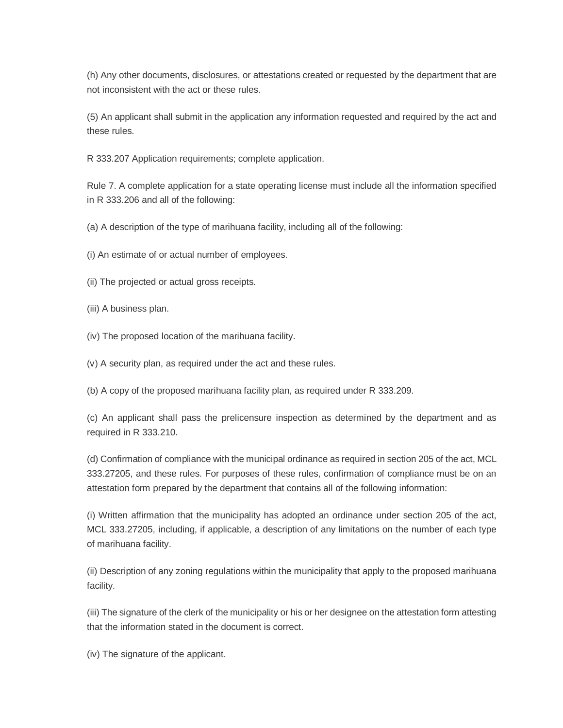(h) Any other documents, disclosures, or attestations created or requested by the department that are not inconsistent with the act or these rules.

(5) An applicant shall submit in the application any information requested and required by the act and these rules.

R 333.207 Application requirements; complete application.

Rule 7. A complete application for a state operating license must include all the information specified in R 333.206 and all of the following:

(a) A description of the type of marihuana facility, including all of the following:

(i) An estimate of or actual number of employees.

(ii) The projected or actual gross receipts.

(iii) A business plan.

(iv) The proposed location of the marihuana facility.

(v) A security plan, as required under the act and these rules.

(b) A copy of the proposed marihuana facility plan, as required under R 333.209.

(c) An applicant shall pass the prelicensure inspection as determined by the department and as required in R 333.210.

(d) Confirmation of compliance with the municipal ordinance as required in section 205 of the act, MCL 333.27205, and these rules. For purposes of these rules, confirmation of compliance must be on an attestation form prepared by the department that contains all of the following information:

(i) Written affirmation that the municipality has adopted an ordinance under section 205 of the act, MCL 333.27205, including, if applicable, a description of any limitations on the number of each type of marihuana facility.

(ii) Description of any zoning regulations within the municipality that apply to the proposed marihuana facility.

(iii) The signature of the clerk of the municipality or his or her designee on the attestation form attesting that the information stated in the document is correct.

(iv) The signature of the applicant.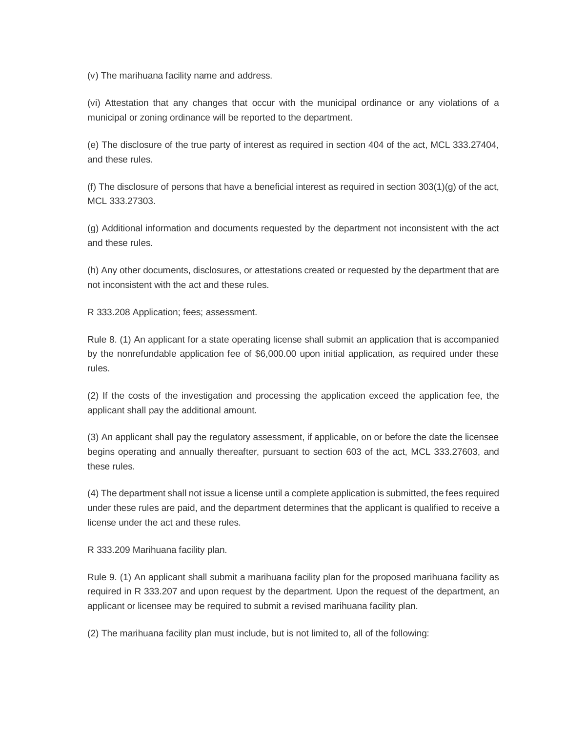(v) The marihuana facility name and address.

(vi) Attestation that any changes that occur with the municipal ordinance or any violations of a municipal or zoning ordinance will be reported to the department.

(e) The disclosure of the true party of interest as required in section 404 of the act, MCL 333.27404, and these rules.

(f) The disclosure of persons that have a beneficial interest as required in section 303(1)(g) of the act, MCL 333.27303.

(g) Additional information and documents requested by the department not inconsistent with the act and these rules.

(h) Any other documents, disclosures, or attestations created or requested by the department that are not inconsistent with the act and these rules.

R 333.208 Application; fees; assessment.

Rule 8. (1) An applicant for a state operating license shall submit an application that is accompanied by the nonrefundable application fee of $6,000.00 upon initial application, as required under these rules.

(2) If the costs of the investigation and processing the application exceed the application fee, the applicant shall pay the additional amount.

(3) An applicant shall pay the regulatory assessment, if applicable, on or before the date the licensee begins operating and annually thereafter, pursuant to section 603 of the act, MCL 333.27603, and these rules.

(4) The department shall not issue a license until a complete application is submitted, the fees required under these rules are paid, and the department determines that the applicant is qualified to receive a license under the act and these rules.

R 333.209 Marihuana facility plan.

Rule 9. (1) An applicant shall submit a marihuana facility plan for the proposed marihuana facility as required in R 333.207 and upon request by the department. Upon the request of the department, an applicant or licensee may be required to submit a revised marihuana facility plan.

(2) The marihuana facility plan must include, but is not limited to, all of the following: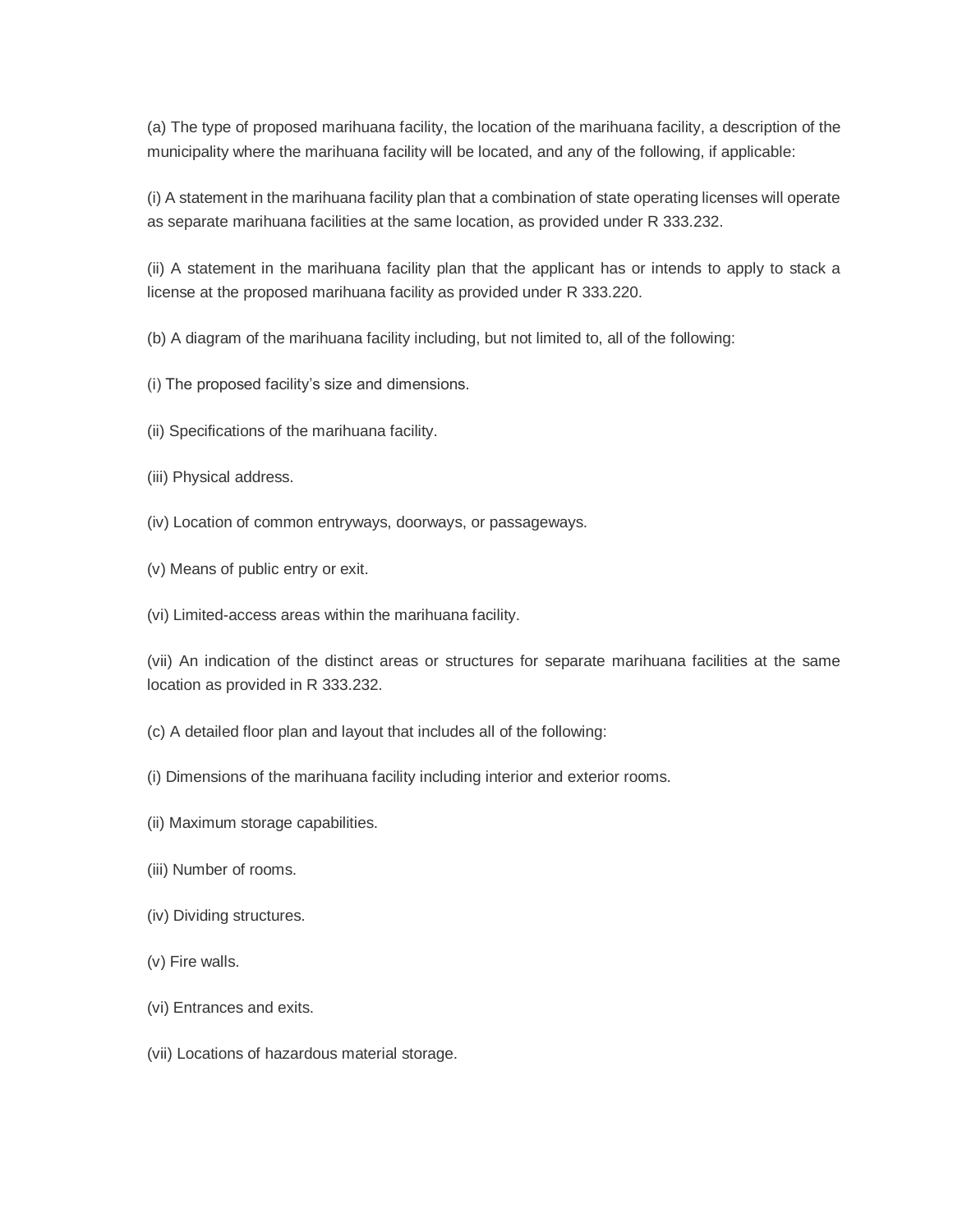(a) The type of proposed marihuana facility, the location of the marihuana facility, a description of the municipality where the marihuana facility will be located, and any of the following, if applicable:

(i) A statement in the marihuana facility plan that a combination of state operating licenses will operate as separate marihuana facilities at the same location, as provided under R 333.232.

(ii) A statement in the marihuana facility plan that the applicant has or intends to apply to stack a license at the proposed marihuana facility as provided under R 333.220.

(b) A diagram of the marihuana facility including, but not limited to, all of the following:

(i) The proposed facility's size and dimensions.

(ii) Specifications of the marihuana facility.

(iii) Physical address.

(iv) Location of common entryways, doorways, or passageways.

(v) Means of public entry or exit.

(vi) Limited-access areas within the marihuana facility.

(vii) An indication of the distinct areas or structures for separate marihuana facilities at the same location as provided in R 333.232.

(c) A detailed floor plan and layout that includes all of the following:

(i) Dimensions of the marihuana facility including interior and exterior rooms.

(ii) Maximum storage capabilities.

(iii) Number of rooms.

(iv) Dividing structures.

(v) Fire walls.

(vi) Entrances and exits.

(vii) Locations of hazardous material storage.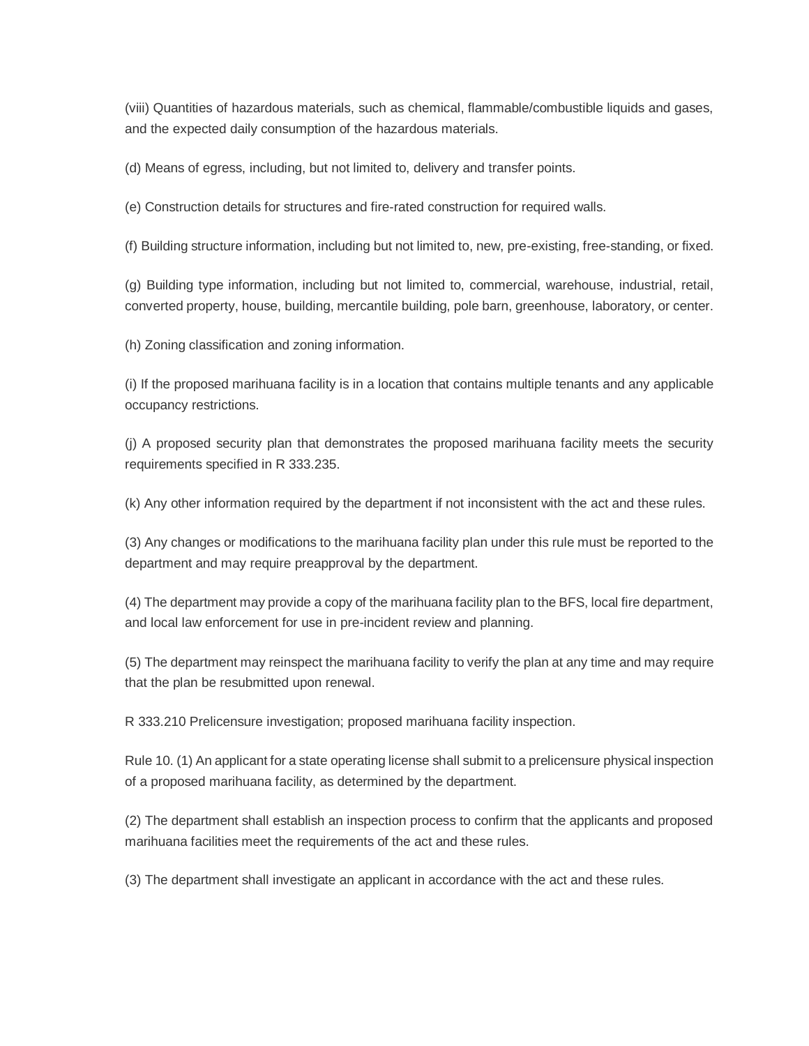(viii) Quantities of hazardous materials, such as chemical, flammable/combustible liquids and gases, and the expected daily consumption of the hazardous materials.

(d) Means of egress, including, but not limited to, delivery and transfer points.

(e) Construction details for structures and fire-rated construction for required walls.

(f) Building structure information, including but not limited to, new, pre-existing, free-standing, or fixed.

(g) Building type information, including but not limited to, commercial, warehouse, industrial, retail, converted property, house, building, mercantile building, pole barn, greenhouse, laboratory, or center.

(h) Zoning classification and zoning information.

(i) If the proposed marihuana facility is in a location that contains multiple tenants and any applicable occupancy restrictions.

(j) A proposed security plan that demonstrates the proposed marihuana facility meets the security requirements specified in R 333.235.

(k) Any other information required by the department if not inconsistent with the act and these rules.

(3) Any changes or modifications to the marihuana facility plan under this rule must be reported to the department and may require preapproval by the department.

(4) The department may provide a copy of the marihuana facility plan to the BFS, local fire department, and local law enforcement for use in pre-incident review and planning.

(5) The department may reinspect the marihuana facility to verify the plan at any time and may require that the plan be resubmitted upon renewal.

R 333.210 Prelicensure investigation; proposed marihuana facility inspection.

Rule 10. (1) An applicant for a state operating license shall submit to a prelicensure physical inspection of a proposed marihuana facility, as determined by the department.

(2) The department shall establish an inspection process to confirm that the applicants and proposed marihuana facilities meet the requirements of the act and these rules.

(3) The department shall investigate an applicant in accordance with the act and these rules.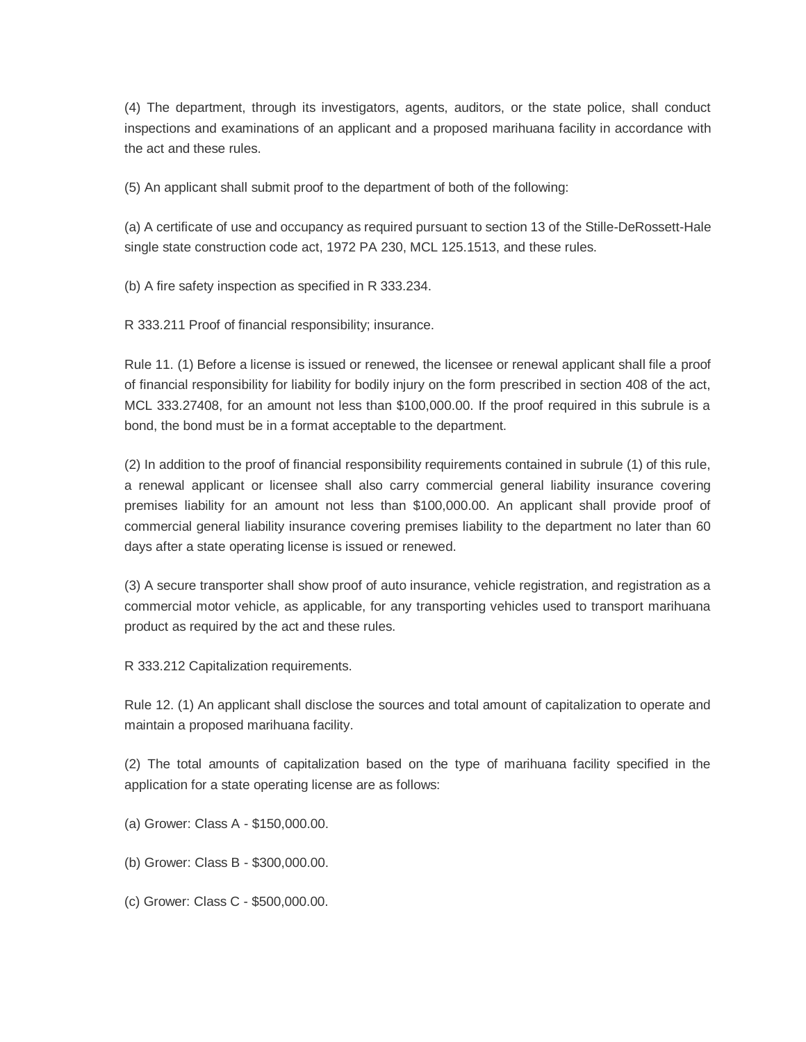(4) The department, through its investigators, agents, auditors, or the state police, shall conduct inspections and examinations of an applicant and a proposed marihuana facility in accordance with the act and these rules.

(5) An applicant shall submit proof to the department of both of the following:

(a) A certificate of use and occupancy as required pursuant to section 13 of the Stille-DeRossett-Hale single state construction code act, 1972 PA 230, MCL 125.1513, and these rules.

(b) A fire safety inspection as specified in R 333.234.

R 333.211 Proof of financial responsibility; insurance.

Rule 11. (1) Before a license is issued or renewed, the licensee or renewal applicant shall file a proof of financial responsibility for liability for bodily injury on the form prescribed in section 408 of the act, MCL 333.27408, for an amount not less than $100,000.00. If the proof required in this subrule is a bond, the bond must be in a format acceptable to the department.

(2) In addition to the proof of financial responsibility requirements contained in subrule (1) of this rule, a renewal applicant or licensee shall also carry commercial general liability insurance covering premises liability for an amount not less than $100,000.00. An applicant shall provide proof of commercial general liability insurance covering premises liability to the department no later than 60 days after a state operating license is issued or renewed.

(3) A secure transporter shall show proof of auto insurance, vehicle registration, and registration as a commercial motor vehicle, as applicable, for any transporting vehicles used to transport marihuana product as required by the act and these rules.

R 333.212 Capitalization requirements.

Rule 12. (1) An applicant shall disclose the sources and total amount of capitalization to operate and maintain a proposed marihuana facility.

(2) The total amounts of capitalization based on the type of marihuana facility specified in the application for a state operating license are as follows:

(a) Grower: Class A - $150,000.00.

(b) Grower: Class B - $300,000.00.

(c) Grower: Class C - $500,000.00.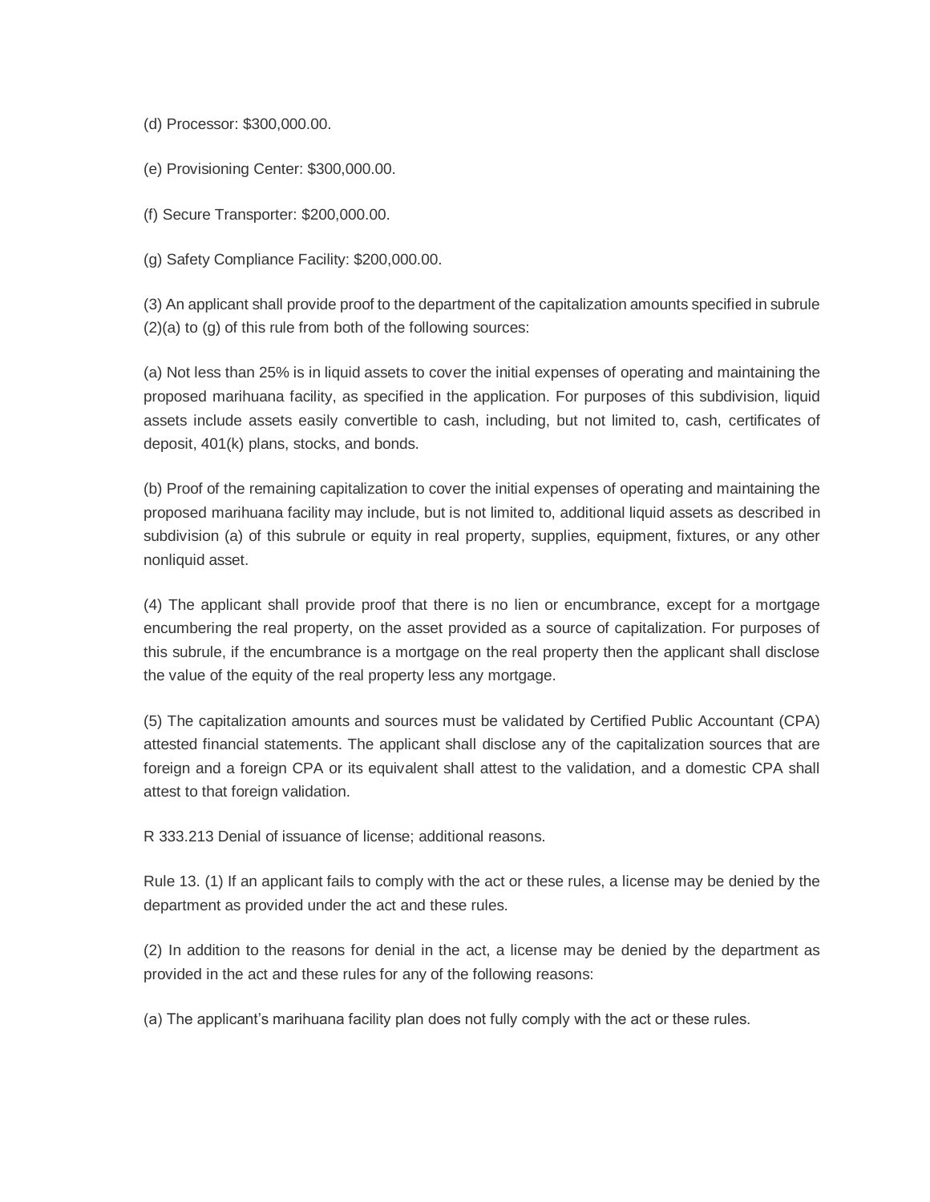(d) Processor: $300,000.00.

(e) Provisioning Center: $300,000.00.

(f) Secure Transporter: $200,000.00.

(g) Safety Compliance Facility: $200,000.00.

(3) An applicant shall provide proof to the department of the capitalization amounts specified in subrule (2)(a) to (g) of this rule from both of the following sources:

(a) Not less than 25% is in liquid assets to cover the initial expenses of operating and maintaining the proposed marihuana facility, as specified in the application. For purposes of this subdivision, liquid assets include assets easily convertible to cash, including, but not limited to, cash, certificates of deposit, 401(k) plans, stocks, and bonds.

(b) Proof of the remaining capitalization to cover the initial expenses of operating and maintaining the proposed marihuana facility may include, but is not limited to, additional liquid assets as described in subdivision (a) of this subrule or equity in real property, supplies, equipment, fixtures, or any other nonliquid asset.

(4) The applicant shall provide proof that there is no lien or encumbrance, except for a mortgage encumbering the real property, on the asset provided as a source of capitalization. For purposes of this subrule, if the encumbrance is a mortgage on the real property then the applicant shall disclose the value of the equity of the real property less any mortgage.

(5) The capitalization amounts and sources must be validated by Certified Public Accountant (CPA) attested financial statements. The applicant shall disclose any of the capitalization sources that are foreign and a foreign CPA or its equivalent shall attest to the validation, and a domestic CPA shall attest to that foreign validation.

R 333.213 Denial of issuance of license; additional reasons.

Rule 13. (1) If an applicant fails to comply with the act or these rules, a license may be denied by the department as provided under the act and these rules.

(2) In addition to the reasons for denial in the act, a license may be denied by the department as provided in the act and these rules for any of the following reasons:

(a) The applicant's marihuana facility plan does not fully comply with the act or these rules.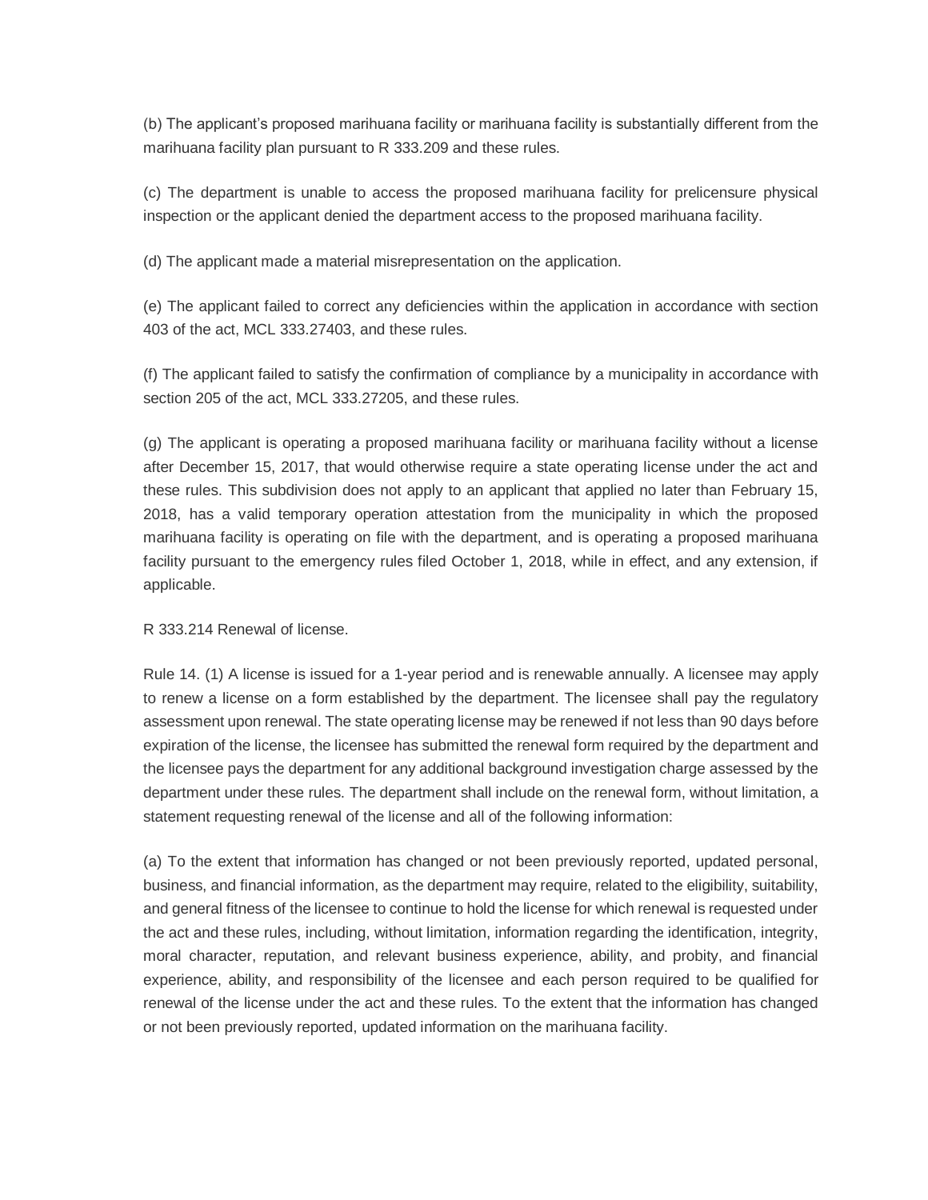(b) The applicant's proposed marihuana facility or marihuana facility is substantially different from the marihuana facility plan pursuant to R 333.209 and these rules.

(c) The department is unable to access the proposed marihuana facility for prelicensure physical inspection or the applicant denied the department access to the proposed marihuana facility.

(d) The applicant made a material misrepresentation on the application.

(e) The applicant failed to correct any deficiencies within the application in accordance with section 403 of the act, MCL 333.27403, and these rules.

(f) The applicant failed to satisfy the confirmation of compliance by a municipality in accordance with section 205 of the act, MCL 333.27205, and these rules.

(g) The applicant is operating a proposed marihuana facility or marihuana facility without a license after December 15, 2017, that would otherwise require a state operating license under the act and these rules. This subdivision does not apply to an applicant that applied no later than February 15, 2018, has a valid temporary operation attestation from the municipality in which the proposed marihuana facility is operating on file with the department, and is operating a proposed marihuana facility pursuant to the emergency rules filed October 1, 2018, while in effect, and any extension, if applicable.

R 333.214 Renewal of license.

Rule 14. (1) A license is issued for a 1-year period and is renewable annually. A licensee may apply to renew a license on a form established by the department. The licensee shall pay the regulatory assessment upon renewal. The state operating license may be renewed if not less than 90 days before expiration of the license, the licensee has submitted the renewal form required by the department and the licensee pays the department for any additional background investigation charge assessed by the department under these rules. The department shall include on the renewal form, without limitation, a statement requesting renewal of the license and all of the following information:

(a) To the extent that information has changed or not been previously reported, updated personal, business, and financial information, as the department may require, related to the eligibility, suitability, and general fitness of the licensee to continue to hold the license for which renewal is requested under the act and these rules, including, without limitation, information regarding the identification, integrity, moral character, reputation, and relevant business experience, ability, and probity, and financial experience, ability, and responsibility of the licensee and each person required to be qualified for renewal of the license under the act and these rules. To the extent that the information has changed or not been previously reported, updated information on the marihuana facility.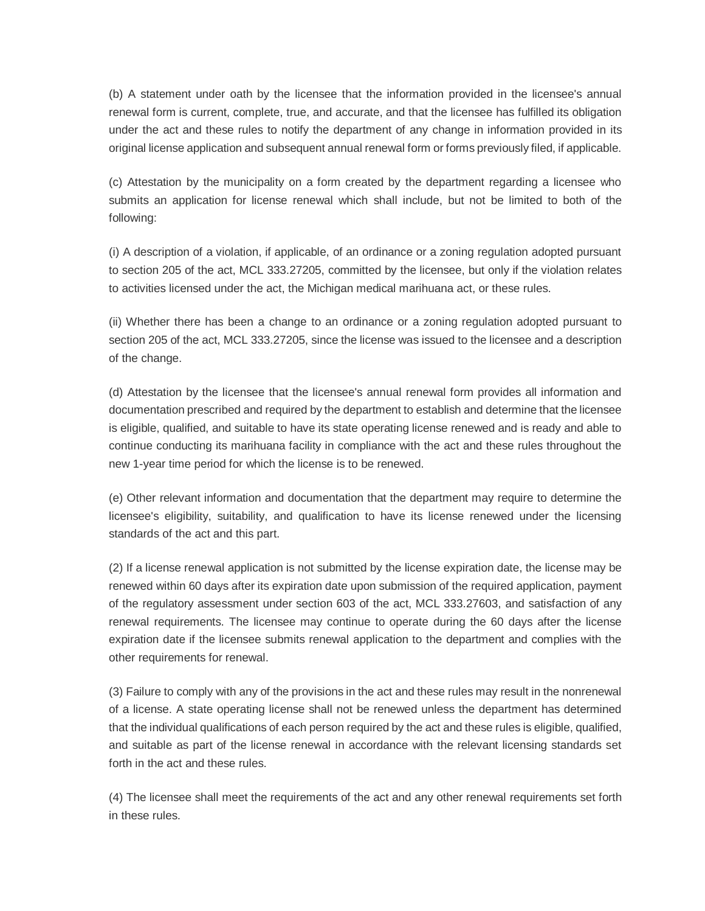(b) A statement under oath by the licensee that the information provided in the licensee's annual renewal form is current, complete, true, and accurate, and that the licensee has fulfilled its obligation under the act and these rules to notify the department of any change in information provided in its original license application and subsequent annual renewal form or forms previously filed, if applicable.

(c) Attestation by the municipality on a form created by the department regarding a licensee who submits an application for license renewal which shall include, but not be limited to both of the following:

(i) A description of a violation, if applicable, of an ordinance or a zoning regulation adopted pursuant to section 205 of the act, MCL 333.27205, committed by the licensee, but only if the violation relates to activities licensed under the act, the Michigan medical marihuana act, or these rules.

(ii) Whether there has been a change to an ordinance or a zoning regulation adopted pursuant to section 205 of the act, MCL 333.27205, since the license was issued to the licensee and a description of the change.

(d) Attestation by the licensee that the licensee's annual renewal form provides all information and documentation prescribed and required by the department to establish and determine that the licensee is eligible, qualified, and suitable to have its state operating license renewed and is ready and able to continue conducting its marihuana facility in compliance with the act and these rules throughout the new 1-year time period for which the license is to be renewed.

(e) Other relevant information and documentation that the department may require to determine the licensee's eligibility, suitability, and qualification to have its license renewed under the licensing standards of the act and this part.

(2) If a license renewal application is not submitted by the license expiration date, the license may be renewed within 60 days after its expiration date upon submission of the required application, payment of the regulatory assessment under section 603 of the act, MCL 333.27603, and satisfaction of any renewal requirements. The licensee may continue to operate during the 60 days after the license expiration date if the licensee submits renewal application to the department and complies with the other requirements for renewal.

(3) Failure to comply with any of the provisions in the act and these rules may result in the nonrenewal of a license. A state operating license shall not be renewed unless the department has determined that the individual qualifications of each person required by the act and these rules is eligible, qualified, and suitable as part of the license renewal in accordance with the relevant licensing standards set forth in the act and these rules.

(4) The licensee shall meet the requirements of the act and any other renewal requirements set forth in these rules.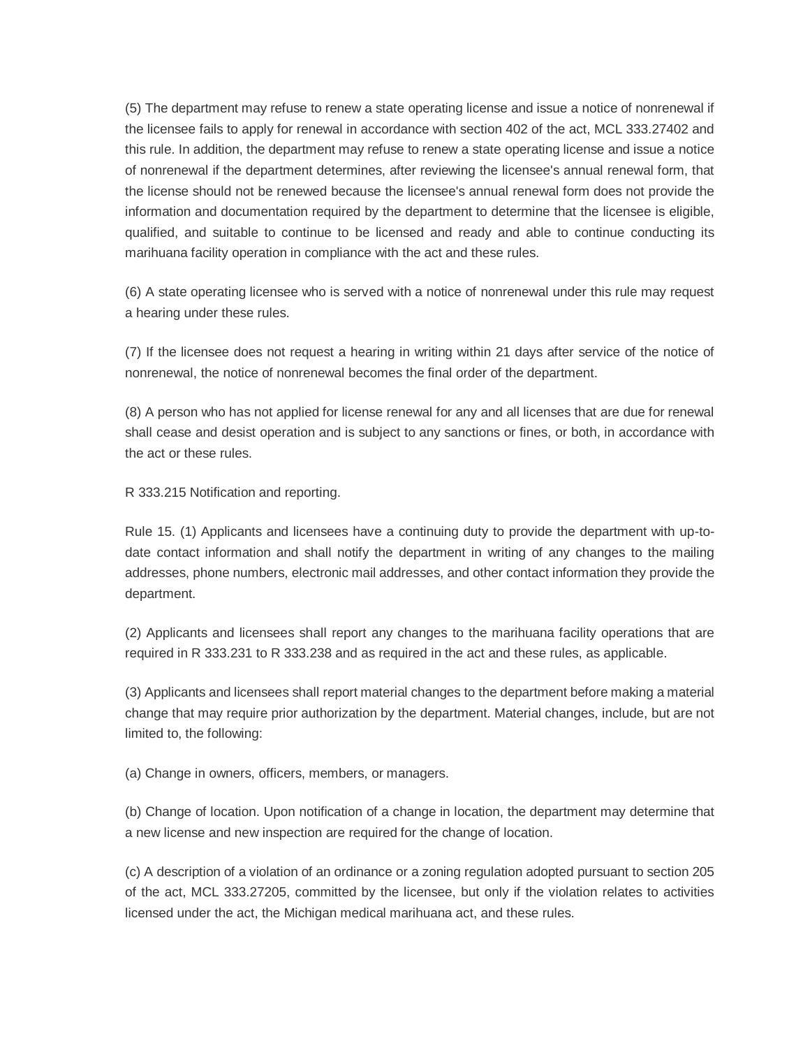(5) The department may refuse to renew a state operating license and issue a notice of nonrenewal if the licensee fails to apply for renewal in accordance with section 402 of the act, MCL 333.27402 and this rule. In addition, the department may refuse to renew a state operating license and issue a notice of nonrenewal if the department determines, after reviewing the licensee's annual renewal form, that the license should not be renewed because the licensee's annual renewal form does not provide the information and documentation required by the department to determine that the licensee is eligible, qualified, and suitable to continue to be licensed and ready and able to continue conducting its marihuana facility operation in compliance with the act and these rules.

(6) A state operating licensee who is served with a notice of nonrenewal under this rule may request a hearing under these rules.

(7) If the licensee does not request a hearing in writing within 21 days after service of the notice of nonrenewal, the notice of nonrenewal becomes the final order of the department.

(8) A person who has not applied for license renewal for any and all licenses that are due for renewal shall cease and desist operation and is subject to any sanctions or fines, or both, in accordance with the act or these rules.

R 333.215 Notification and reporting.

Rule 15. (1) Applicants and licensees have a continuing duty to provide the department with up-to-date contact information and shall notify the department in writing of any changes to the mailing addresses, phone numbers, electronic mail addresses, and other contact information they provide the department.

(2) Applicants and licensees shall report any changes to the marihuana facility operations that are required in R 333.231 to R 333.238 and as required in the act and these rules, as applicable.

(3) Applicants and licensees shall report material changes to the department before making a material change that may require prior authorization by the department. Material changes, include, but are not limited to, the following:

(a) Change in owners, officers, members, or managers.

(b) Change of location. Upon notification of a change in location, the department may determine that a new license and new inspection are required for the change of location.

(c) A description of a violation of an ordinance or a zoning regulation adopted pursuant to section 205 of the act, MCL 333.27205, committed by the licensee, but only if the violation relates to activities licensed under the act, the Michigan medical marihuana act, and these rules.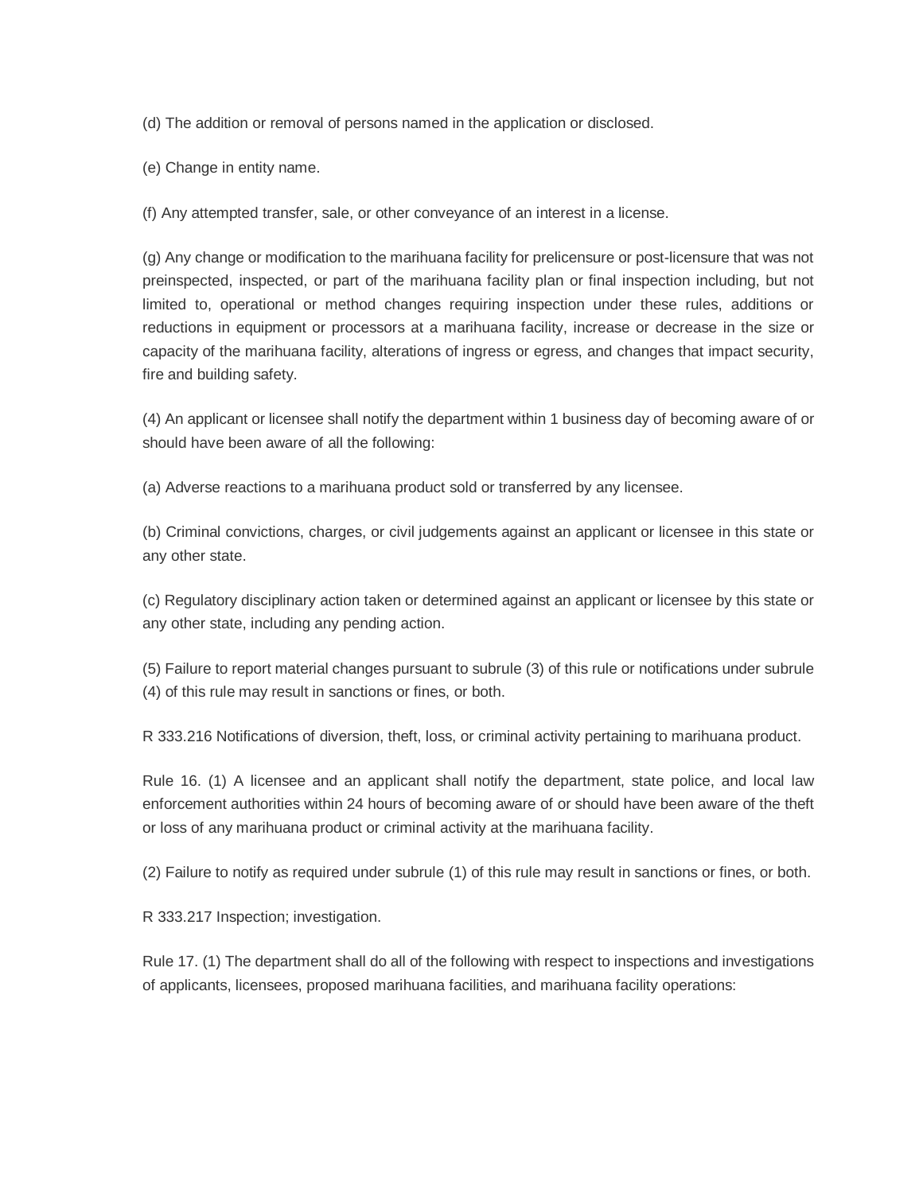(d) The addition or removal of persons named in the application or disclosed.

(e) Change in entity name.

(f) Any attempted transfer, sale, or other conveyance of an interest in a license.

(g) Any change or modification to the marihuana facility for prelicensure or post-licensure that was not preinspected, inspected, or part of the marihuana facility plan or final inspection including, but not limited to, operational or method changes requiring inspection under these rules, additions or reductions in equipment or processors at a marihuana facility, increase or decrease in the size or capacity of the marihuana facility, alterations of ingress or egress, and changes that impact security, fire and building safety.

(4) An applicant or licensee shall notify the department within 1 business day of becoming aware of or should have been aware of all the following:

(a) Adverse reactions to a marihuana product sold or transferred by any licensee.

(b) Criminal convictions, charges, or civil judgements against an applicant or licensee in this state or any other state.

(c) Regulatory disciplinary action taken or determined against an applicant or licensee by this state or any other state, including any pending action.

(5) Failure to report material changes pursuant to subrule (3) of this rule or notifications under subrule (4) of this rule may result in sanctions or fines, or both.

R 333.216 Notifications of diversion, theft, loss, or criminal activity pertaining to marihuana product.

Rule 16. (1) A licensee and an applicant shall notify the department, state police, and local law enforcement authorities within 24 hours of becoming aware of or should have been aware of the theft or loss of any marihuana product or criminal activity at the marihuana facility.

(2) Failure to notify as required under subrule (1) of this rule may result in sanctions or fines, or both.

R 333.217 Inspection; investigation.

Rule 17. (1) The department shall do all of the following with respect to inspections and investigations of applicants, licensees, proposed marihuana facilities, and marihuana facility operations: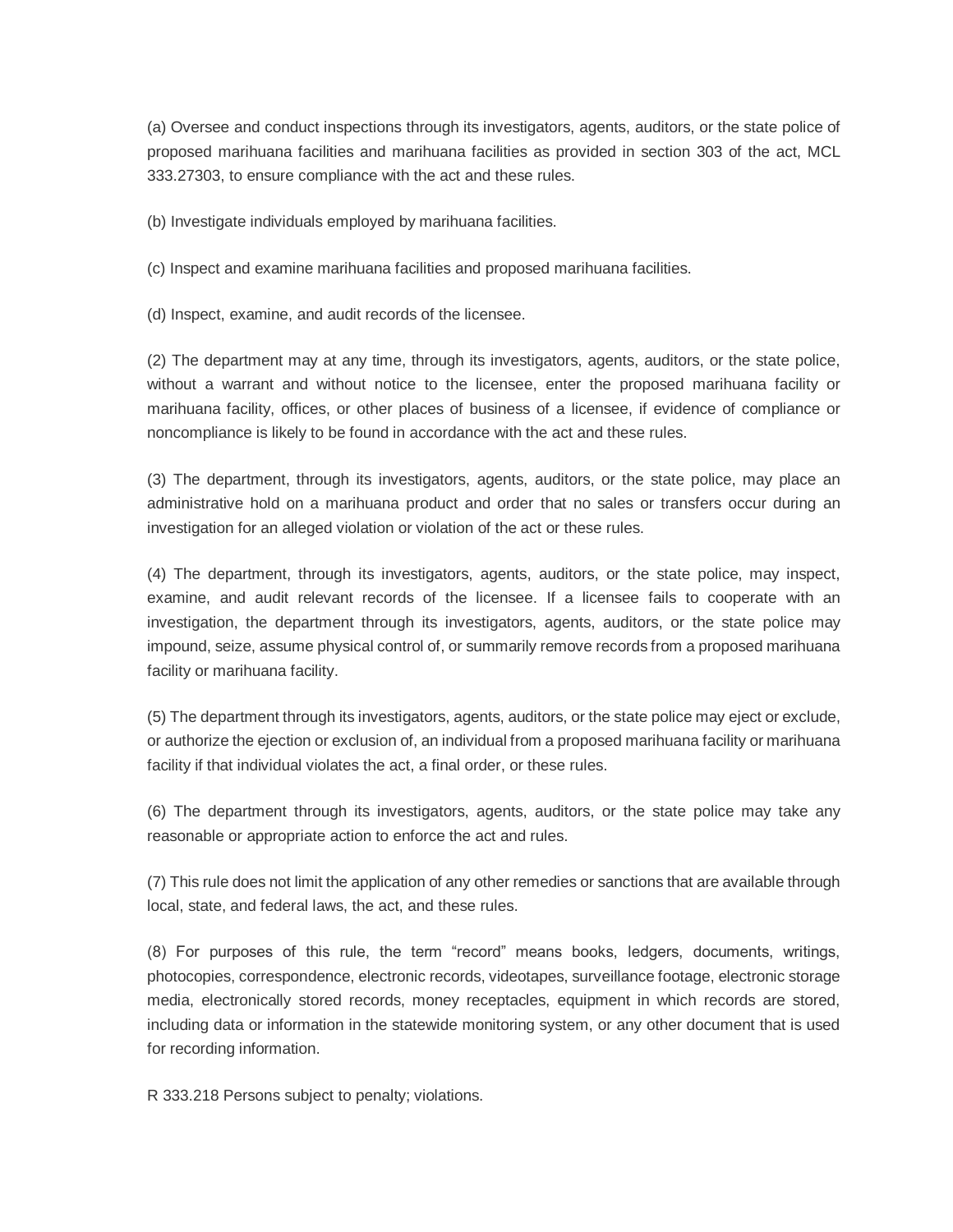(a) Oversee and conduct inspections through its investigators, agents, auditors, or the state police of proposed marihuana facilities and marihuana facilities as provided in section 303 of the act, MCL 333.27303, to ensure compliance with the act and these rules.

(b) Investigate individuals employed by marihuana facilities.

(c) Inspect and examine marihuana facilities and proposed marihuana facilities.

(d) Inspect, examine, and audit records of the licensee.

(2) The department may at any time, through its investigators, agents, auditors, or the state police, without a warrant and without notice to the licensee, enter the proposed marihuana facility or marihuana facility, offices, or other places of business of a licensee, if evidence of compliance or noncompliance is likely to be found in accordance with the act and these rules.

(3) The department, through its investigators, agents, auditors, or the state police, may place an administrative hold on a marihuana product and order that no sales or transfers occur during an investigation for an alleged violation or violation of the act or these rules.

(4) The department, through its investigators, agents, auditors, or the state police, may inspect, examine, and audit relevant records of the licensee. If a licensee fails to cooperate with an investigation, the department through its investigators, agents, auditors, or the state police may impound, seize, assume physical control of, or summarily remove records from a proposed marihuana facility or marihuana facility.

(5) The department through its investigators, agents, auditors, or the state police may eject or exclude, or authorize the ejection or exclusion of, an individual from a proposed marihuana facility or marihuana facility if that individual violates the act, a final order, or these rules.

(6) The department through its investigators, agents, auditors, or the state police may take any reasonable or appropriate action to enforce the act and rules.

(7) This rule does not limit the application of any other remedies or sanctions that are available through local, state, and federal laws, the act, and these rules.

(8) For purposes of this rule, the term "record" means books, ledgers, documents, writings, photocopies, correspondence, electronic records, videotapes, surveillance footage, electronic storage media, electronically stored records, money receptacles, equipment in which records are stored, including data or information in the statewide monitoring system, or any other document that is used for recording information.

R 333.218 Persons subject to penalty; violations.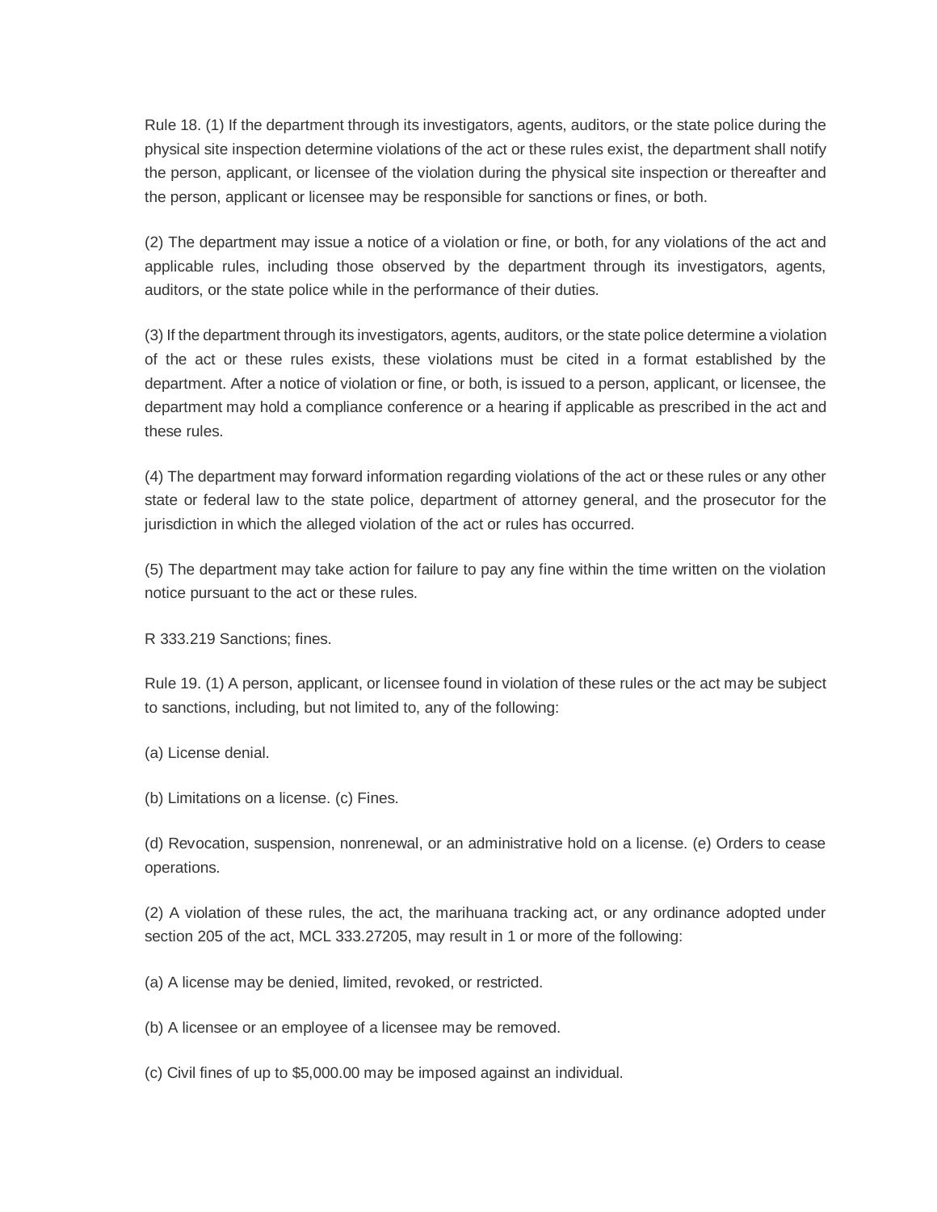Rule 18. (1) If the department through its investigators, agents, auditors, or the state police during the physical site inspection determine violations of the act or these rules exist, the department shall notify the person, applicant, or licensee of the violation during the physical site inspection or thereafter and the person, applicant or licensee may be responsible for sanctions or fines, or both.

(2) The department may issue a notice of a violation or fine, or both, for any violations of the act and applicable rules, including those observed by the department through its investigators, agents, auditors, or the state police while in the performance of their duties.

(3) If the department through its investigators, agents, auditors, or the state police determine a violation of the act or these rules exists, these violations must be cited in a format established by the department. After a notice of violation or fine, or both, is issued to a person, applicant, or licensee, the department may hold a compliance conference or a hearing if applicable as prescribed in the act and these rules.

(4) The department may forward information regarding violations of the act or these rules or any other state or federal law to the state police, department of attorney general, and the prosecutor for the jurisdiction in which the alleged violation of the act or rules has occurred.

(5) The department may take action for failure to pay any fine within the time written on the violation notice pursuant to the act or these rules.

R 333.219 Sanctions; fines.

Rule 19. (1) A person, applicant, or licensee found in violation of these rules or the act may be subject to sanctions, including, but not limited to, any of the following:

(a) License denial.

(b) Limitations on a license. (c) Fines.

(d) Revocation, suspension, nonrenewal, or an administrative hold on a license. (e) Orders to cease operations.

(2) A violation of these rules, the act, the marihuana tracking act, or any ordinance adopted under section 205 of the act, MCL 333.27205, may result in 1 or more of the following:

(a) A license may be denied, limited, revoked, or restricted.

(b) A licensee or an employee of a licensee may be removed.

(c) Civil fines of up to $5,000.00 may be imposed against an individual.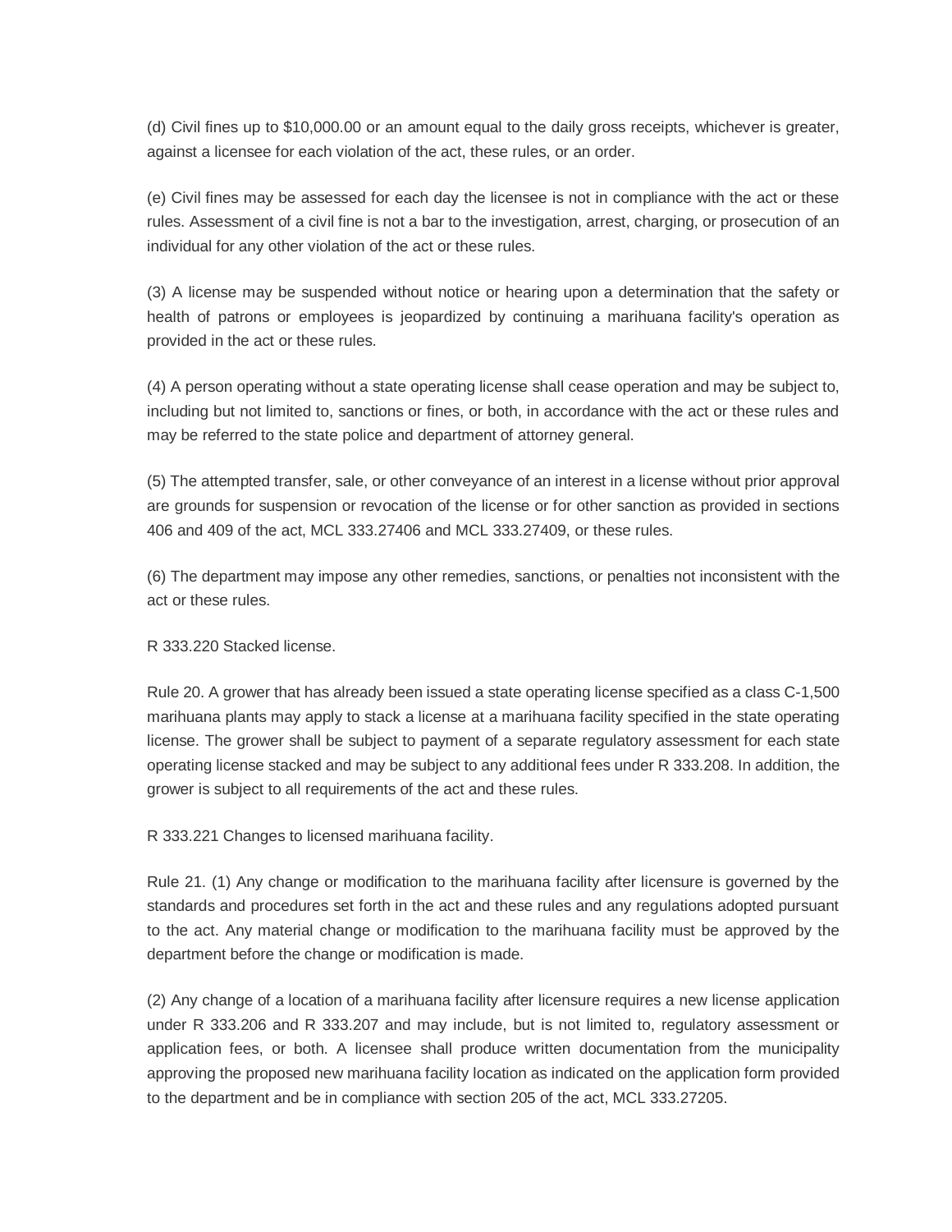(d) Civil fines up to $10,000.00 or an amount equal to the daily gross receipts, whichever is greater, against a licensee for each violation of the act, these rules, or an order.

(e) Civil fines may be assessed for each day the licensee is not in compliance with the act or these rules. Assessment of a civil fine is not a bar to the investigation, arrest, charging, or prosecution of an individual for any other violation of the act or these rules.

(3) A license may be suspended without notice or hearing upon a determination that the safety or health of patrons or employees is jeopardized by continuing a marihuana facility's operation as provided in the act or these rules.

(4) A person operating without a state operating license shall cease operation and may be subject to, including but not limited to, sanctions or fines, or both, in accordance with the act or these rules and may be referred to the state police and department of attorney general.

(5) The attempted transfer, sale, or other conveyance of an interest in a license without prior approval are grounds for suspension or revocation of the license or for other sanction as provided in sections 406 and 409 of the act, MCL 333.27406 and MCL 333.27409, or these rules.

(6) The department may impose any other remedies, sanctions, or penalties not inconsistent with the act or these rules.

R 333.220 Stacked license.

Rule 20. A grower that has already been issued a state operating license specified as a class C-1,500 marihuana plants may apply to stack a license at a marihuana facility specified in the state operating license. The grower shall be subject to payment of a separate regulatory assessment for each state operating license stacked and may be subject to any additional fees under R 333.208. In addition, the grower is subject to all requirements of the act and these rules.

R 333.221 Changes to licensed marihuana facility.

Rule 21. (1) Any change or modification to the marihuana facility after licensure is governed by the standards and procedures set forth in the act and these rules and any regulations adopted pursuant to the act. Any material change or modification to the marihuana facility must be approved by the department before the change or modification is made.

(2) Any change of a location of a marihuana facility after licensure requires a new license application under R 333.206 and R 333.207 and may include, but is not limited to, regulatory assessment or application fees, or both. A licensee shall produce written documentation from the municipality approving the proposed new marihuana facility location as indicated on the application form provided to the department and be in compliance with section 205 of the act, MCL 333.27205.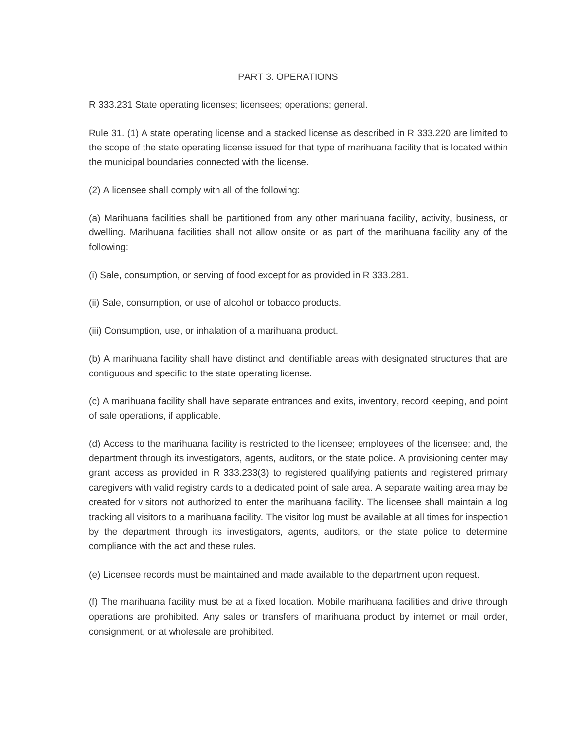## PART 3. OPERATIONS

R 333.231 State operating licenses; licensees; operations; general.

Rule 31. (1) A state operating license and a stacked license as described in R 333.220 are limited to the scope of the state operating license issued for that type of marihuana facility that is located within the municipal boundaries connected with the license.

(2) A licensee shall comply with all of the following:

(a) Marihuana facilities shall be partitioned from any other marihuana facility, activity, business, or dwelling. Marihuana facilities shall not allow onsite or as part of the marihuana facility any of the following:

(i) Sale, consumption, or serving of food except for as provided in R 333.281.

(ii) Sale, consumption, or use of alcohol or tobacco products.

(iii) Consumption, use, or inhalation of a marihuana product.

(b) A marihuana facility shall have distinct and identifiable areas with designated structures that are contiguous and specific to the state operating license.

(c) A marihuana facility shall have separate entrances and exits, inventory, record keeping, and point of sale operations, if applicable.

(d) Access to the marihuana facility is restricted to the licensee; employees of the licensee; and, the department through its investigators, agents, auditors, or the state police. A provisioning center may grant access as provided in R 333.233(3) to registered qualifying patients and registered primary caregivers with valid registry cards to a dedicated point of sale area. A separate waiting area may be created for visitors not authorized to enter the marihuana facility. The licensee shall maintain a log tracking all visitors to a marihuana facility. The visitor log must be available at all times for inspection by the department through its investigators, agents, auditors, or the state police to determine compliance with the act and these rules.

(e) Licensee records must be maintained and made available to the department upon request.

(f) The marihuana facility must be at a fixed location. Mobile marihuana facilities and drive through operations are prohibited. Any sales or transfers of marihuana product by internet or mail order, consignment, or at wholesale are prohibited.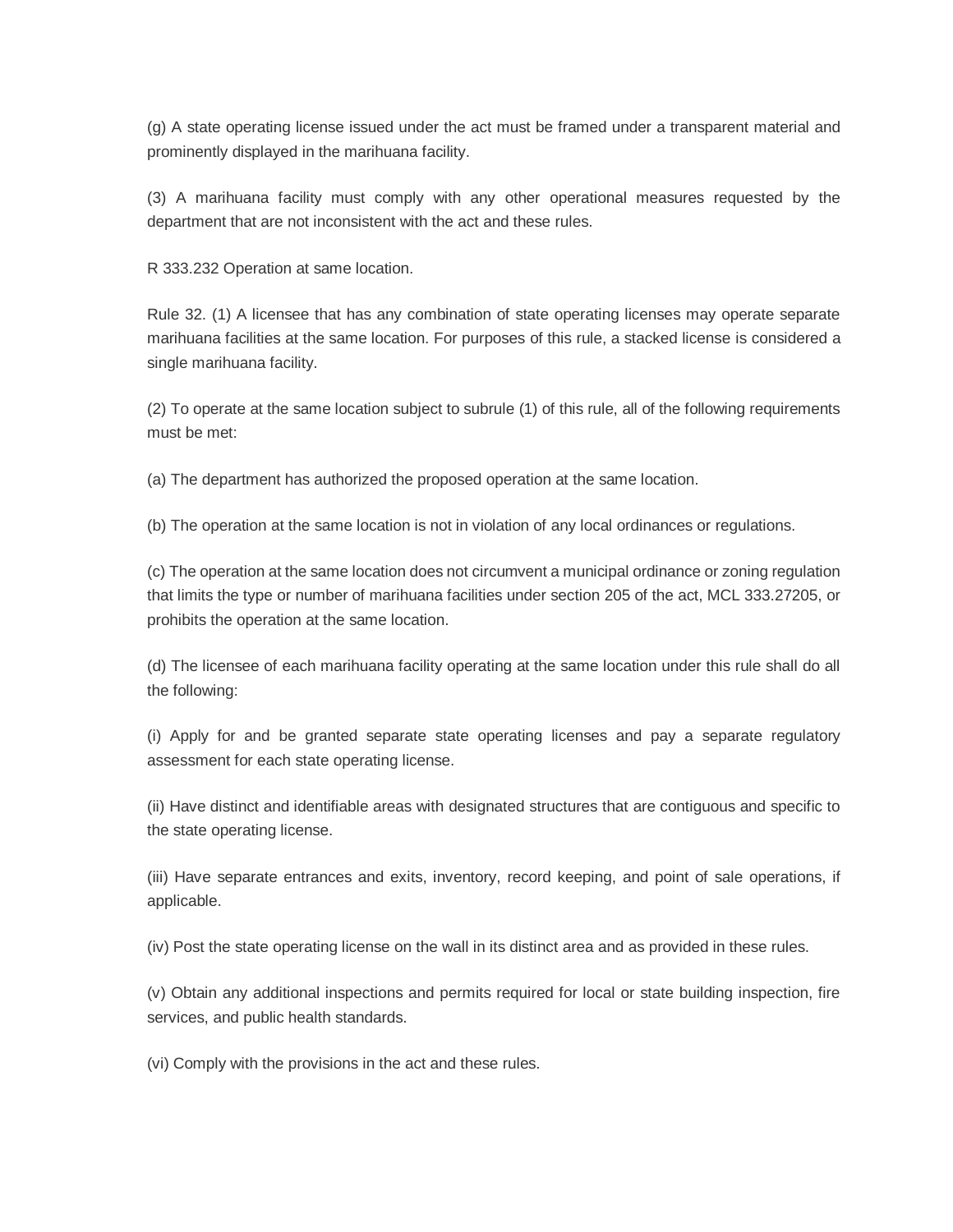(g) A state operating license issued under the act must be framed under a transparent material and prominently displayed in the marihuana facility.

(3) A marihuana facility must comply with any other operational measures requested by the department that are not inconsistent with the act and these rules.

R 333.232 Operation at same location.

Rule 32. (1) A licensee that has any combination of state operating licenses may operate separate marihuana facilities at the same location. For purposes of this rule, a stacked license is considered a single marihuana facility.

(2) To operate at the same location subject to subrule (1) of this rule, all of the following requirements must be met:

(a) The department has authorized the proposed operation at the same location.

(b) The operation at the same location is not in violation of any local ordinances or regulations.

(c) The operation at the same location does not circumvent a municipal ordinance or zoning regulation that limits the type or number of marihuana facilities under section 205 of the act, MCL 333.27205, or prohibits the operation at the same location.

(d) The licensee of each marihuana facility operating at the same location under this rule shall do all the following:

(i) Apply for and be granted separate state operating licenses and pay a separate regulatory assessment for each state operating license.

(ii) Have distinct and identifiable areas with designated structures that are contiguous and specific to the state operating license.

(iii) Have separate entrances and exits, inventory, record keeping, and point of sale operations, if applicable.

(iv) Post the state operating license on the wall in its distinct area and as provided in these rules.

(v) Obtain any additional inspections and permits required for local or state building inspection, fire services, and public health standards.

(vi) Comply with the provisions in the act and these rules.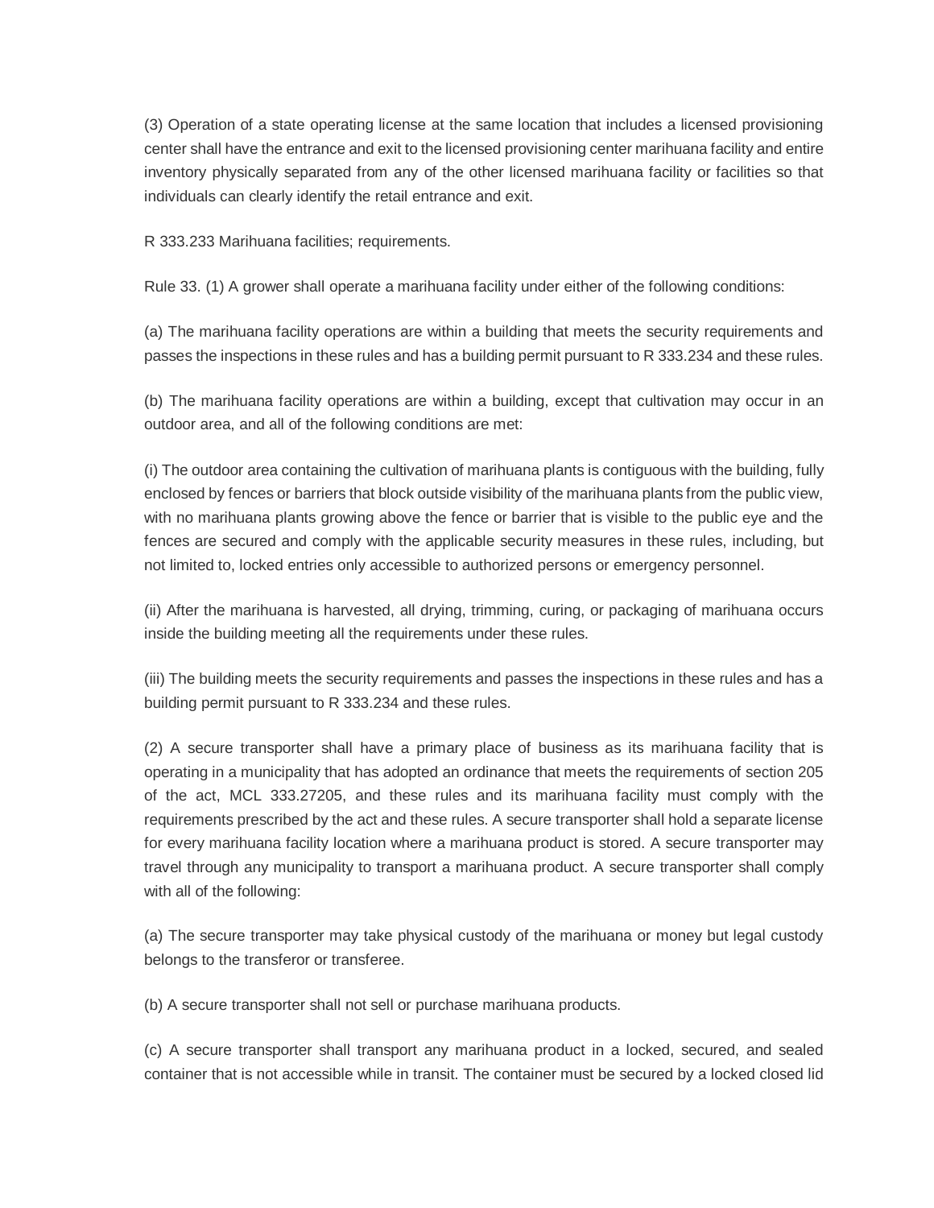(3) Operation of a state operating license at the same location that includes a licensed provisioning center shall have the entrance and exit to the licensed provisioning center marihuana facility and entire inventory physically separated from any of the other licensed marihuana facility or facilities so that individuals can clearly identify the retail entrance and exit.

R 333.233 Marihuana facilities; requirements.

Rule 33. (1) A grower shall operate a marihuana facility under either of the following conditions:

(a) The marihuana facility operations are within a building that meets the security requirements and passes the inspections in these rules and has a building permit pursuant to R 333.234 and these rules.

(b) The marihuana facility operations are within a building, except that cultivation may occur in an outdoor area, and all of the following conditions are met:

(i) The outdoor area containing the cultivation of marihuana plants is contiguous with the building, fully enclosed by fences or barriers that block outside visibility of the marihuana plants from the public view, with no marihuana plants growing above the fence or barrier that is visible to the public eye and the fences are secured and comply with the applicable security measures in these rules, including, but not limited to, locked entries only accessible to authorized persons or emergency personnel.

(ii) After the marihuana is harvested, all drying, trimming, curing, or packaging of marihuana occurs inside the building meeting all the requirements under these rules.

(iii) The building meets the security requirements and passes the inspections in these rules and has a building permit pursuant to R 333.234 and these rules.

(2) A secure transporter shall have a primary place of business as its marihuana facility that is operating in a municipality that has adopted an ordinance that meets the requirements of section 205 of the act, MCL 333.27205, and these rules and its marihuana facility must comply with the requirements prescribed by the act and these rules. A secure transporter shall hold a separate license for every marihuana facility location where a marihuana product is stored. A secure transporter may travel through any municipality to transport a marihuana product. A secure transporter shall comply with all of the following:

(a) The secure transporter may take physical custody of the marihuana or money but legal custody belongs to the transferor or transferee.

(b) A secure transporter shall not sell or purchase marihuana products.

(c) A secure transporter shall transport any marihuana product in a locked, secured, and sealed container that is not accessible while in transit. The container must be secured by a locked closed lid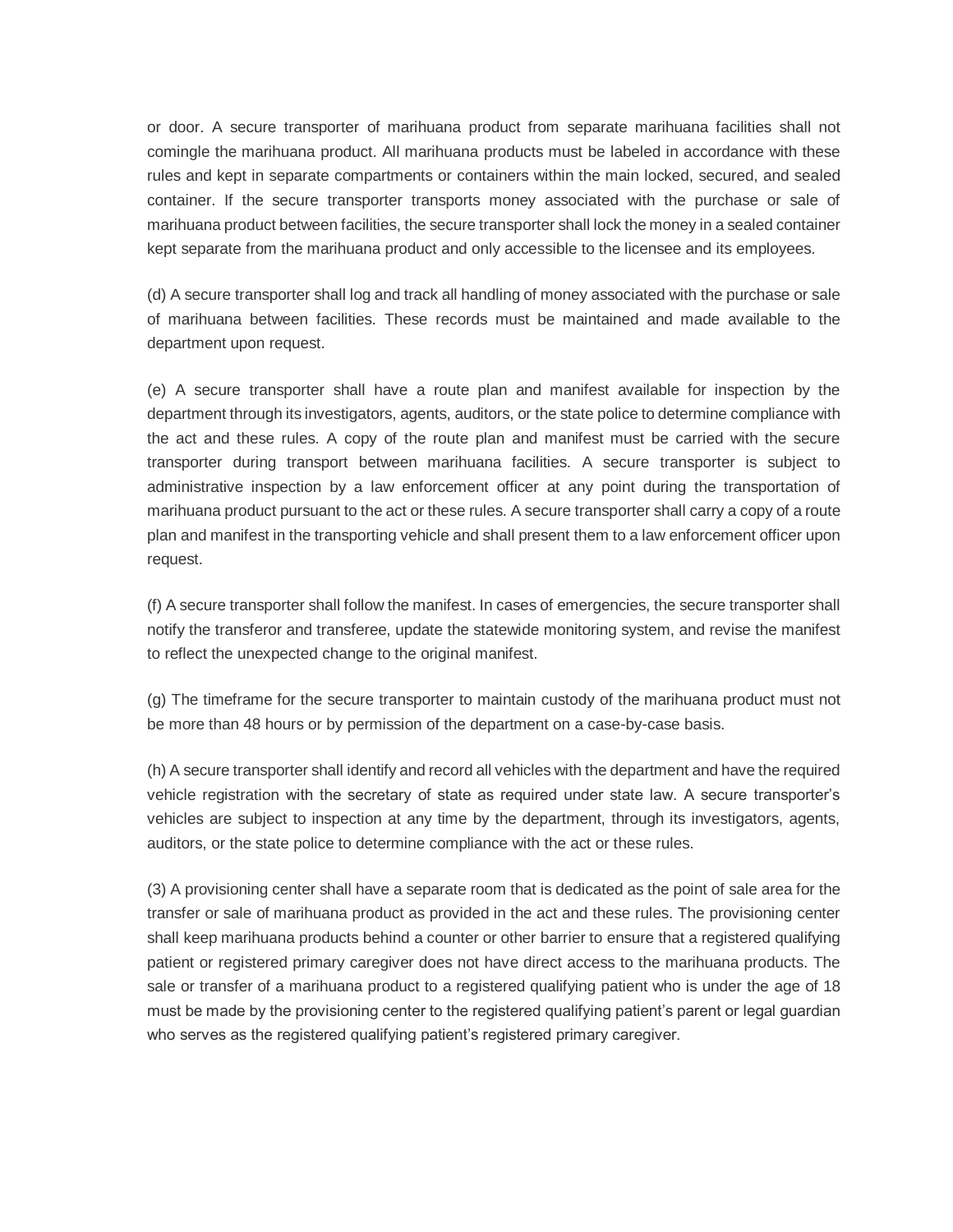or door. A secure transporter of marihuana product from separate marihuana facilities shall not comingle the marihuana product. All marihuana products must be labeled in accordance with these rules and kept in separate compartments or containers within the main locked, secured, and sealed container. If the secure transporter transports money associated with the purchase or sale of marihuana product between facilities, the secure transporter shall lock the money in a sealed container kept separate from the marihuana product and only accessible to the licensee and its employees.

(d) A secure transporter shall log and track all handling of money associated with the purchase or sale of marihuana between facilities. These records must be maintained and made available to the department upon request.

(e) A secure transporter shall have a route plan and manifest available for inspection by the department through its investigators, agents, auditors, or the state police to determine compliance with the act and these rules. A copy of the route plan and manifest must be carried with the secure transporter during transport between marihuana facilities. A secure transporter is subject to administrative inspection by a law enforcement officer at any point during the transportation of marihuana product pursuant to the act or these rules. A secure transporter shall carry a copy of a route plan and manifest in the transporting vehicle and shall present them to a law enforcement officer upon request.

(f) A secure transporter shall follow the manifest. In cases of emergencies, the secure transporter shall notify the transferor and transferee, update the statewide monitoring system, and revise the manifest to reflect the unexpected change to the original manifest.

(g) The timeframe for the secure transporter to maintain custody of the marihuana product must not be more than 48 hours or by permission of the department on a case-by-case basis.

(h) A secure transporter shall identify and record all vehicles with the department and have the required vehicle registration with the secretary of state as required under state law. A secure transporter's vehicles are subject to inspection at any time by the department, through its investigators, agents, auditors, or the state police to determine compliance with the act or these rules.

(3) A provisioning center shall have a separate room that is dedicated as the point of sale area for the transfer or sale of marihuana product as provided in the act and these rules. The provisioning center shall keep marihuana products behind a counter or other barrier to ensure that a registered qualifying patient or registered primary caregiver does not have direct access to the marihuana products. The sale or transfer of a marihuana product to a registered qualifying patient who is under the age of 18 must be made by the provisioning center to the registered qualifying patient's parent or legal guardian who serves as the registered qualifying patient's registered primary caregiver.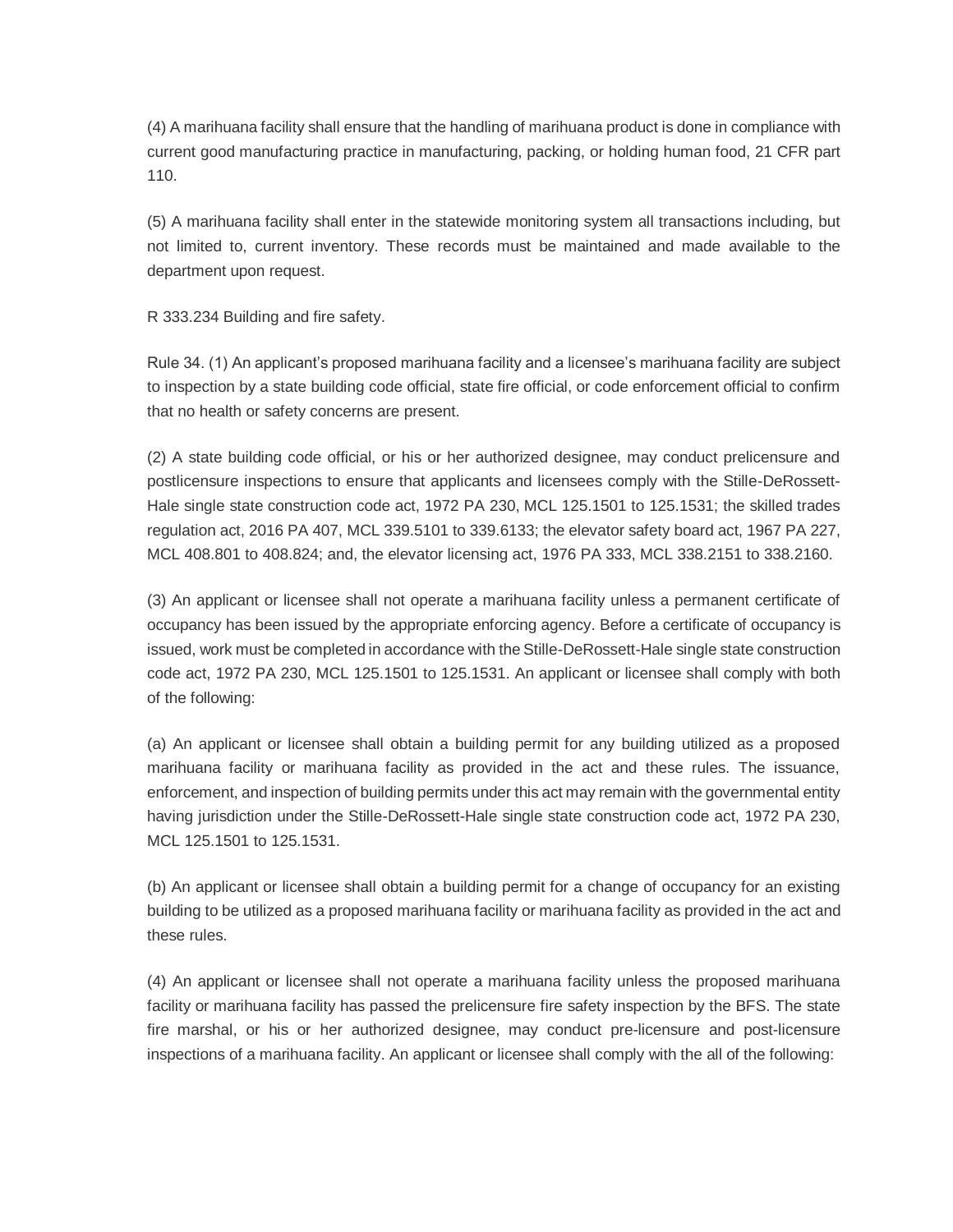(4) A marihuana facility shall ensure that the handling of marihuana product is done in compliance with current good manufacturing practice in manufacturing, packing, or holding human food, 21 CFR part 110.

(5) A marihuana facility shall enter in the statewide monitoring system all transactions including, but not limited to, current inventory. These records must be maintained and made available to the department upon request.

R 333.234 Building and fire safety.

Rule 34. (1) An applicant's proposed marihuana facility and a licensee's marihuana facility are subject to inspection by a state building code official, state fire official, or code enforcement official to confirm that no health or safety concerns are present.

(2) A state building code official, or his or her authorized designee, may conduct prelicensure and postlicensure inspections to ensure that applicants and licensees comply with the Stille-DeRossett-Hale single state construction code act, 1972 PA 230, MCL 125.1501 to 125.1531; the skilled trades regulation act, 2016 PA 407, MCL 339.5101 to 339.6133; the elevator safety board act, 1967 PA 227, MCL 408.801 to 408.824; and, the elevator licensing act, 1976 PA 333, MCL 338.2151 to 338.2160.

(3) An applicant or licensee shall not operate a marihuana facility unless a permanent certificate of occupancy has been issued by the appropriate enforcing agency. Before a certificate of occupancy is issued, work must be completed in accordance with the Stille-DeRossett-Hale single state construction code act, 1972 PA 230, MCL 125.1501 to 125.1531. An applicant or licensee shall comply with both of the following:

(a) An applicant or licensee shall obtain a building permit for any building utilized as a proposed marihuana facility or marihuana facility as provided in the act and these rules. The issuance, enforcement, and inspection of building permits under this act may remain with the governmental entity having jurisdiction under the Stille-DeRossett-Hale single state construction code act, 1972 PA 230, MCL 125.1501 to 125.1531.

(b) An applicant or licensee shall obtain a building permit for a change of occupancy for an existing building to be utilized as a proposed marihuana facility or marihuana facility as provided in the act and these rules.

(4) An applicant or licensee shall not operate a marihuana facility unless the proposed marihuana facility or marihuana facility has passed the prelicensure fire safety inspection by the BFS. The state fire marshal, or his or her authorized designee, may conduct pre-licensure and post-licensure inspections of a marihuana facility. An applicant or licensee shall comply with the all of the following: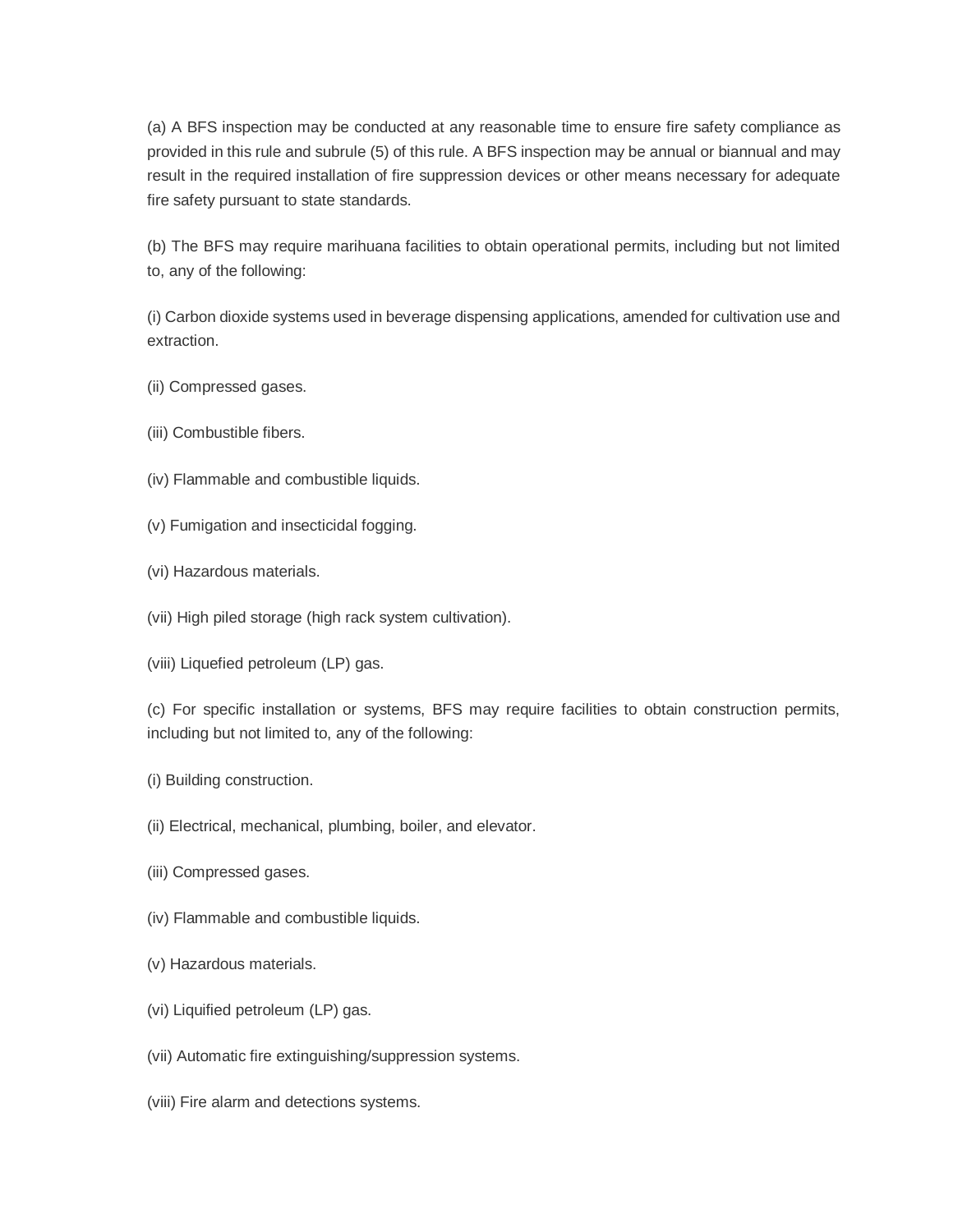(a) A BFS inspection may be conducted at any reasonable time to ensure fire safety compliance as provided in this rule and subrule (5) of this rule. A BFS inspection may be annual or biannual and may result in the required installation of fire suppression devices or other means necessary for adequate fire safety pursuant to state standards.

(b) The BFS may require marihuana facilities to obtain operational permits, including but not limited to, any of the following:

(i) Carbon dioxide systems used in beverage dispensing applications, amended for cultivation use and extraction.

(ii) Compressed gases.

(iii) Combustible fibers.

(iv) Flammable and combustible liquids.

(v) Fumigation and insecticidal fogging.

(vi) Hazardous materials.

(vii) High piled storage (high rack system cultivation).

(viii) Liquefied petroleum (LP) gas.

(c) For specific installation or systems, BFS may require facilities to obtain construction permits, including but not limited to, any of the following:

(i) Building construction.

(ii) Electrical, mechanical, plumbing, boiler, and elevator.

(iii) Compressed gases.

(iv) Flammable and combustible liquids.

(v) Hazardous materials.

(vi) Liquified petroleum (LP) gas.

(vii) Automatic fire extinguishing/suppression systems.

(viii) Fire alarm and detections systems.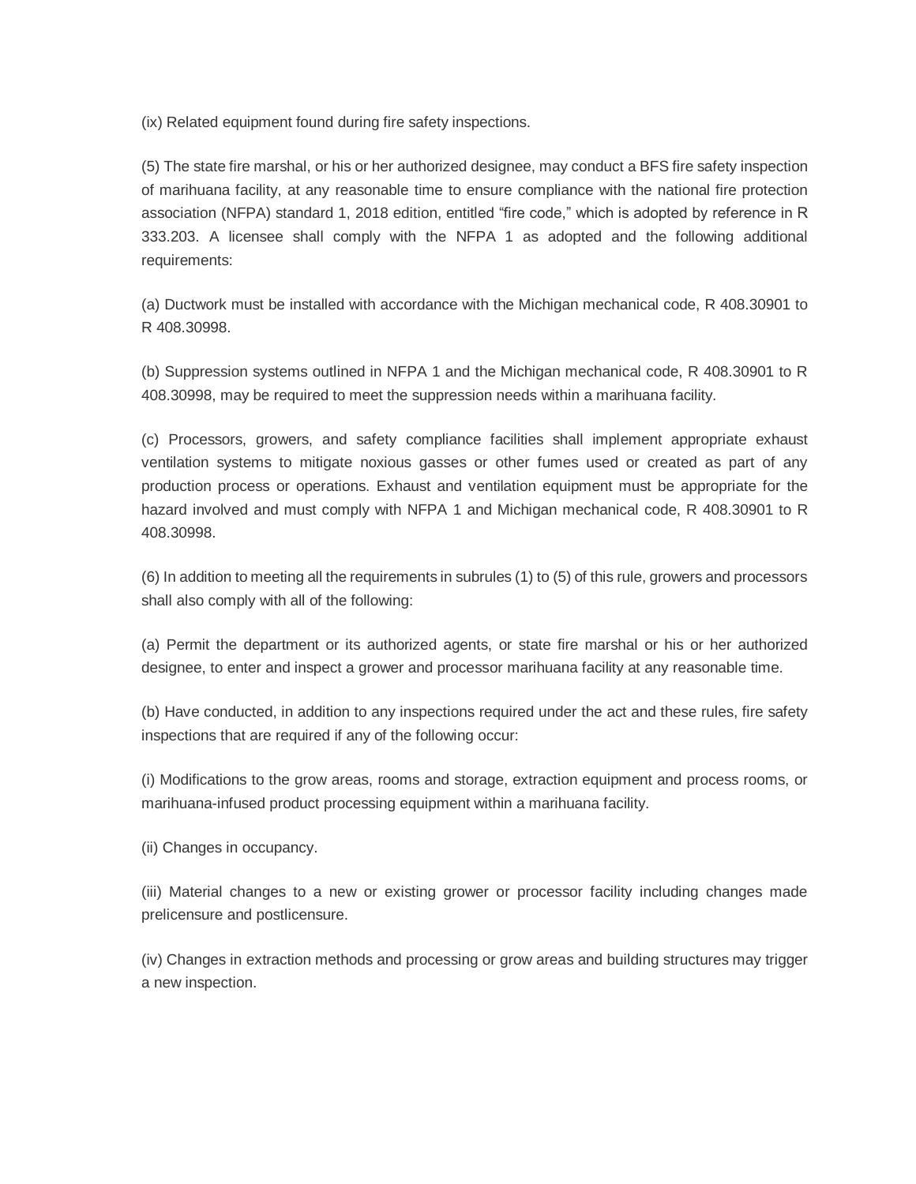(ix) Related equipment found during fire safety inspections.

(5) The state fire marshal, or his or her authorized designee, may conduct a BFS fire safety inspection of marihuana facility, at any reasonable time to ensure compliance with the national fire protection association (NFPA) standard 1, 2018 edition, entitled “fire code,” which is adopted by reference in R 333.203. A licensee shall comply with the NFPA 1 as adopted and the following additional requirements:

(a) Ductwork must be installed with accordance with the Michigan mechanical code, R 408.30901 to R 408.30998.

(b) Suppression systems outlined in NFPA 1 and the Michigan mechanical code, R 408.30901 to R 408.30998, may be required to meet the suppression needs within a marihuana facility.

(c) Processors, growers, and safety compliance facilities shall implement appropriate exhaust ventilation systems to mitigate noxious gasses or other fumes used or created as part of any production process or operations. Exhaust and ventilation equipment must be appropriate for the hazard involved and must comply with NFPA 1 and Michigan mechanical code, R 408.30901 to R 408.30998.

(6) In addition to meeting all the requirements in subrules (1) to (5) of this rule, growers and processors shall also comply with all of the following:

(a) Permit the department or its authorized agents, or state fire marshal or his or her authorized designee, to enter and inspect a grower and processor marihuana facility at any reasonable time.

(b) Have conducted, in addition to any inspections required under the act and these rules, fire safety inspections that are required if any of the following occur:

(i) Modifications to the grow areas, rooms and storage, extraction equipment and process rooms, or marihuana-infused product processing equipment within a marihuana facility.

(ii) Changes in occupancy.

(iii) Material changes to a new or existing grower or processor facility including changes made prelicensure and postlicensure.

(iv) Changes in extraction methods and processing or grow areas and building structures may trigger a new inspection.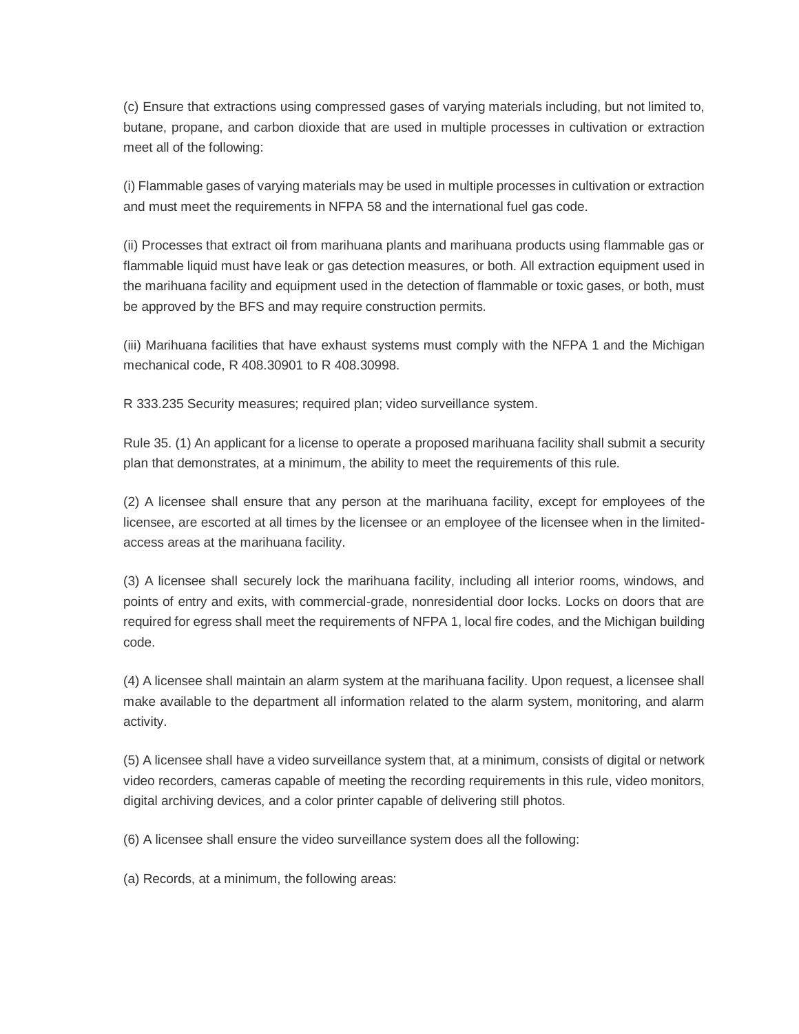(c) Ensure that extractions using compressed gases of varying materials including, but not limited to, butane, propane, and carbon dioxide that are used in multiple processes in cultivation or extraction meet all of the following:

(i) Flammable gases of varying materials may be used in multiple processes in cultivation or extraction and must meet the requirements in NFPA 58 and the international fuel gas code.

(ii) Processes that extract oil from marihuana plants and marihuana products using flammable gas or flammable liquid must have leak or gas detection measures, or both. All extraction equipment used in the marihuana facility and equipment used in the detection of flammable or toxic gases, or both, must be approved by the BFS and may require construction permits.

(iii) Marihuana facilities that have exhaust systems must comply with the NFPA 1 and the Michigan mechanical code, R 408.30901 to R 408.30998.

R 333.235 Security measures; required plan; video surveillance system.

Rule 35. (1) An applicant for a license to operate a proposed marihuana facility shall submit a security plan that demonstrates, at a minimum, the ability to meet the requirements of this rule.

(2) A licensee shall ensure that any person at the marihuana facility, except for employees of the licensee, are escorted at all times by the licensee or an employee of the licensee when in the limited-access areas at the marihuana facility.

(3) A licensee shall securely lock the marihuana facility, including all interior rooms, windows, and points of entry and exits, with commercial-grade, nonresidential door locks. Locks on doors that are required for egress shall meet the requirements of NFPA 1, local fire codes, and the Michigan building code.

(4) A licensee shall maintain an alarm system at the marihuana facility. Upon request, a licensee shall make available to the department all information related to the alarm system, monitoring, and alarm activity.

(5) A licensee shall have a video surveillance system that, at a minimum, consists of digital or network video recorders, cameras capable of meeting the recording requirements in this rule, video monitors, digital archiving devices, and a color printer capable of delivering still photos.

(6) A licensee shall ensure the video surveillance system does all the following:

(a) Records, at a minimum, the following areas: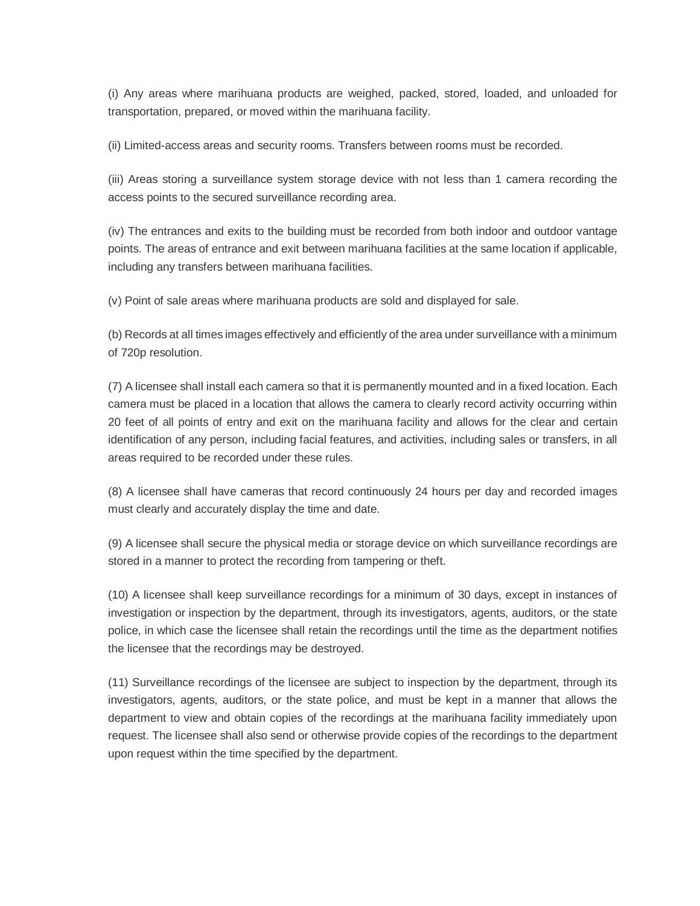(i) Any areas where marihuana products are weighed, packed, stored, loaded, and unloaded for transportation, prepared, or moved within the marihuana facility.

(ii) Limited-access areas and security rooms. Transfers between rooms must be recorded.

(iii) Areas storing a surveillance system storage device with not less than 1 camera recording the access points to the secured surveillance recording area.

(iv) The entrances and exits to the building must be recorded from both indoor and outdoor vantage points. The areas of entrance and exit between marihuana facilities at the same location if applicable, including any transfers between marihuana facilities.

(v) Point of sale areas where marihuana products are sold and displayed for sale.

(b) Records at all times images effectively and efficiently of the area under surveillance with a minimum of 720p resolution.

(7) A licensee shall install each camera so that it is permanently mounted and in a fixed location. Each camera must be placed in a location that allows the camera to clearly record activity occurring within 20 feet of all points of entry and exit on the marihuana facility and allows for the clear and certain identification of any person, including facial features, and activities, including sales or transfers, in all areas required to be recorded under these rules.

(8) A licensee shall have cameras that record continuously 24 hours per day and recorded images must clearly and accurately display the time and date.

(9) A licensee shall secure the physical media or storage device on which surveillance recordings are stored in a manner to protect the recording from tampering or theft.

(10) A licensee shall keep surveillance recordings for a minimum of 30 days, except in instances of investigation or inspection by the department, through its investigators, agents, auditors, or the state police, in which case the licensee shall retain the recordings until the time as the department notifies the licensee that the recordings may be destroyed.

(11) Surveillance recordings of the licensee are subject to inspection by the department, through its investigators, agents, auditors, or the state police, and must be kept in a manner that allows the department to view and obtain copies of the recordings at the marihuana facility immediately upon request. The licensee shall also send or otherwise provide copies of the recordings to the department upon request within the time specified by the department.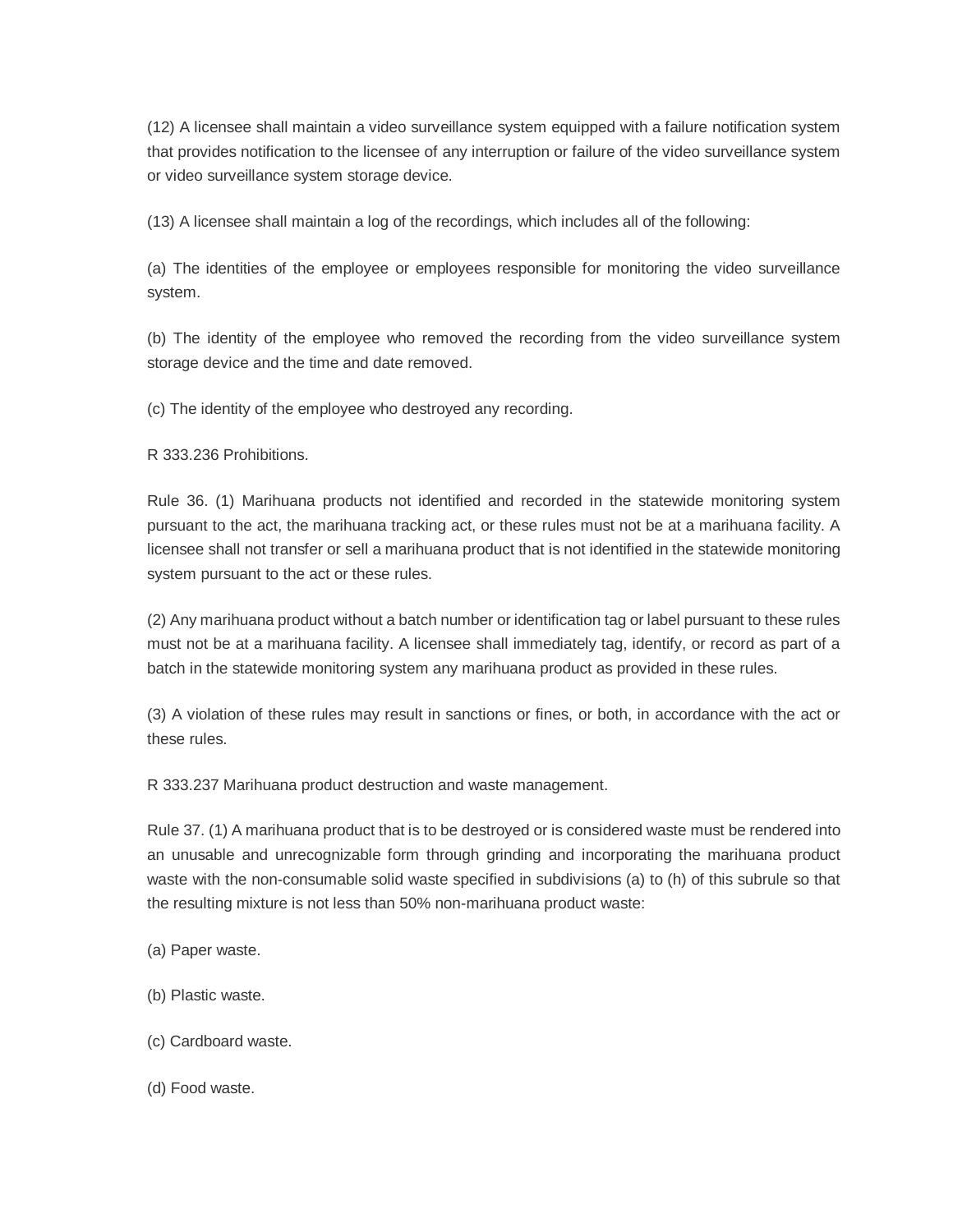(12) A licensee shall maintain a video surveillance system equipped with a failure notification system that provides notification to the licensee of any interruption or failure of the video surveillance system or video surveillance system storage device.

(13) A licensee shall maintain a log of the recordings, which includes all of the following:

(a) The identities of the employee or employees responsible for monitoring the video surveillance system.

(b) The identity of the employee who removed the recording from the video surveillance system storage device and the time and date removed.

(c) The identity of the employee who destroyed any recording.

R 333.236 Prohibitions.

Rule 36. (1) Marihuana products not identified and recorded in the statewide monitoring system pursuant to the act, the marihuana tracking act, or these rules must not be at a marihuana facility. A licensee shall not transfer or sell a marihuana product that is not identified in the statewide monitoring system pursuant to the act or these rules.

(2) Any marihuana product without a batch number or identification tag or label pursuant to these rules must not be at a marihuana facility. A licensee shall immediately tag, identify, or record as part of a batch in the statewide monitoring system any marihuana product as provided in these rules.

(3) A violation of these rules may result in sanctions or fines, or both, in accordance with the act or these rules.

R 333.237 Marihuana product destruction and waste management.

Rule 37. (1) A marihuana product that is to be destroyed or is considered waste must be rendered into an unusable and unrecognizable form through grinding and incorporating the marihuana product waste with the non-consumable solid waste specified in subdivisions (a) to (h) of this subrule so that the resulting mixture is not less than 50% non-marihuana product waste:

(a) Paper waste.

(b) Plastic waste.

(c) Cardboard waste.

(d) Food waste.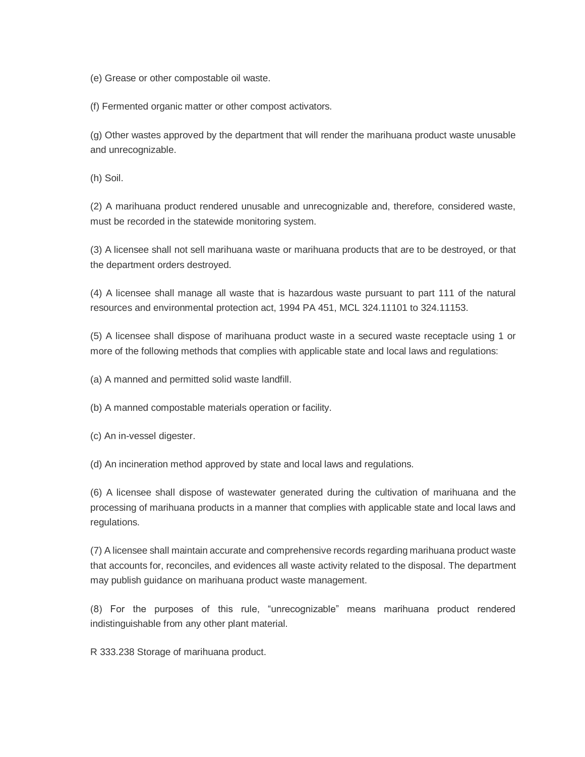(e) Grease or other compostable oil waste.

(f) Fermented organic matter or other compost activators.

(g) Other wastes approved by the department that will render the marihuana product waste unusable and unrecognizable.

(h) Soil.

(2) A marihuana product rendered unusable and unrecognizable and, therefore, considered waste, must be recorded in the statewide monitoring system.

(3) A licensee shall not sell marihuana waste or marihuana products that are to be destroyed, or that the department orders destroyed.

(4) A licensee shall manage all waste that is hazardous waste pursuant to part 111 of the natural resources and environmental protection act, 1994 PA 451, MCL 324.11101 to 324.11153.

(5) A licensee shall dispose of marihuana product waste in a secured waste receptacle using 1 or more of the following methods that complies with applicable state and local laws and regulations:

(a) A manned and permitted solid waste landfill.

(b) A manned compostable materials operation or facility.

(c) An in-vessel digester.

(d) An incineration method approved by state and local laws and regulations.

(6) A licensee shall dispose of wastewater generated during the cultivation of marihuana and the processing of marihuana products in a manner that complies with applicable state and local laws and regulations.

(7) A licensee shall maintain accurate and comprehensive records regarding marihuana product waste that accounts for, reconciles, and evidences all waste activity related to the disposal. The department may publish guidance on marihuana product waste management.

(8) For the purposes of this rule, "unrecognizable" means marihuana product rendered indistinguishable from any other plant material.

R 333.238 Storage of marihuana product.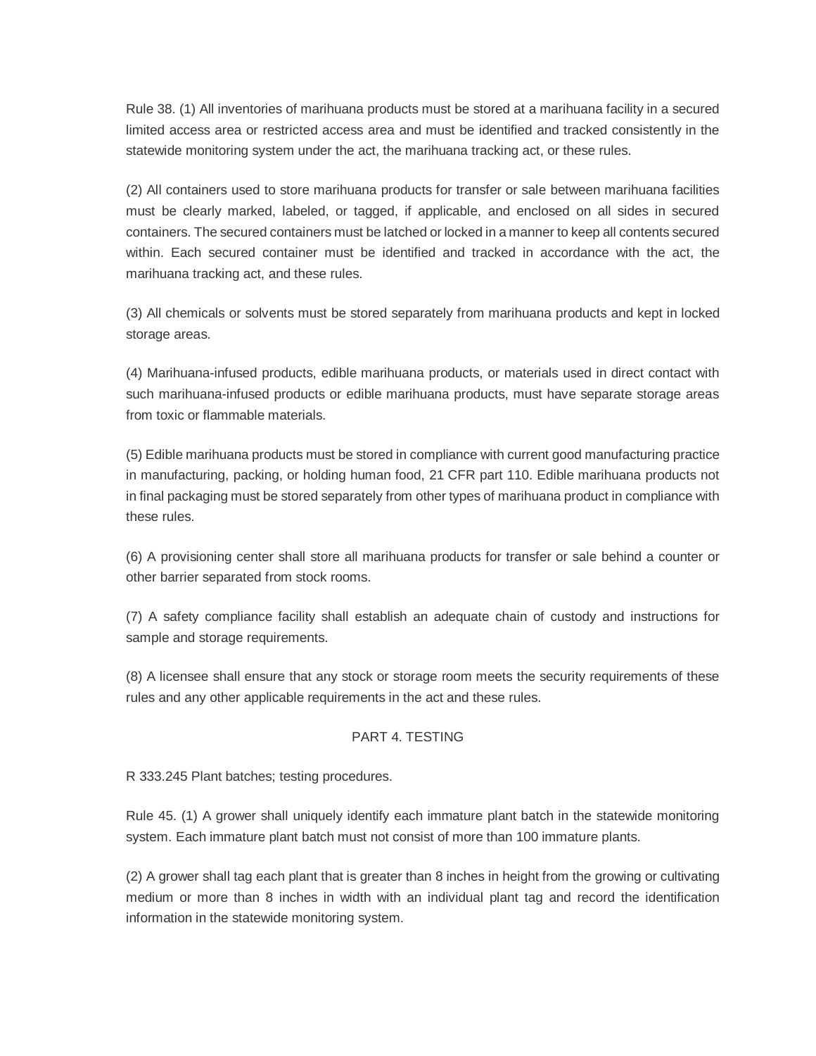Rule 38. (1) All inventories of marihuana products must be stored at a marihuana facility in a secured limited access area or restricted access area and must be identified and tracked consistently in the statewide monitoring system under the act, the marihuana tracking act, or these rules.

(2) All containers used to store marihuana products for transfer or sale between marihuana facilities must be clearly marked, labeled, or tagged, if applicable, and enclosed on all sides in secured containers. The secured containers must be latched or locked in a manner to keep all contents secured within. Each secured container must be identified and tracked in accordance with the act, the marihuana tracking act, and these rules.

(3) All chemicals or solvents must be stored separately from marihuana products and kept in locked storage areas.

(4) Marihuana-infused products, edible marihuana products, or materials used in direct contact with such marihuana-infused products or edible marihuana products, must have separate storage areas from toxic or flammable materials.

(5) Edible marihuana products must be stored in compliance with current good manufacturing practice in manufacturing, packing, or holding human food, 21 CFR part 110. Edible marihuana products not in final packaging must be stored separately from other types of marihuana product in compliance with these rules.

(6) A provisioning center shall store all marihuana products for transfer or sale behind a counter or other barrier separated from stock rooms.

(7) A safety compliance facility shall establish an adequate chain of custody and instructions for sample and storage requirements.

(8) A licensee shall ensure that any stock or storage room meets the security requirements of these rules and any other applicable requirements in the act and these rules.

## PART 4. TESTING

R 333.245 Plant batches; testing procedures.

Rule 45. (1) A grower shall uniquely identify each immature plant batch in the statewide monitoring system. Each immature plant batch must not consist of more than 100 immature plants.

(2) A grower shall tag each plant that is greater than 8 inches in height from the growing or cultivating medium or more than 8 inches in width with an individual plant tag and record the identification information in the statewide monitoring system.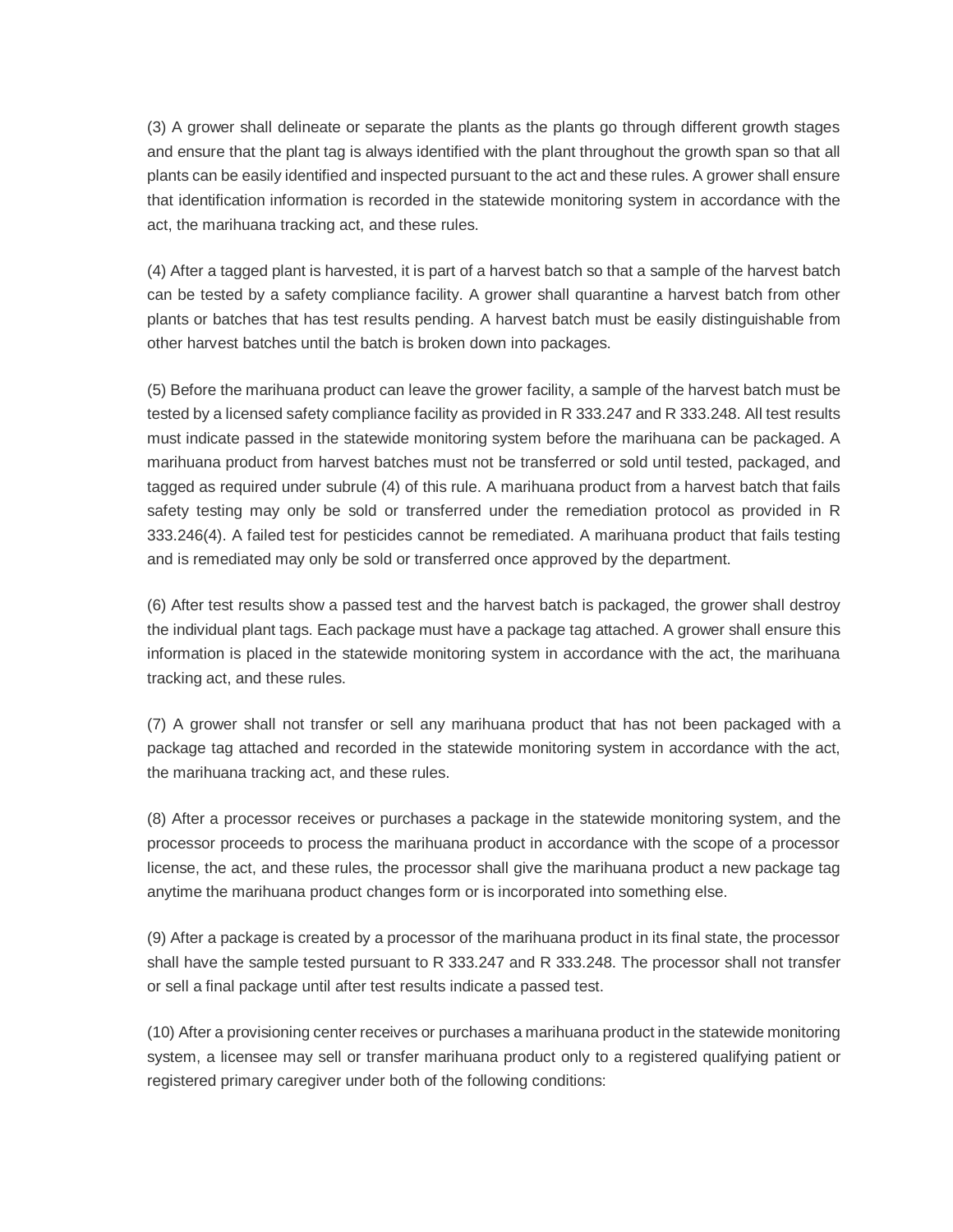(3) A grower shall delineate or separate the plants as the plants go through different growth stages and ensure that the plant tag is always identified with the plant throughout the growth span so that all plants can be easily identified and inspected pursuant to the act and these rules. A grower shall ensure that identification information is recorded in the statewide monitoring system in accordance with the act, the marihuana tracking act, and these rules.

(4) After a tagged plant is harvested, it is part of a harvest batch so that a sample of the harvest batch can be tested by a safety compliance facility. A grower shall quarantine a harvest batch from other plants or batches that has test results pending. A harvest batch must be easily distinguishable from other harvest batches until the batch is broken down into packages.

(5) Before the marihuana product can leave the grower facility, a sample of the harvest batch must be tested by a licensed safety compliance facility as provided in R 333.247 and R 333.248. All test results must indicate passed in the statewide monitoring system before the marihuana can be packaged. A marihuana product from harvest batches must not be transferred or sold until tested, packaged, and tagged as required under subrule (4) of this rule. A marihuana product from a harvest batch that fails safety testing may only be sold or transferred under the remediation protocol as provided in R 333.246(4). A failed test for pesticides cannot be remediated. A marihuana product that fails testing and is remediated may only be sold or transferred once approved by the department.

(6) After test results show a passed test and the harvest batch is packaged, the grower shall destroy the individual plant tags. Each package must have a package tag attached. A grower shall ensure this information is placed in the statewide monitoring system in accordance with the act, the marihuana tracking act, and these rules.

(7) A grower shall not transfer or sell any marihuana product that has not been packaged with a package tag attached and recorded in the statewide monitoring system in accordance with the act, the marihuana tracking act, and these rules.

(8) After a processor receives or purchases a package in the statewide monitoring system, and the processor proceeds to process the marihuana product in accordance with the scope of a processor license, the act, and these rules, the processor shall give the marihuana product a new package tag anytime the marihuana product changes form or is incorporated into something else.

(9) After a package is created by a processor of the marihuana product in its final state, the processor shall have the sample tested pursuant to R 333.247 and R 333.248. The processor shall not transfer or sell a final package until after test results indicate a passed test.

(10) After a provisioning center receives or purchases a marihuana product in the statewide monitoring system, a licensee may sell or transfer marihuana product only to a registered qualifying patient or registered primary caregiver under both of the following conditions: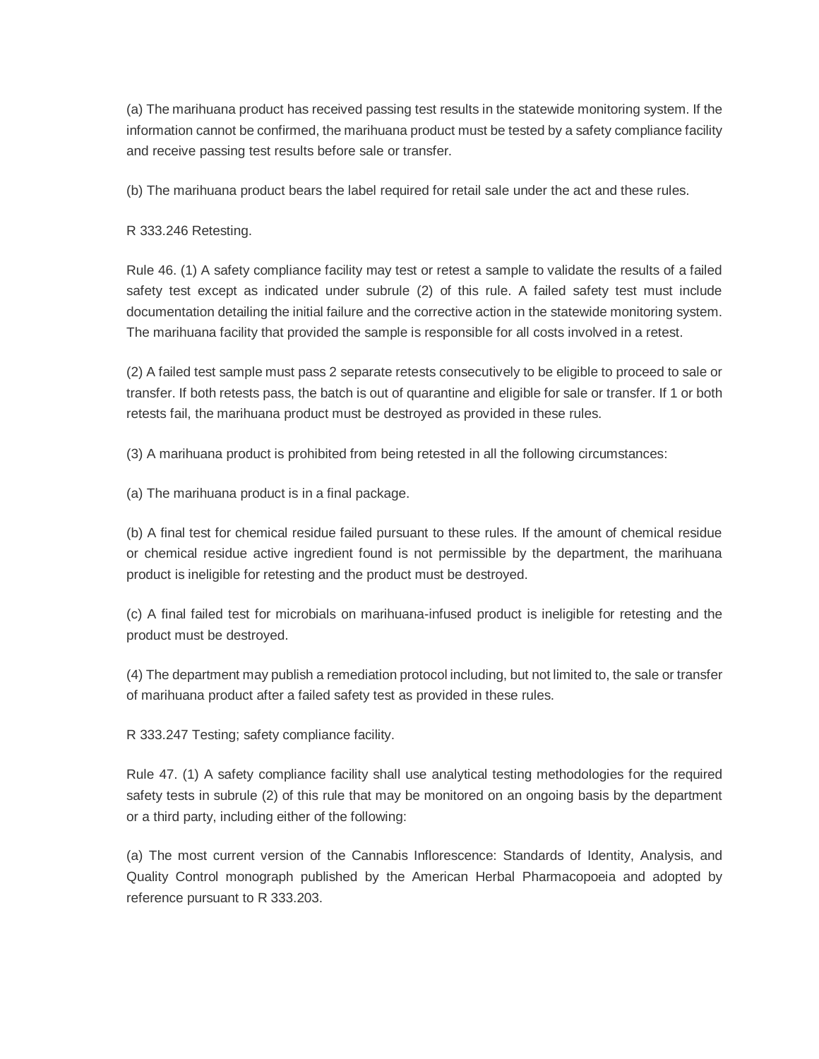(a) The marihuana product has received passing test results in the statewide monitoring system. If the information cannot be confirmed, the marihuana product must be tested by a safety compliance facility and receive passing test results before sale or transfer.

(b) The marihuana product bears the label required for retail sale under the act and these rules.

R 333.246 Retesting.

Rule 46. (1) A safety compliance facility may test or retest a sample to validate the results of a failed safety test except as indicated under subrule (2) of this rule. A failed safety test must include documentation detailing the initial failure and the corrective action in the statewide monitoring system. The marihuana facility that provided the sample is responsible for all costs involved in a retest.

(2) A failed test sample must pass 2 separate retests consecutively to be eligible to proceed to sale or transfer. If both retests pass, the batch is out of quarantine and eligible for sale or transfer. If 1 or both retests fail, the marihuana product must be destroyed as provided in these rules.

(3) A marihuana product is prohibited from being retested in all the following circumstances:

(a) The marihuana product is in a final package.

(b) A final test for chemical residue failed pursuant to these rules. If the amount of chemical residue or chemical residue active ingredient found is not permissible by the department, the marihuana product is ineligible for retesting and the product must be destroyed.

(c) A final failed test for microbials on marihuana-infused product is ineligible for retesting and the product must be destroyed.

(4) The department may publish a remediation protocol including, but not limited to, the sale or transfer of marihuana product after a failed safety test as provided in these rules.

R 333.247 Testing; safety compliance facility.

Rule 47. (1) A safety compliance facility shall use analytical testing methodologies for the required safety tests in subrule (2) of this rule that may be monitored on an ongoing basis by the department or a third party, including either of the following:

(a) The most current version of the Cannabis Inflorescence: Standards of Identity, Analysis, and Quality Control monograph published by the American Herbal Pharmacopoeia and adopted by reference pursuant to R 333.203.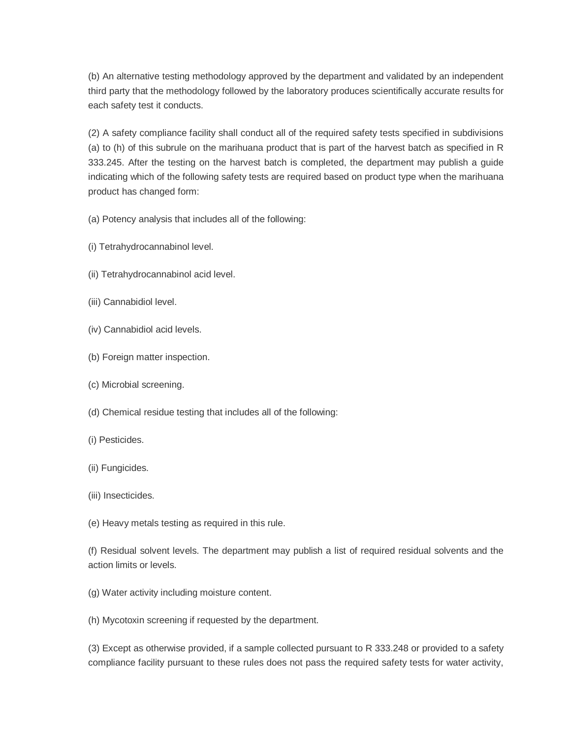(b) An alternative testing methodology approved by the department and validated by an independent third party that the methodology followed by the laboratory produces scientifically accurate results for each safety test it conducts.

(2) A safety compliance facility shall conduct all of the required safety tests specified in subdivisions (a) to (h) of this subrule on the marihuana product that is part of the harvest batch as specified in R 333.245. After the testing on the harvest batch is completed, the department may publish a guide indicating which of the following safety tests are required based on product type when the marihuana product has changed form:

(a) Potency analysis that includes all of the following:

(i) Tetrahydrocannabinol level.

(ii) Tetrahydrocannabinol acid level.

(iii) Cannabidiol level.

(iv) Cannabidiol acid levels.

(b) Foreign matter inspection.

(c) Microbial screening.

(d) Chemical residue testing that includes all of the following:

(i) Pesticides.

(ii) Fungicides.

(iii) Insecticides.

(e) Heavy metals testing as required in this rule.

(f) Residual solvent levels. The department may publish a list of required residual solvents and the action limits or levels.

(g) Water activity including moisture content.

(h) Mycotoxin screening if requested by the department.

(3) Except as otherwise provided, if a sample collected pursuant to R 333.248 or provided to a safety compliance facility pursuant to these rules does not pass the required safety tests for water activity,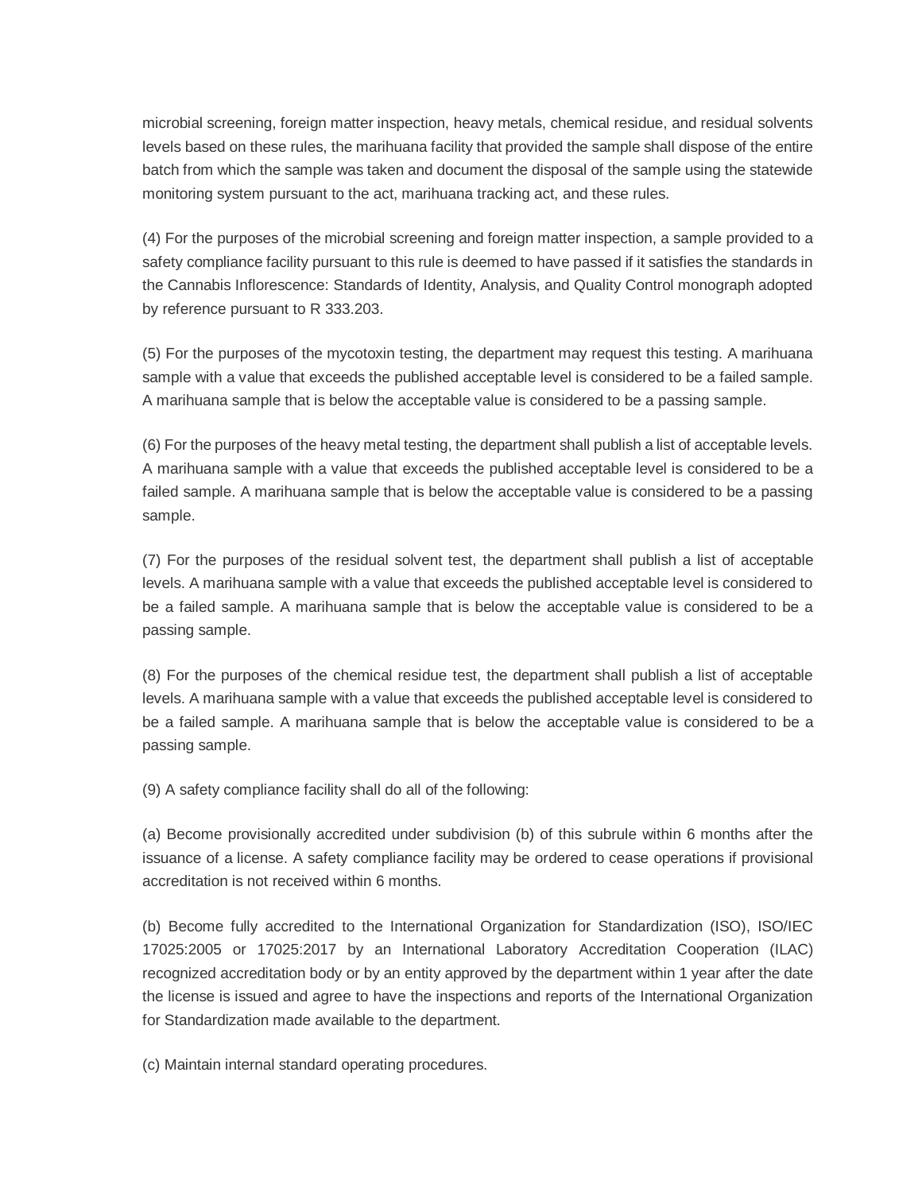microbial screening, foreign matter inspection, heavy metals, chemical residue, and residual solvents levels based on these rules, the marihuana facility that provided the sample shall dispose of the entire batch from which the sample was taken and document the disposal of the sample using the statewide monitoring system pursuant to the act, marihuana tracking act, and these rules.

(4) For the purposes of the microbial screening and foreign matter inspection, a sample provided to a safety compliance facility pursuant to this rule is deemed to have passed if it satisfies the standards in the Cannabis Inflorescence: Standards of Identity, Analysis, and Quality Control monograph adopted by reference pursuant to R 333.203.

(5) For the purposes of the mycotoxin testing, the department may request this testing. A marihuana sample with a value that exceeds the published acceptable level is considered to be a failed sample. A marihuana sample that is below the acceptable value is considered to be a passing sample.

(6) For the purposes of the heavy metal testing, the department shall publish a list of acceptable levels. A marihuana sample with a value that exceeds the published acceptable level is considered to be a failed sample. A marihuana sample that is below the acceptable value is considered to be a passing sample.

(7) For the purposes of the residual solvent test, the department shall publish a list of acceptable levels. A marihuana sample with a value that exceeds the published acceptable level is considered to be a failed sample. A marihuana sample that is below the acceptable value is considered to be a passing sample.

(8) For the purposes of the chemical residue test, the department shall publish a list of acceptable levels. A marihuana sample with a value that exceeds the published acceptable level is considered to be a failed sample. A marihuana sample that is below the acceptable value is considered to be a passing sample.

(9) A safety compliance facility shall do all of the following:

(a) Become provisionally accredited under subdivision (b) of this subrule within 6 months after the issuance of a license. A safety compliance facility may be ordered to cease operations if provisional accreditation is not received within 6 months.

(b) Become fully accredited to the International Organization for Standardization (ISO), ISO/IEC 17025:2005 or 17025:2017 by an International Laboratory Accreditation Cooperation (ILAC) recognized accreditation body or by an entity approved by the department within 1 year after the date the license is issued and agree to have the inspections and reports of the International Organization for Standardization made available to the department.

(c) Maintain internal standard operating procedures.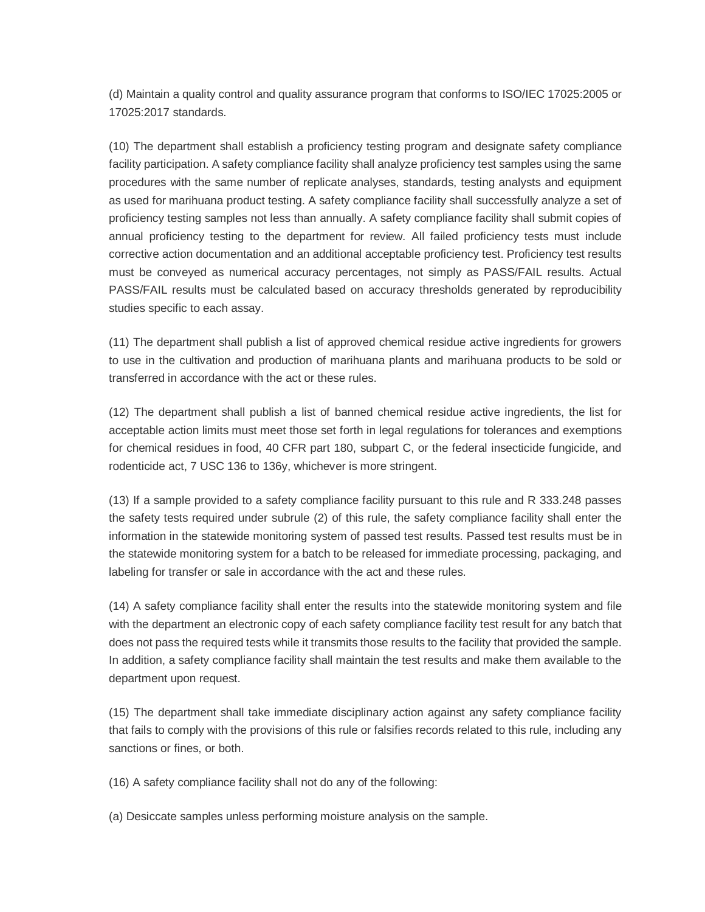(d) Maintain a quality control and quality assurance program that conforms to ISO/IEC 17025:2005 or 17025:2017 standards.

(10) The department shall establish a proficiency testing program and designate safety compliance facility participation. A safety compliance facility shall analyze proficiency test samples using the same procedures with the same number of replicate analyses, standards, testing analysts and equipment as used for marihuana product testing. A safety compliance facility shall successfully analyze a set of proficiency testing samples not less than annually. A safety compliance facility shall submit copies of annual proficiency testing to the department for review. All failed proficiency tests must include corrective action documentation and an additional acceptable proficiency test. Proficiency test results must be conveyed as numerical accuracy percentages, not simply as PASS/FAIL results. Actual PASS/FAIL results must be calculated based on accuracy thresholds generated by reproducibility studies specific to each assay.

(11) The department shall publish a list of approved chemical residue active ingredients for growers to use in the cultivation and production of marihuana plants and marihuana products to be sold or transferred in accordance with the act or these rules.

(12) The department shall publish a list of banned chemical residue active ingredients, the list for acceptable action limits must meet those set forth in legal regulations for tolerances and exemptions for chemical residues in food, 40 CFR part 180, subpart C, or the federal insecticide fungicide, and rodenticide act, 7 USC 136 to 136y, whichever is more stringent.

(13) If a sample provided to a safety compliance facility pursuant to this rule and R 333.248 passes the safety tests required under subrule (2) of this rule, the safety compliance facility shall enter the information in the statewide monitoring system of passed test results. Passed test results must be in the statewide monitoring system for a batch to be released for immediate processing, packaging, and labeling for transfer or sale in accordance with the act and these rules.

(14) A safety compliance facility shall enter the results into the statewide monitoring system and file with the department an electronic copy of each safety compliance facility test result for any batch that does not pass the required tests while it transmits those results to the facility that provided the sample. In addition, a safety compliance facility shall maintain the test results and make them available to the department upon request.

(15) The department shall take immediate disciplinary action against any safety compliance facility that fails to comply with the provisions of this rule or falsifies records related to this rule, including any sanctions or fines, or both.

(16) A safety compliance facility shall not do any of the following:

(a) Desiccate samples unless performing moisture analysis on the sample.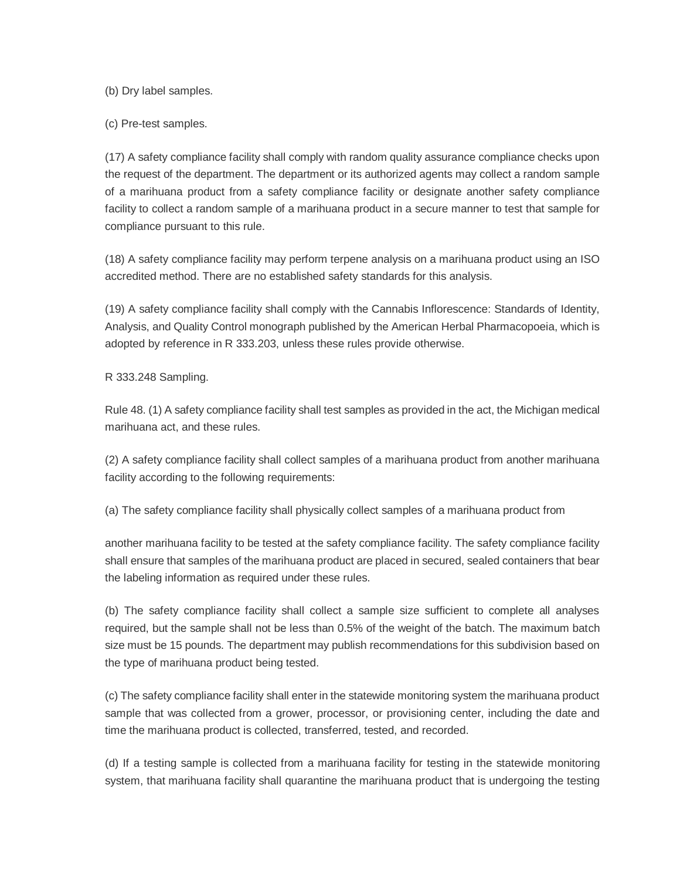(b) Dry label samples.

(c) Pre-test samples.

(17) A safety compliance facility shall comply with random quality assurance compliance checks upon the request of the department. The department or its authorized agents may collect a random sample of a marihuana product from a safety compliance facility or designate another safety compliance facility to collect a random sample of a marihuana product in a secure manner to test that sample for compliance pursuant to this rule.

(18) A safety compliance facility may perform terpene analysis on a marihuana product using an ISO accredited method. There are no established safety standards for this analysis.

(19) A safety compliance facility shall comply with the Cannabis Inflorescence: Standards of Identity, Analysis, and Quality Control monograph published by the American Herbal Pharmacopoeia, which is adopted by reference in R 333.203, unless these rules provide otherwise.

R 333.248 Sampling.

Rule 48. (1) A safety compliance facility shall test samples as provided in the act, the Michigan medical marihuana act, and these rules.

(2) A safety compliance facility shall collect samples of a marihuana product from another marihuana facility according to the following requirements:

(a) The safety compliance facility shall physically collect samples of a marihuana product from another marihuana facility to be tested at the safety compliance facility. The safety compliance facility shall ensure that samples of the marihuana product are placed in secured, sealed containers that bear the labeling information as required under these rules.

(b) The safety compliance facility shall collect a sample size sufficient to complete all analyses required, but the sample shall not be less than 0.5% of the weight of the batch. The maximum batch size must be 15 pounds. The department may publish recommendations for this subdivision based on the type of marihuana product being tested.

(c) The safety compliance facility shall enter in the statewide monitoring system the marihuana product sample that was collected from a grower, processor, or provisioning center, including the date and time the marihuana product is collected, transferred, tested, and recorded.

(d) If a testing sample is collected from a marihuana facility for testing in the statewide monitoring system, that marihuana facility shall quarantine the marihuana product that is undergoing the testing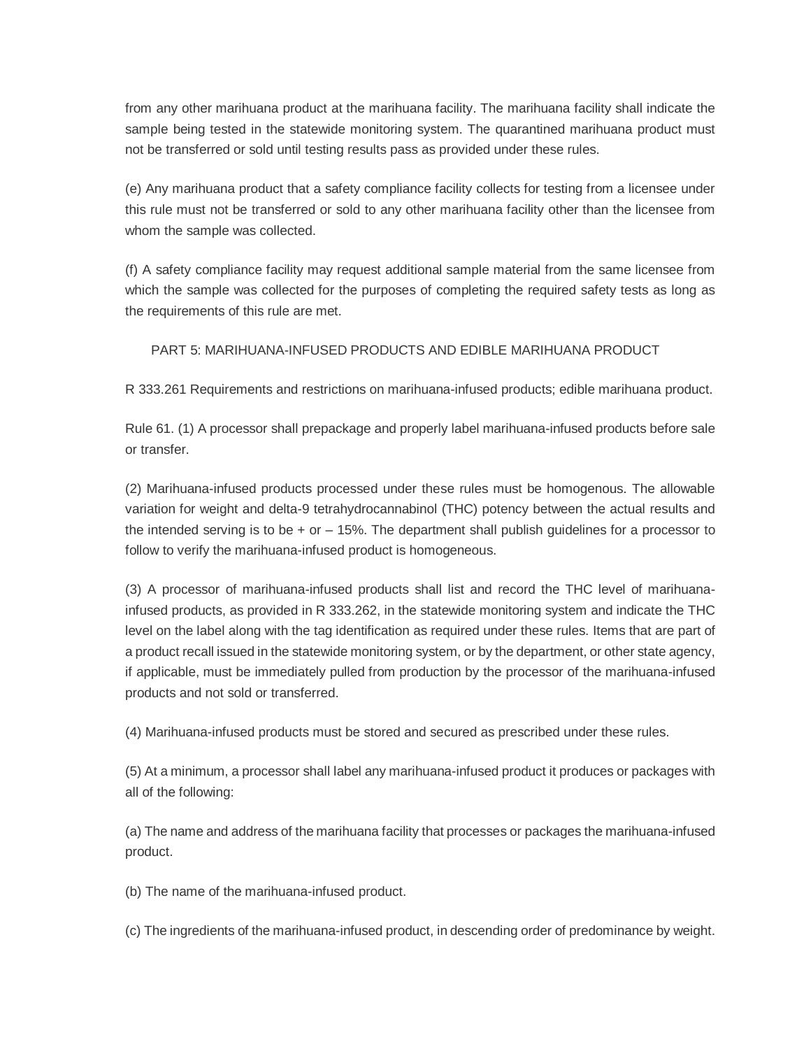from any other marihuana product at the marihuana facility. The marihuana facility shall indicate the sample being tested in the statewide monitoring system. The quarantined marihuana product must not be transferred or sold until testing results pass as provided under these rules.

(e) Any marihuana product that a safety compliance facility collects for testing from a licensee under this rule must not be transferred or sold to any other marihuana facility other than the licensee from whom the sample was collected.

(f) A safety compliance facility may request additional sample material from the same licensee from which the sample was collected for the purposes of completing the required safety tests as long as the requirements of this rule are met.

## PART 5: MARIHUANA-INFUSED PRODUCTS AND EDIBLE MARIHUANA PRODUCT

R 333.261 Requirements and restrictions on marihuana-infused products; edible marihuana product.

Rule 61. (1) A processor shall prepackage and properly label marihuana-infused products before sale or transfer.

(2) Marihuana-infused products processed under these rules must be homogenous. The allowable variation for weight and delta-9 tetrahydrocannabinol (THC) potency between the actual results and the intended serving is to be + or – 15%. The department shall publish guidelines for a processor to follow to verify the marihuana-infused product is homogeneous.

(3) A processor of marihuana-infused products shall list and record the THC level of marihuana-infused products, as provided in R 333.262, in the statewide monitoring system and indicate the THC level on the label along with the tag identification as required under these rules. Items that are part of a product recall issued in the statewide monitoring system, or by the department, or other state agency, if applicable, must be immediately pulled from production by the processor of the marihuana-infused products and not sold or transferred.

(4) Marihuana-infused products must be stored and secured as prescribed under these rules.

(5) At a minimum, a processor shall label any marihuana-infused product it produces or packages with all of the following:

(a) The name and address of the marihuana facility that processes or packages the marihuana-infused product.

(b) The name of the marihuana-infused product.

(c) The ingredients of the marihuana-infused product, in descending order of predominance by weight.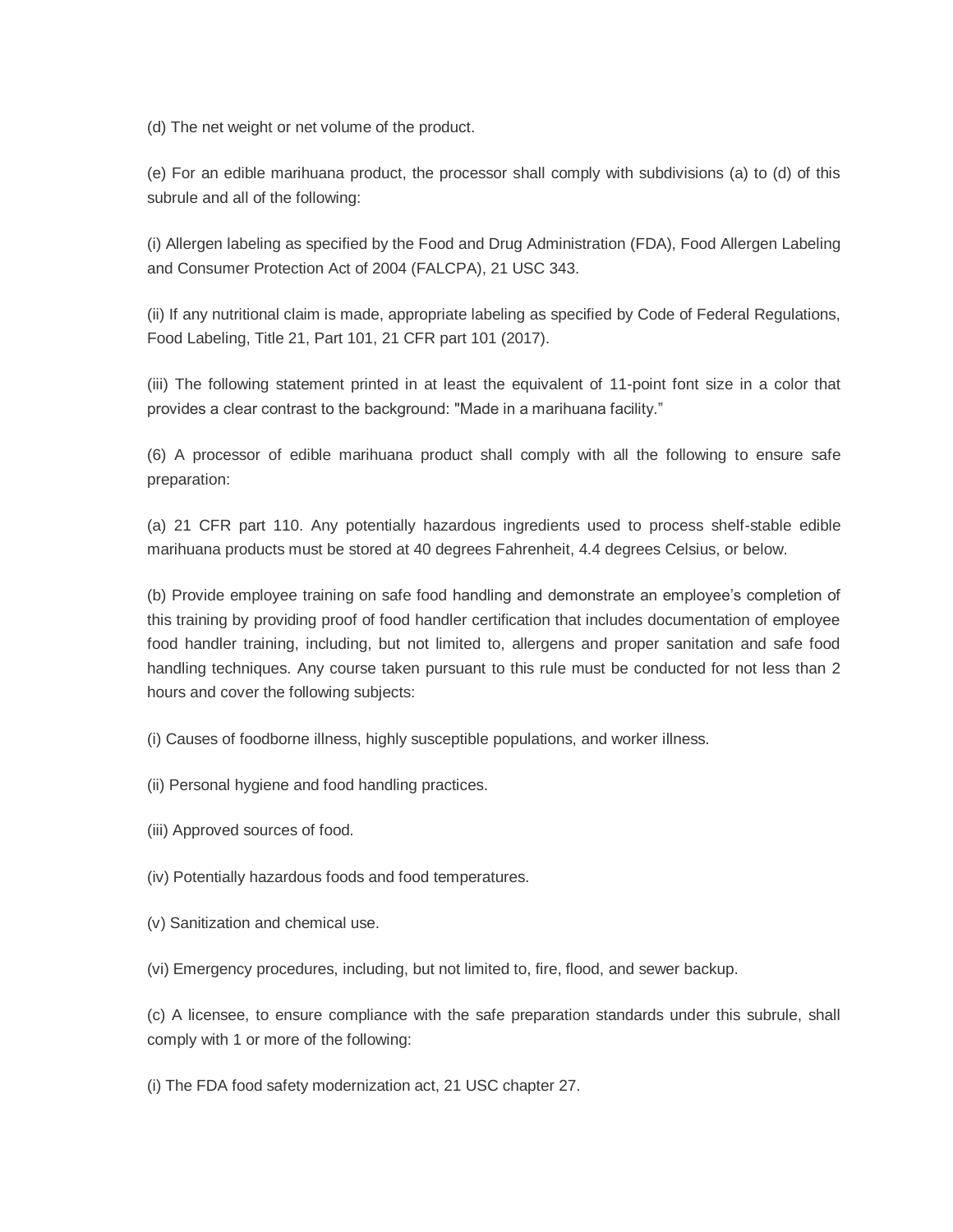(d) The net weight or net volume of the product.

(e) For an edible marihuana product, the processor shall comply with subdivisions (a) to (d) of this subrule and all of the following:

(i) Allergen labeling as specified by the Food and Drug Administration (FDA), Food Allergen Labeling and Consumer Protection Act of 2004 (FALCPA), 21 USC 343.

(ii) If any nutritional claim is made, appropriate labeling as specified by Code of Federal Regulations, Food Labeling, Title 21, Part 101, 21 CFR part 101 (2017).

(iii) The following statement printed in at least the equivalent of 11-point font size in a color that provides a clear contrast to the background: "Made in a marihuana facility."

(6) A processor of edible marihuana product shall comply with all the following to ensure safe preparation:

(a) 21 CFR part 110. Any potentially hazardous ingredients used to process shelf-stable edible marihuana products must be stored at 40 degrees Fahrenheit, 4.4 degrees Celsius, or below.

(b) Provide employee training on safe food handling and demonstrate an employee's completion of this training by providing proof of food handler certification that includes documentation of employee food handler training, including, but not limited to, allergens and proper sanitation and safe food handling techniques. Any course taken pursuant to this rule must be conducted for not less than 2 hours and cover the following subjects:

(i) Causes of foodborne illness, highly susceptible populations, and worker illness.

(ii) Personal hygiene and food handling practices.

(iii) Approved sources of food.

(iv) Potentially hazardous foods and food temperatures.

(v) Sanitization and chemical use.

(vi) Emergency procedures, including, but not limited to, fire, flood, and sewer backup.

(c) A licensee, to ensure compliance with the safe preparation standards under this subrule, shall comply with 1 or more of the following:

(i) The FDA food safety modernization act, 21 USC chapter 27.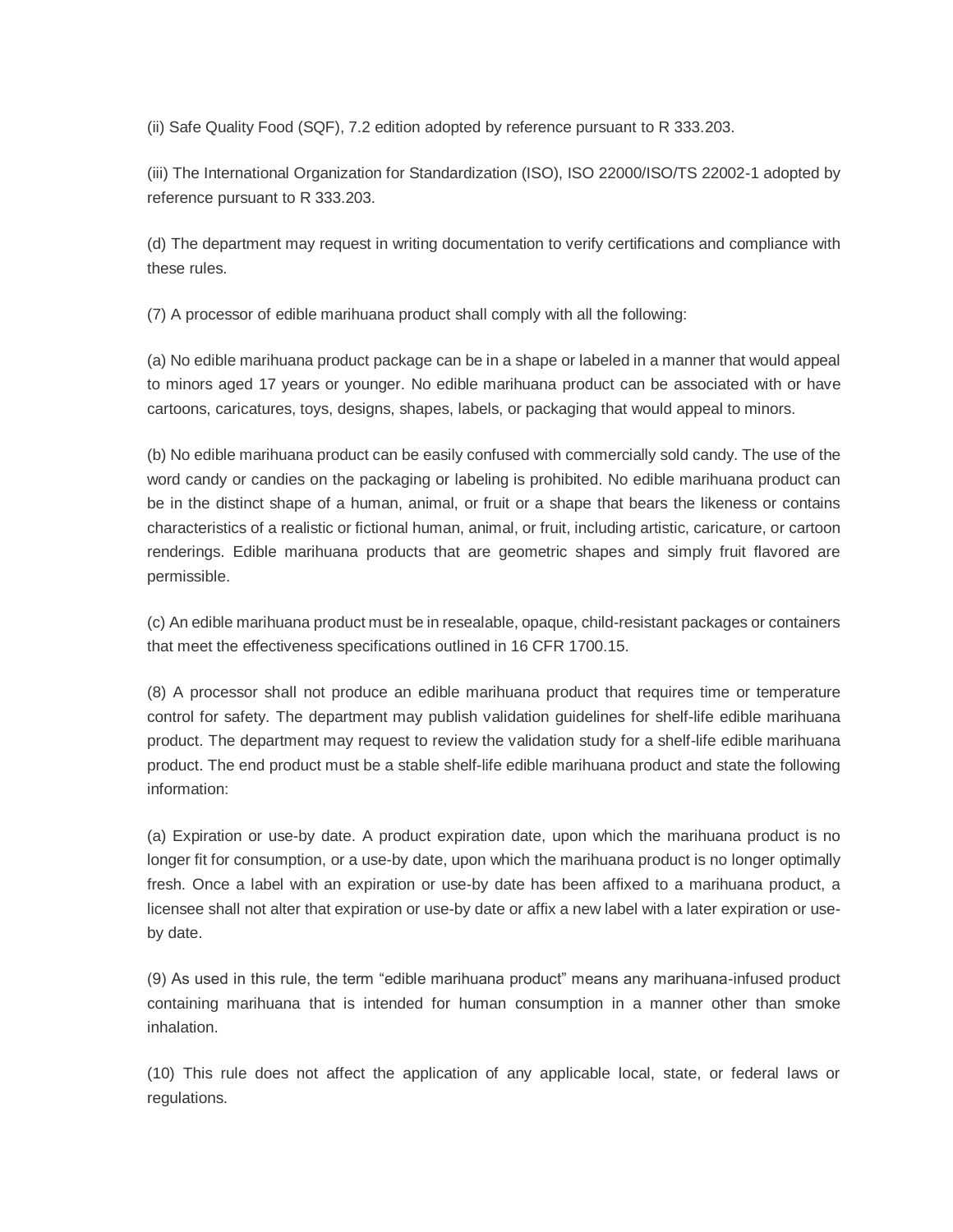(ii) Safe Quality Food (SQF), 7.2 edition adopted by reference pursuant to R 333.203.

(iii) The International Organization for Standardization (ISO), ISO 22000/ISO/TS 22002-1 adopted by reference pursuant to R 333.203.

(d) The department may request in writing documentation to verify certifications and compliance with these rules.

(7) A processor of edible marihuana product shall comply with all the following:

(a) No edible marihuana product package can be in a shape or labeled in a manner that would appeal to minors aged 17 years or younger. No edible marihuana product can be associated with or have cartoons, caricatures, toys, designs, shapes, labels, or packaging that would appeal to minors.

(b) No edible marihuana product can be easily confused with commercially sold candy. The use of the word candy or candies on the packaging or labeling is prohibited. No edible marihuana product can be in the distinct shape of a human, animal, or fruit or a shape that bears the likeness or contains characteristics of a realistic or fictional human, animal, or fruit, including artistic, caricature, or cartoon renderings. Edible marihuana products that are geometric shapes and simply fruit flavored are permissible.

(c) An edible marihuana product must be in resealable, opaque, child-resistant packages or containers that meet the effectiveness specifications outlined in 16 CFR 1700.15.

(8) A processor shall not produce an edible marihuana product that requires time or temperature control for safety. The department may publish validation guidelines for shelf-life edible marihuana product. The department may request to review the validation study for a shelf-life edible marihuana product. The end product must be a stable shelf-life edible marihuana product and state the following information:

(a) Expiration or use-by date. A product expiration date, upon which the marihuana product is no longer fit for consumption, or a use-by date, upon which the marihuana product is no longer optimally fresh. Once a label with an expiration or use-by date has been affixed to a marihuana product, a licensee shall not alter that expiration or use-by date or affix a new label with a later expiration or use-by date.

(9) As used in this rule, the term "edible marihuana product" means any marihuana-infused product containing marihuana that is intended for human consumption in a manner other than smoke inhalation.

(10) This rule does not affect the application of any applicable local, state, or federal laws or regulations.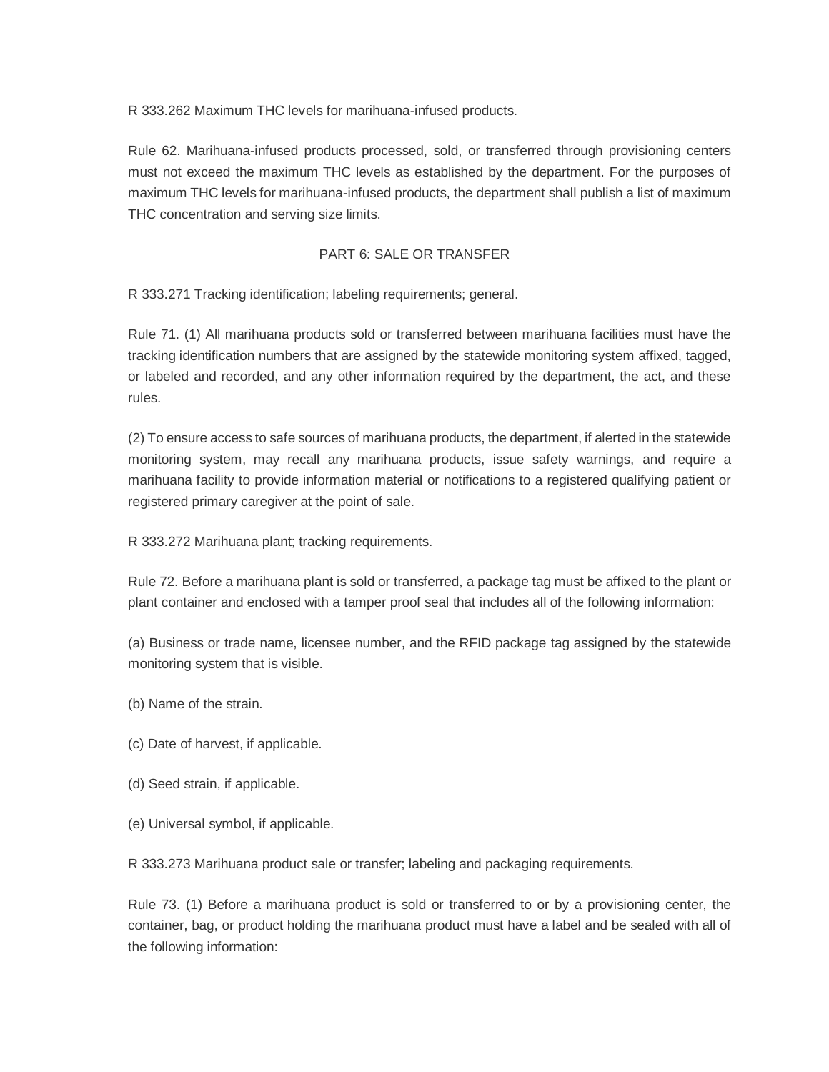R 333.262 Maximum THC levels for marihuana-infused products.

Rule 62. Marihuana-infused products processed, sold, or transferred through provisioning centers must not exceed the maximum THC levels as established by the department. For the purposes of maximum THC levels for marihuana-infused products, the department shall publish a list of maximum THC concentration and serving size limits.

PART 6: SALE OR TRANSFER

R 333.271 Tracking identification; labeling requirements; general.

Rule 71. (1) All marihuana products sold or transferred between marihuana facilities must have the tracking identification numbers that are assigned by the statewide monitoring system affixed, tagged, or labeled and recorded, and any other information required by the department, the act, and these rules.

(2) To ensure access to safe sources of marihuana products, the department, if alerted in the statewide monitoring system, may recall any marihuana products, issue safety warnings, and require a marihuana facility to provide information material or notifications to a registered qualifying patient or registered primary caregiver at the point of sale.

R 333.272 Marihuana plant; tracking requirements.

Rule 72. Before a marihuana plant is sold or transferred, a package tag must be affixed to the plant or plant container and enclosed with a tamper proof seal that includes all of the following information:

(a) Business or trade name, licensee number, and the RFID package tag assigned by the statewide monitoring system that is visible.

(b) Name of the strain.

(c) Date of harvest, if applicable.

(d) Seed strain, if applicable.

(e) Universal symbol, if applicable.

R 333.273 Marihuana product sale or transfer; labeling and packaging requirements.

Rule 73. (1) Before a marihuana product is sold or transferred to or by a provisioning center, the container, bag, or product holding the marihuana product must have a label and be sealed with all of the following information: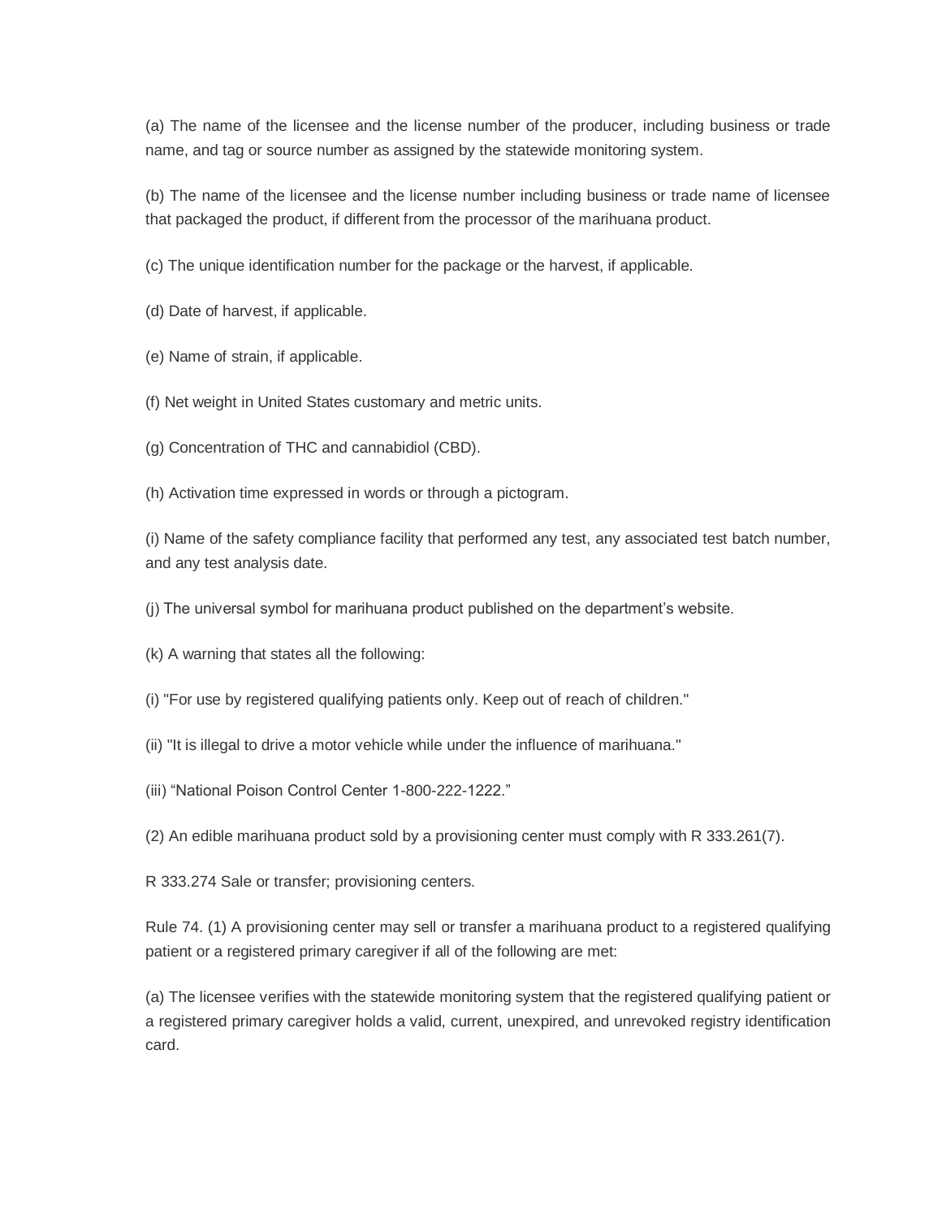(a) The name of the licensee and the license number of the producer, including business or trade name, and tag or source number as assigned by the statewide monitoring system.

(b) The name of the licensee and the license number including business or trade name of licensee that packaged the product, if different from the processor of the marihuana product.

(c) The unique identification number for the package or the harvest, if applicable.

(d) Date of harvest, if applicable.

(e) Name of strain, if applicable.

(f) Net weight in United States customary and metric units.

(g) Concentration of THC and cannabidiol (CBD).

(h) Activation time expressed in words or through a pictogram.

(i) Name of the safety compliance facility that performed any test, any associated test batch number, and any test analysis date.

(j) The universal symbol for marihuana product published on the department's website.

(k) A warning that states all the following:

(i) "For use by registered qualifying patients only. Keep out of reach of children."

(ii) "It is illegal to drive a motor vehicle while under the influence of marihuana."

(iii) "National Poison Control Center 1-800-222-1222."

(2) An edible marihuana product sold by a provisioning center must comply with R 333.261(7).

R 333.274 Sale or transfer; provisioning centers.

Rule 74. (1) A provisioning center may sell or transfer a marihuana product to a registered qualifying patient or a registered primary caregiver if all of the following are met:

(a) The licensee verifies with the statewide monitoring system that the registered qualifying patient or a registered primary caregiver holds a valid, current, unexpired, and unrevoked registry identification card.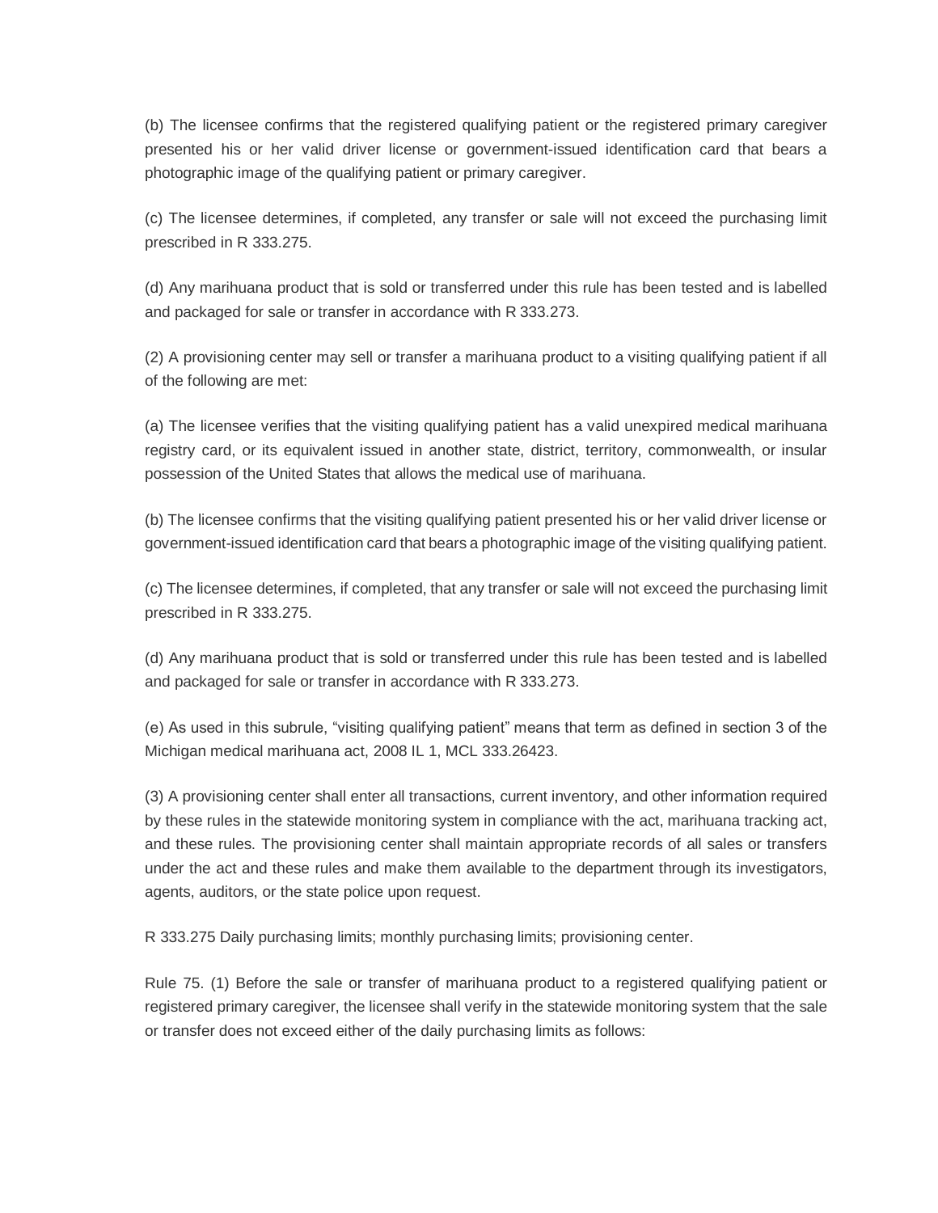(b) The licensee confirms that the registered qualifying patient or the registered primary caregiver presented his or her valid driver license or government-issued identification card that bears a photographic image of the qualifying patient or primary caregiver.

(c) The licensee determines, if completed, any transfer or sale will not exceed the purchasing limit prescribed in R 333.275.

(d) Any marihuana product that is sold or transferred under this rule has been tested and is labelled and packaged for sale or transfer in accordance with R 333.273.

(2) A provisioning center may sell or transfer a marihuana product to a visiting qualifying patient if all of the following are met:

(a) The licensee verifies that the visiting qualifying patient has a valid unexpired medical marihuana registry card, or its equivalent issued in another state, district, territory, commonwealth, or insular possession of the United States that allows the medical use of marihuana.

(b) The licensee confirms that the visiting qualifying patient presented his or her valid driver license or government-issued identification card that bears a photographic image of the visiting qualifying patient.

(c) The licensee determines, if completed, that any transfer or sale will not exceed the purchasing limit prescribed in R 333.275.

(d) Any marihuana product that is sold or transferred under this rule has been tested and is labelled and packaged for sale or transfer in accordance with R 333.273.

(e) As used in this subrule, "visiting qualifying patient" means that term as defined in section 3 of the Michigan medical marihuana act, 2008 IL 1, MCL 333.26423.

(3) A provisioning center shall enter all transactions, current inventory, and other information required by these rules in the statewide monitoring system in compliance with the act, marihuana tracking act, and these rules. The provisioning center shall maintain appropriate records of all sales or transfers under the act and these rules and make them available to the department through its investigators, agents, auditors, or the state police upon request.

R 333.275 Daily purchasing limits; monthly purchasing limits; provisioning center.

Rule 75. (1) Before the sale or transfer of marihuana product to a registered qualifying patient or registered primary caregiver, the licensee shall verify in the statewide monitoring system that the sale or transfer does not exceed either of the daily purchasing limits as follows: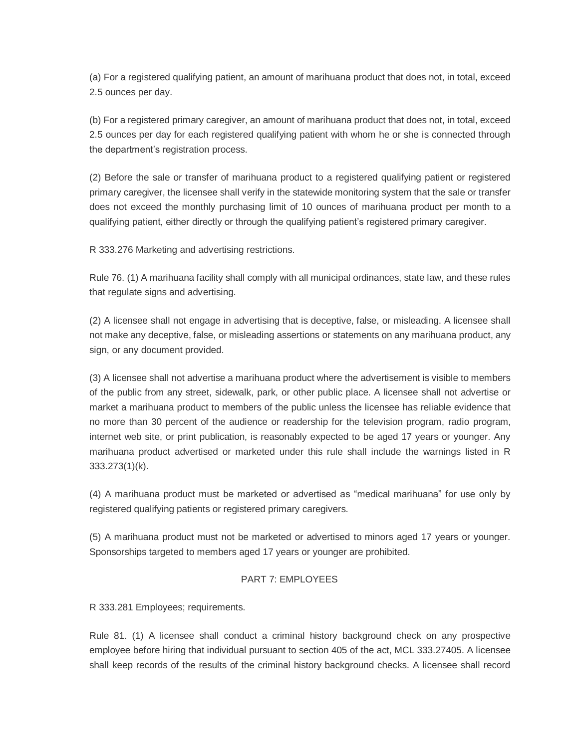(a) For a registered qualifying patient, an amount of marihuana product that does not, in total, exceed 2.5 ounces per day.

(b) For a registered primary caregiver, an amount of marihuana product that does not, in total, exceed 2.5 ounces per day for each registered qualifying patient with whom he or she is connected through the department's registration process.

(2) Before the sale or transfer of marihuana product to a registered qualifying patient or registered primary caregiver, the licensee shall verify in the statewide monitoring system that the sale or transfer does not exceed the monthly purchasing limit of 10 ounces of marihuana product per month to a qualifying patient, either directly or through the qualifying patient's registered primary caregiver.

R 333.276 Marketing and advertising restrictions.

Rule 76. (1) A marihuana facility shall comply with all municipal ordinances, state law, and these rules that regulate signs and advertising.

(2) A licensee shall not engage in advertising that is deceptive, false, or misleading. A licensee shall not make any deceptive, false, or misleading assertions or statements on any marihuana product, any sign, or any document provided.

(3) A licensee shall not advertise a marihuana product where the advertisement is visible to members of the public from any street, sidewalk, park, or other public place. A licensee shall not advertise or market a marihuana product to members of the public unless the licensee has reliable evidence that no more than 30 percent of the audience or readership for the television program, radio program, internet web site, or print publication, is reasonably expected to be aged 17 years or younger. Any marihuana product advertised or marketed under this rule shall include the warnings listed in R 333.273(1)(k).

(4) A marihuana product must be marketed or advertised as "medical marihuana" for use only by registered qualifying patients or registered primary caregivers.

(5) A marihuana product must not be marketed or advertised to minors aged 17 years or younger. Sponsorships targeted to members aged 17 years or younger are prohibited.

## PART 7: EMPLOYEES

R 333.281 Employees; requirements.

Rule 81. (1) A licensee shall conduct a criminal history background check on any prospective employee before hiring that individual pursuant to section 405 of the act, MCL 333.27405. A licensee shall keep records of the results of the criminal history background checks. A licensee shall record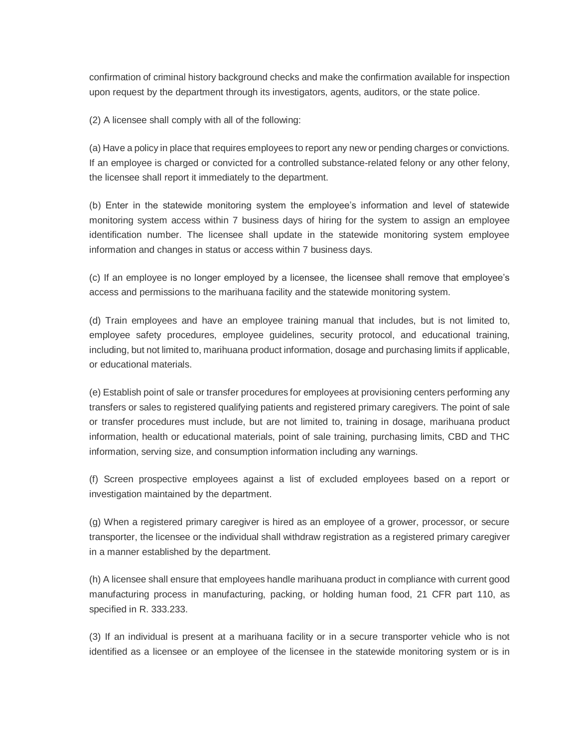confirmation of criminal history background checks and make the confirmation available for inspection upon request by the department through its investigators, agents, auditors, or the state police.

(2) A licensee shall comply with all of the following:

(a) Have a policy in place that requires employees to report any new or pending charges or convictions. If an employee is charged or convicted for a controlled substance-related felony or any other felony, the licensee shall report it immediately to the department.

(b) Enter in the statewide monitoring system the employee's information and level of statewide monitoring system access within 7 business days of hiring for the system to assign an employee identification number. The licensee shall update in the statewide monitoring system employee information and changes in status or access within 7 business days.

(c) If an employee is no longer employed by a licensee, the licensee shall remove that employee's access and permissions to the marihuana facility and the statewide monitoring system.

(d) Train employees and have an employee training manual that includes, but is not limited to, employee safety procedures, employee guidelines, security protocol, and educational training, including, but not limited to, marihuana product information, dosage and purchasing limits if applicable, or educational materials.

(e) Establish point of sale or transfer procedures for employees at provisioning centers performing any transfers or sales to registered qualifying patients and registered primary caregivers. The point of sale or transfer procedures must include, but are not limited to, training in dosage, marihuana product information, health or educational materials, point of sale training, purchasing limits, CBD and THC information, serving size, and consumption information including any warnings.

(f) Screen prospective employees against a list of excluded employees based on a report or investigation maintained by the department.

(g) When a registered primary caregiver is hired as an employee of a grower, processor, or secure transporter, the licensee or the individual shall withdraw registration as a registered primary caregiver in a manner established by the department.

(h) A licensee shall ensure that employees handle marihuana product in compliance with current good manufacturing process in manufacturing, packing, or holding human food, 21 CFR part 110, as specified in R. 333.233.

(3) If an individual is present at a marihuana facility or in a secure transporter vehicle who is not identified as a licensee or an employee of the licensee in the statewide monitoring system or is in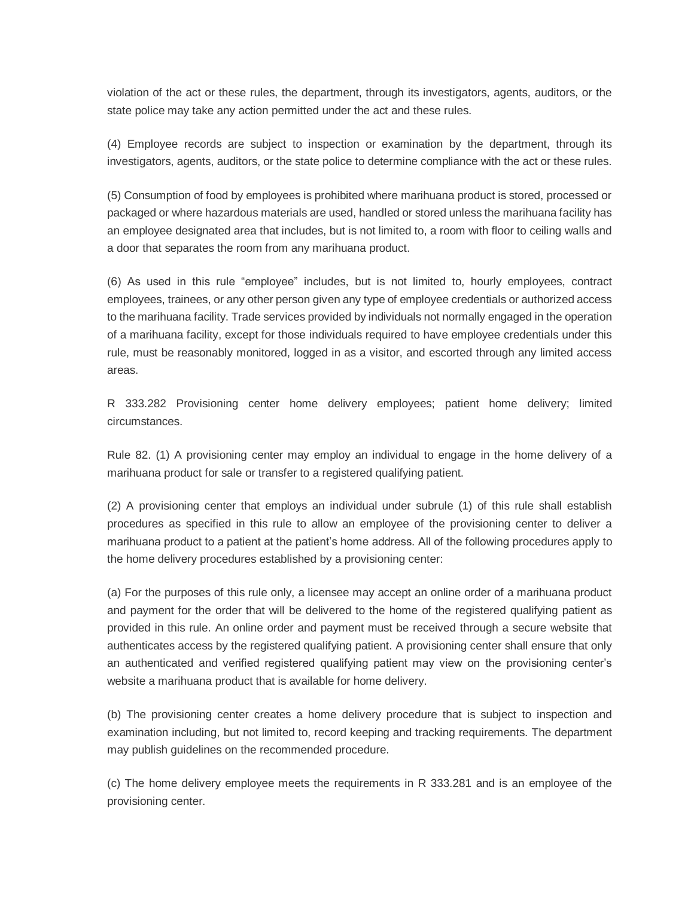violation of the act or these rules, the department, through its investigators, agents, auditors, or the state police may take any action permitted under the act and these rules.

(4) Employee records are subject to inspection or examination by the department, through its investigators, agents, auditors, or the state police to determine compliance with the act or these rules.

(5) Consumption of food by employees is prohibited where marihuana product is stored, processed or packaged or where hazardous materials are used, handled or stored unless the marihuana facility has an employee designated area that includes, but is not limited to, a room with floor to ceiling walls and a door that separates the room from any marihuana product.

(6) As used in this rule "employee" includes, but is not limited to, hourly employees, contract employees, trainees, or any other person given any type of employee credentials or authorized access to the marihuana facility. Trade services provided by individuals not normally engaged in the operation of a marihuana facility, except for those individuals required to have employee credentials under this rule, must be reasonably monitored, logged in as a visitor, and escorted through any limited access areas.

R 333.282 Provisioning center home delivery employees; patient home delivery; limited circumstances.

Rule 82. (1) A provisioning center may employ an individual to engage in the home delivery of a marihuana product for sale or transfer to a registered qualifying patient.

(2) A provisioning center that employs an individual under subrule (1) of this rule shall establish procedures as specified in this rule to allow an employee of the provisioning center to deliver a marihuana product to a patient at the patient's home address. All of the following procedures apply to the home delivery procedures established by a provisioning center:

(a) For the purposes of this rule only, a licensee may accept an online order of a marihuana product and payment for the order that will be delivered to the home of the registered qualifying patient as provided in this rule. An online order and payment must be received through a secure website that authenticates access by the registered qualifying patient. A provisioning center shall ensure that only an authenticated and verified registered qualifying patient may view on the provisioning center's website a marihuana product that is available for home delivery.

(b) The provisioning center creates a home delivery procedure that is subject to inspection and examination including, but not limited to, record keeping and tracking requirements. The department may publish guidelines on the recommended procedure.

(c) The home delivery employee meets the requirements in R 333.281 and is an employee of the provisioning center.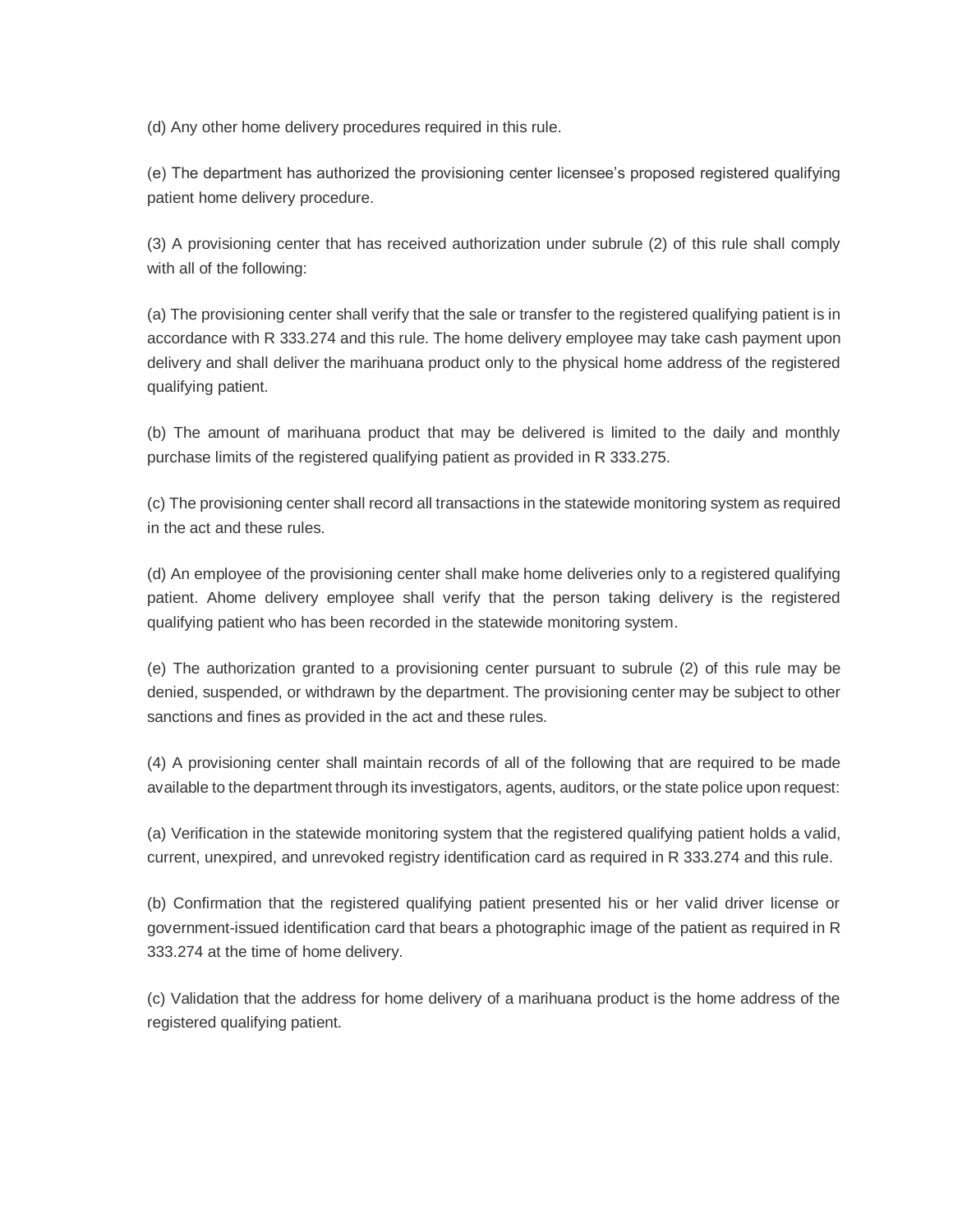(d) Any other home delivery procedures required in this rule.

(e) The department has authorized the provisioning center licensee's proposed registered qualifying patient home delivery procedure.

(3) A provisioning center that has received authorization under subrule (2) of this rule shall comply with all of the following:

(a) The provisioning center shall verify that the sale or transfer to the registered qualifying patient is in accordance with R 333.274 and this rule. The home delivery employee may take cash payment upon delivery and shall deliver the marihuana product only to the physical home address of the registered qualifying patient.

(b) The amount of marihuana product that may be delivered is limited to the daily and monthly purchase limits of the registered qualifying patient as provided in R 333.275.

(c) The provisioning center shall record all transactions in the statewide monitoring system as required in the act and these rules.

(d) An employee of the provisioning center shall make home deliveries only to a registered qualifying patient. Ahome delivery employee shall verify that the person taking delivery is the registered qualifying patient who has been recorded in the statewide monitoring system.

(e) The authorization granted to a provisioning center pursuant to subrule (2) of this rule may be denied, suspended, or withdrawn by the department. The provisioning center may be subject to other sanctions and fines as provided in the act and these rules.

(4) A provisioning center shall maintain records of all of the following that are required to be made available to the department through its investigators, agents, auditors, or the state police upon request:

(a) Verification in the statewide monitoring system that the registered qualifying patient holds a valid, current, unexpired, and unrevoked registry identification card as required in R 333.274 and this rule.

(b) Confirmation that the registered qualifying patient presented his or her valid driver license or government-issued identification card that bears a photographic image of the patient as required in R 333.274 at the time of home delivery.

(c) Validation that the address for home delivery of a marihuana product is the home address of the registered qualifying patient.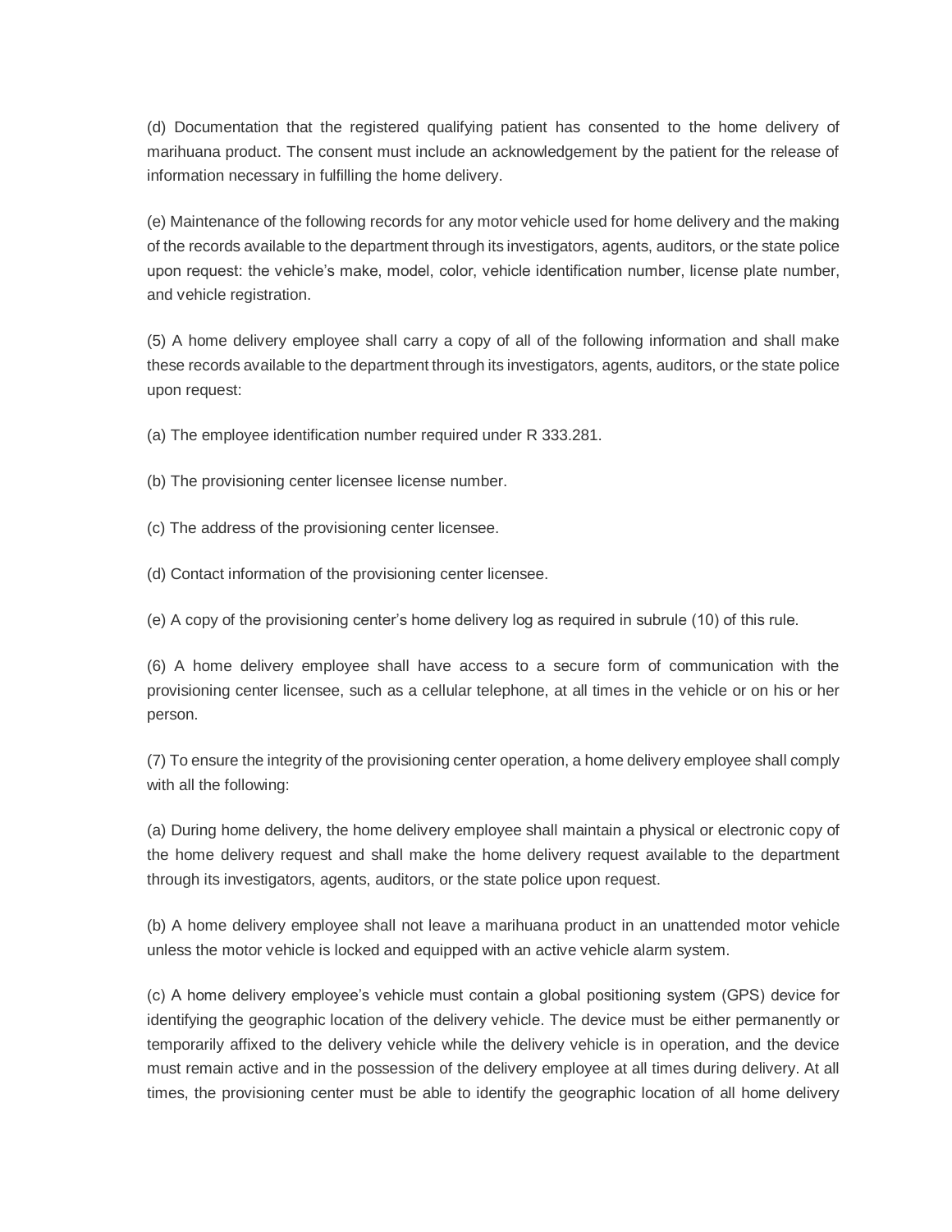(d) Documentation that the registered qualifying patient has consented to the home delivery of marihuana product. The consent must include an acknowledgement by the patient for the release of information necessary in fulfilling the home delivery.

(e) Maintenance of the following records for any motor vehicle used for home delivery and the making of the records available to the department through its investigators, agents, auditors, or the state police upon request: the vehicle's make, model, color, vehicle identification number, license plate number, and vehicle registration.

(5) A home delivery employee shall carry a copy of all of the following information and shall make these records available to the department through its investigators, agents, auditors, or the state police upon request:

(a) The employee identification number required under R 333.281.

(b) The provisioning center licensee license number.

(c) The address of the provisioning center licensee.

(d) Contact information of the provisioning center licensee.

(e) A copy of the provisioning center's home delivery log as required in subrule (10) of this rule.

(6) A home delivery employee shall have access to a secure form of communication with the provisioning center licensee, such as a cellular telephone, at all times in the vehicle or on his or her person.

(7) To ensure the integrity of the provisioning center operation, a home delivery employee shall comply with all the following:

(a) During home delivery, the home delivery employee shall maintain a physical or electronic copy of the home delivery request and shall make the home delivery request available to the department through its investigators, agents, auditors, or the state police upon request.

(b) A home delivery employee shall not leave a marihuana product in an unattended motor vehicle unless the motor vehicle is locked and equipped with an active vehicle alarm system.

(c) A home delivery employee's vehicle must contain a global positioning system (GPS) device for identifying the geographic location of the delivery vehicle. The device must be either permanently or temporarily affixed to the delivery vehicle while the delivery vehicle is in operation, and the device must remain active and in the possession of the delivery employee at all times during delivery. At all times, the provisioning center must be able to identify the geographic location of all home delivery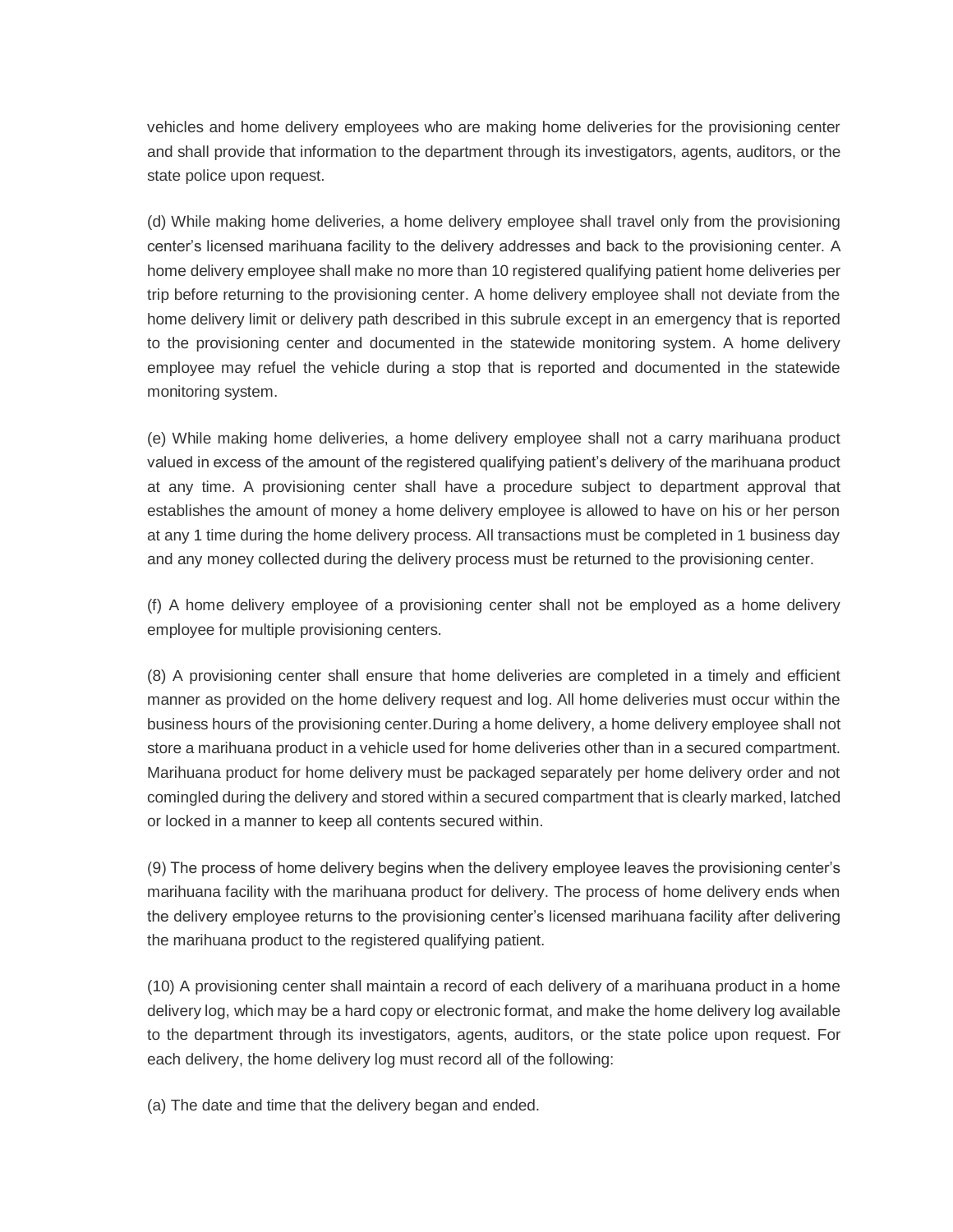vehicles and home delivery employees who are making home deliveries for the provisioning center and shall provide that information to the department through its investigators, agents, auditors, or the state police upon request.

(d) While making home deliveries, a home delivery employee shall travel only from the provisioning center's licensed marihuana facility to the delivery addresses and back to the provisioning center. A home delivery employee shall make no more than 10 registered qualifying patient home deliveries per trip before returning to the provisioning center. A home delivery employee shall not deviate from the home delivery limit or delivery path described in this subrule except in an emergency that is reported to the provisioning center and documented in the statewide monitoring system. A home delivery employee may refuel the vehicle during a stop that is reported and documented in the statewide monitoring system.

(e) While making home deliveries, a home delivery employee shall not a carry marihuana product valued in excess of the amount of the registered qualifying patient's delivery of the marihuana product at any time. A provisioning center shall have a procedure subject to department approval that establishes the amount of money a home delivery employee is allowed to have on his or her person at any 1 time during the home delivery process. All transactions must be completed in 1 business day and any money collected during the delivery process must be returned to the provisioning center.

(f) A home delivery employee of a provisioning center shall not be employed as a home delivery employee for multiple provisioning centers.

(8) A provisioning center shall ensure that home deliveries are completed in a timely and efficient manner as provided on the home delivery request and log. All home deliveries must occur within the business hours of the provisioning center.During a home delivery, a home delivery employee shall not store a marihuana product in a vehicle used for home deliveries other than in a secured compartment. Marihuana product for home delivery must be packaged separately per home delivery order and not comingled during the delivery and stored within a secured compartment that is clearly marked, latched or locked in a manner to keep all contents secured within.

(9) The process of home delivery begins when the delivery employee leaves the provisioning center's marihuana facility with the marihuana product for delivery. The process of home delivery ends when the delivery employee returns to the provisioning center's licensed marihuana facility after delivering the marihuana product to the registered qualifying patient.

(10) A provisioning center shall maintain a record of each delivery of a marihuana product in a home delivery log, which may be a hard copy or electronic format, and make the home delivery log available to the department through its investigators, agents, auditors, or the state police upon request. For each delivery, the home delivery log must record all of the following:

(a) The date and time that the delivery began and ended.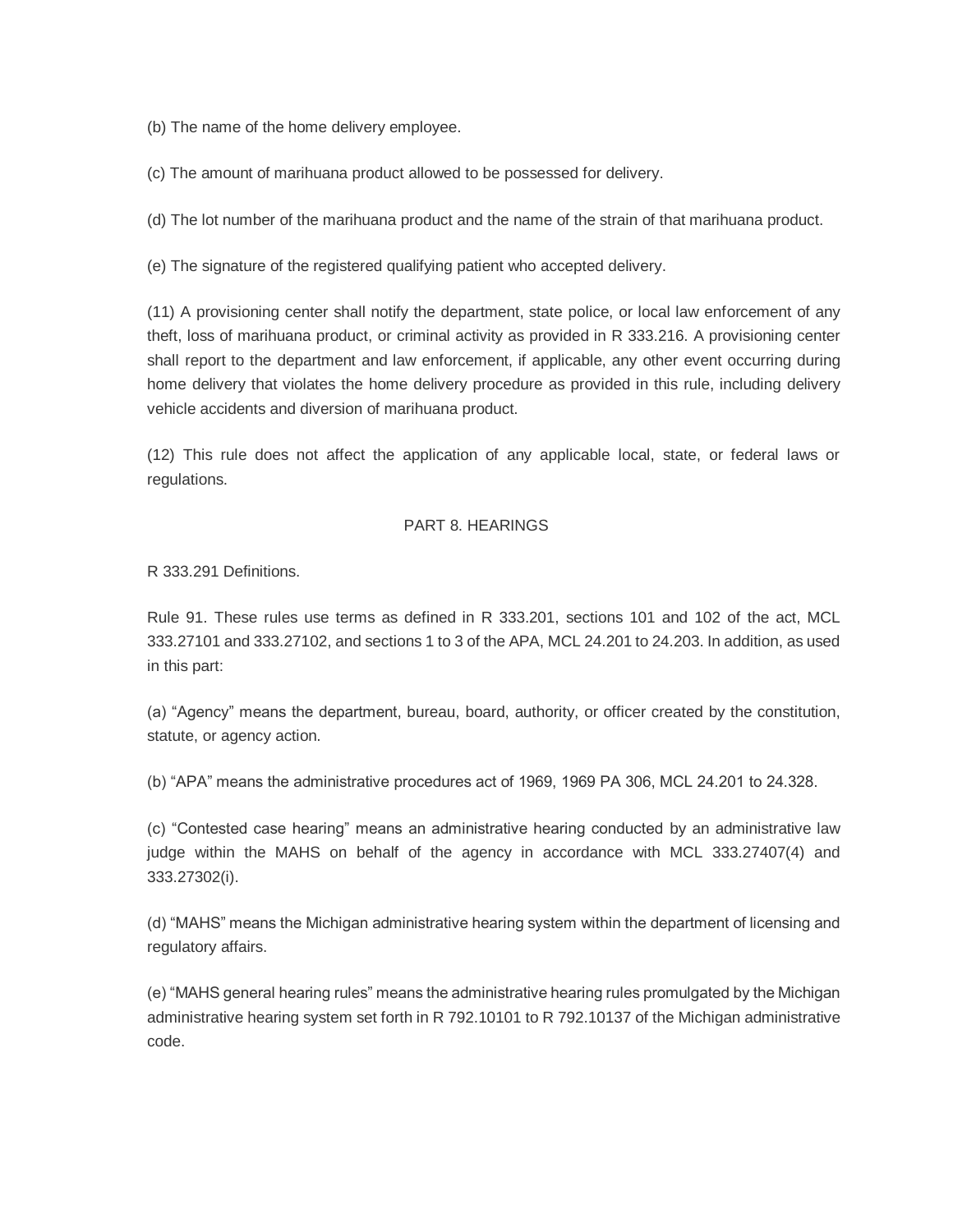(b) The name of the home delivery employee.

(c) The amount of marihuana product allowed to be possessed for delivery.

(d) The lot number of the marihuana product and the name of the strain of that marihuana product.

(e) The signature of the registered qualifying patient who accepted delivery.

(11) A provisioning center shall notify the department, state police, or local law enforcement of any theft, loss of marihuana product, or criminal activity as provided in R 333.216. A provisioning center shall report to the department and law enforcement, if applicable, any other event occurring during home delivery that violates the home delivery procedure as provided in this rule, including delivery vehicle accidents and diversion of marihuana product.

(12) This rule does not affect the application of any applicable local, state, or federal laws or regulations.

## PART 8. HEARINGS

R 333.291 Definitions.

Rule 91. These rules use terms as defined in R 333.201, sections 101 and 102 of the act, MCL 333.27101 and 333.27102, and sections 1 to 3 of the APA, MCL 24.201 to 24.203. In addition, as used in this part:

(a) “Agency” means the department, bureau, board, authority, or officer created by the constitution, statute, or agency action.

(b) “APA” means the administrative procedures act of 1969, 1969 PA 306, MCL 24.201 to 24.328.

(c) “Contested case hearing” means an administrative hearing conducted by an administrative law judge within the MAHS on behalf of the agency in accordance with MCL 333.27407(4) and 333.27302(i).

(d) “MAHS” means the Michigan administrative hearing system within the department of licensing and regulatory affairs.

(e) “MAHS general hearing rules” means the administrative hearing rules promulgated by the Michigan administrative hearing system set forth in R 792.10101 to R 792.10137 of the Michigan administrative code.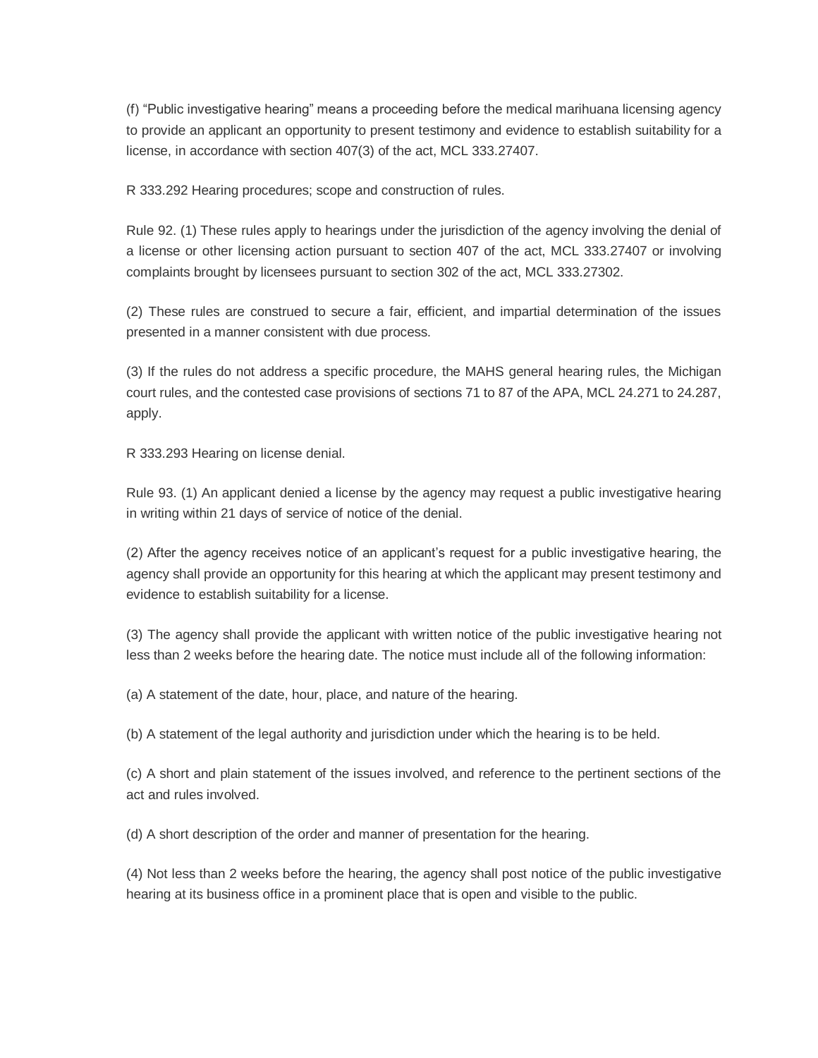(f) "Public investigative hearing" means a proceeding before the medical marihuana licensing agency to provide an applicant an opportunity to present testimony and evidence to establish suitability for a license, in accordance with section 407(3) of the act, MCL 333.27407.

R 333.292 Hearing procedures; scope and construction of rules.

Rule 92. (1) These rules apply to hearings under the jurisdiction of the agency involving the denial of a license or other licensing action pursuant to section 407 of the act, MCL 333.27407 or involving complaints brought by licensees pursuant to section 302 of the act, MCL 333.27302.

(2) These rules are construed to secure a fair, efficient, and impartial determination of the issues presented in a manner consistent with due process.

(3) If the rules do not address a specific procedure, the MAHS general hearing rules, the Michigan court rules, and the contested case provisions of sections 71 to 87 of the APA, MCL 24.271 to 24.287, apply.

R 333.293 Hearing on license denial.

Rule 93. (1) An applicant denied a license by the agency may request a public investigative hearing in writing within 21 days of service of notice of the denial.

(2) After the agency receives notice of an applicant's request for a public investigative hearing, the agency shall provide an opportunity for this hearing at which the applicant may present testimony and evidence to establish suitability for a license.

(3) The agency shall provide the applicant with written notice of the public investigative hearing not less than 2 weeks before the hearing date. The notice must include all of the following information:

(a) A statement of the date, hour, place, and nature of the hearing.

(b) A statement of the legal authority and jurisdiction under which the hearing is to be held.

(c) A short and plain statement of the issues involved, and reference to the pertinent sections of the act and rules involved.

(d) A short description of the order and manner of presentation for the hearing.

(4) Not less than 2 weeks before the hearing, the agency shall post notice of the public investigative hearing at its business office in a prominent place that is open and visible to the public.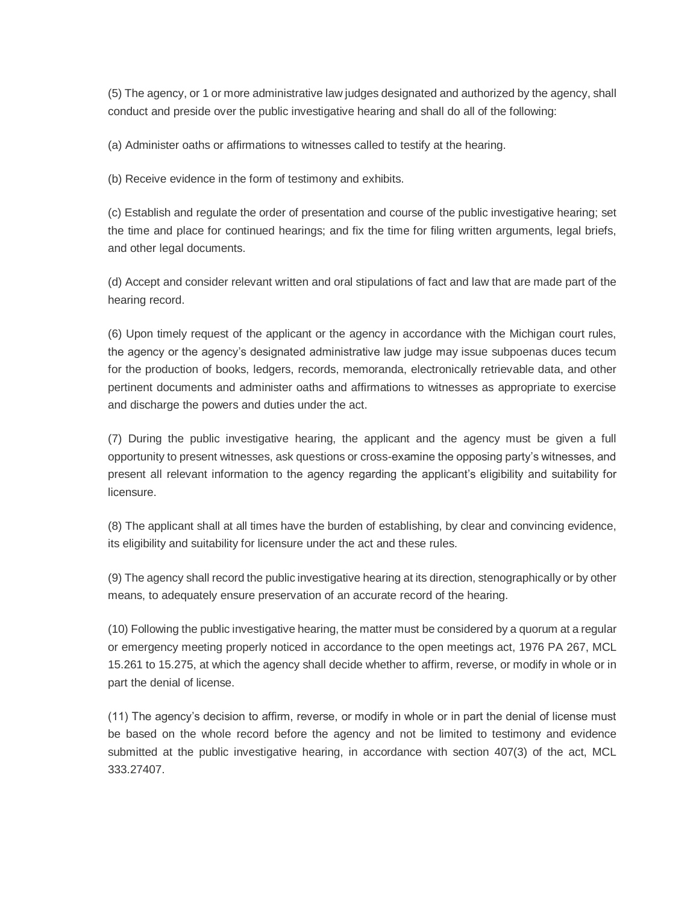(5) The agency, or 1 or more administrative law judges designated and authorized by the agency, shall conduct and preside over the public investigative hearing and shall do all of the following:

(a) Administer oaths or affirmations to witnesses called to testify at the hearing.

(b) Receive evidence in the form of testimony and exhibits.

(c) Establish and regulate the order of presentation and course of the public investigative hearing; set the time and place for continued hearings; and fix the time for filing written arguments, legal briefs, and other legal documents.

(d) Accept and consider relevant written and oral stipulations of fact and law that are made part of the hearing record.

(6) Upon timely request of the applicant or the agency in accordance with the Michigan court rules, the agency or the agency's designated administrative law judge may issue subpoenas duces tecum for the production of books, ledgers, records, memoranda, electronically retrievable data, and other pertinent documents and administer oaths and affirmations to witnesses as appropriate to exercise and discharge the powers and duties under the act.

(7) During the public investigative hearing, the applicant and the agency must be given a full opportunity to present witnesses, ask questions or cross-examine the opposing party's witnesses, and present all relevant information to the agency regarding the applicant's eligibility and suitability for licensure.

(8) The applicant shall at all times have the burden of establishing, by clear and convincing evidence, its eligibility and suitability for licensure under the act and these rules.

(9) The agency shall record the public investigative hearing at its direction, stenographically or by other means, to adequately ensure preservation of an accurate record of the hearing.

(10) Following the public investigative hearing, the matter must be considered by a quorum at a regular or emergency meeting properly noticed in accordance to the open meetings act, 1976 PA 267, MCL 15.261 to 15.275, at which the agency shall decide whether to affirm, reverse, or modify in whole or in part the denial of license.

(11) The agency's decision to affirm, reverse, or modify in whole or in part the denial of license must be based on the whole record before the agency and not be limited to testimony and evidence submitted at the public investigative hearing, in accordance with section 407(3) of the act, MCL 333.27407.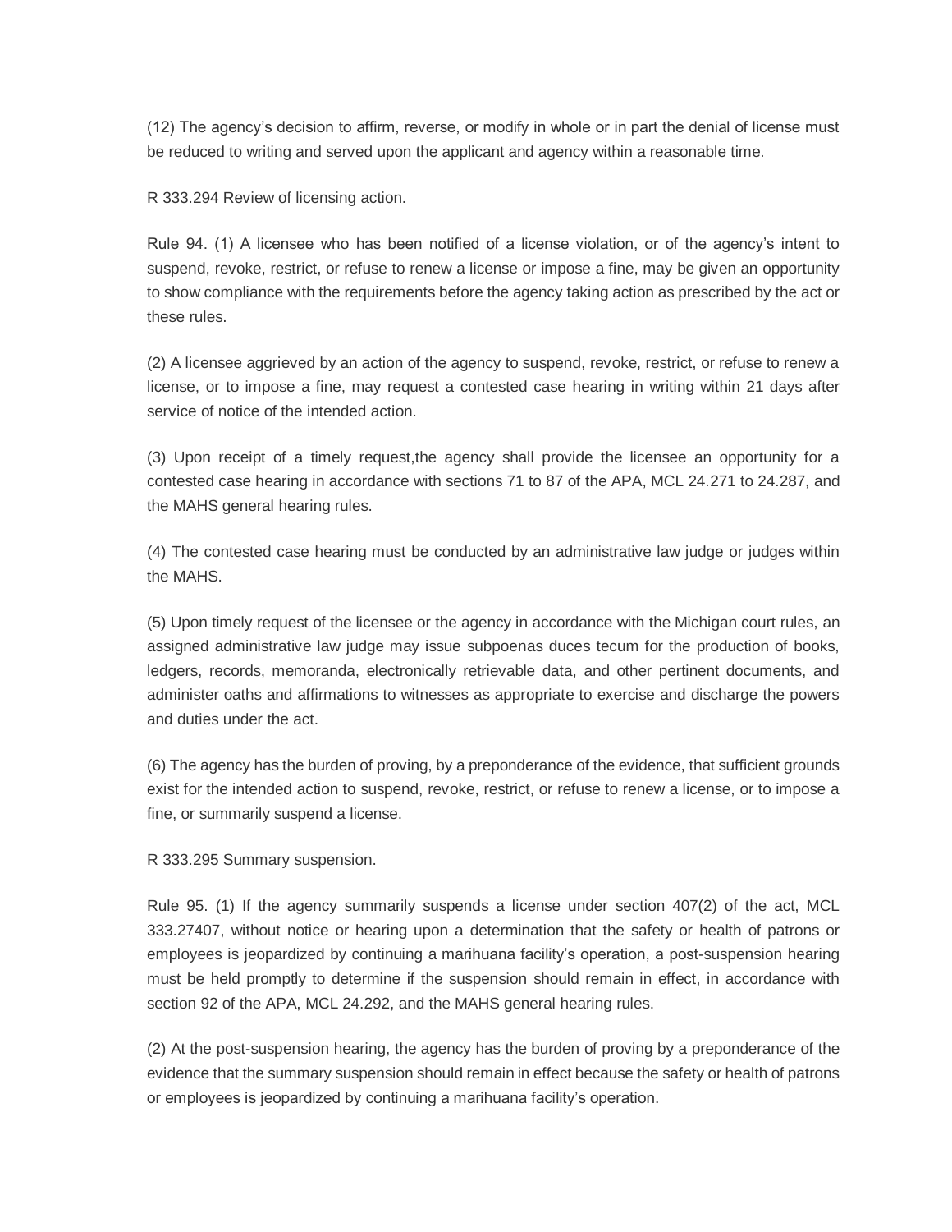(12) The agency's decision to affirm, reverse, or modify in whole or in part the denial of license must be reduced to writing and served upon the applicant and agency within a reasonable time.

R 333.294 Review of licensing action.

Rule 94. (1) A licensee who has been notified of a license violation, or of the agency's intent to suspend, revoke, restrict, or refuse to renew a license or impose a fine, may be given an opportunity to show compliance with the requirements before the agency taking action as prescribed by the act or these rules.

(2) A licensee aggrieved by an action of the agency to suspend, revoke, restrict, or refuse to renew a license, or to impose a fine, may request a contested case hearing in writing within 21 days after service of notice of the intended action.

(3) Upon receipt of a timely request,the agency shall provide the licensee an opportunity for a contested case hearing in accordance with sections 71 to 87 of the APA, MCL 24.271 to 24.287, and the MAHS general hearing rules.

(4) The contested case hearing must be conducted by an administrative law judge or judges within the MAHS.

(5) Upon timely request of the licensee or the agency in accordance with the Michigan court rules, an assigned administrative law judge may issue subpoenas duces tecum for the production of books, ledgers, records, memoranda, electronically retrievable data, and other pertinent documents, and administer oaths and affirmations to witnesses as appropriate to exercise and discharge the powers and duties under the act.

(6) The agency has the burden of proving, by a preponderance of the evidence, that sufficient grounds exist for the intended action to suspend, revoke, restrict, or refuse to renew a license, or to impose a fine, or summarily suspend a license.

R 333.295 Summary suspension.

Rule 95. (1) If the agency summarily suspends a license under section 407(2) of the act, MCL 333.27407, without notice or hearing upon a determination that the safety or health of patrons or employees is jeopardized by continuing a marihuana facility's operation, a post-suspension hearing must be held promptly to determine if the suspension should remain in effect, in accordance with section 92 of the APA, MCL 24.292, and the MAHS general hearing rules.

(2) At the post-suspension hearing, the agency has the burden of proving by a preponderance of the evidence that the summary suspension should remain in effect because the safety or health of patrons or employees is jeopardized by continuing a marihuana facility's operation.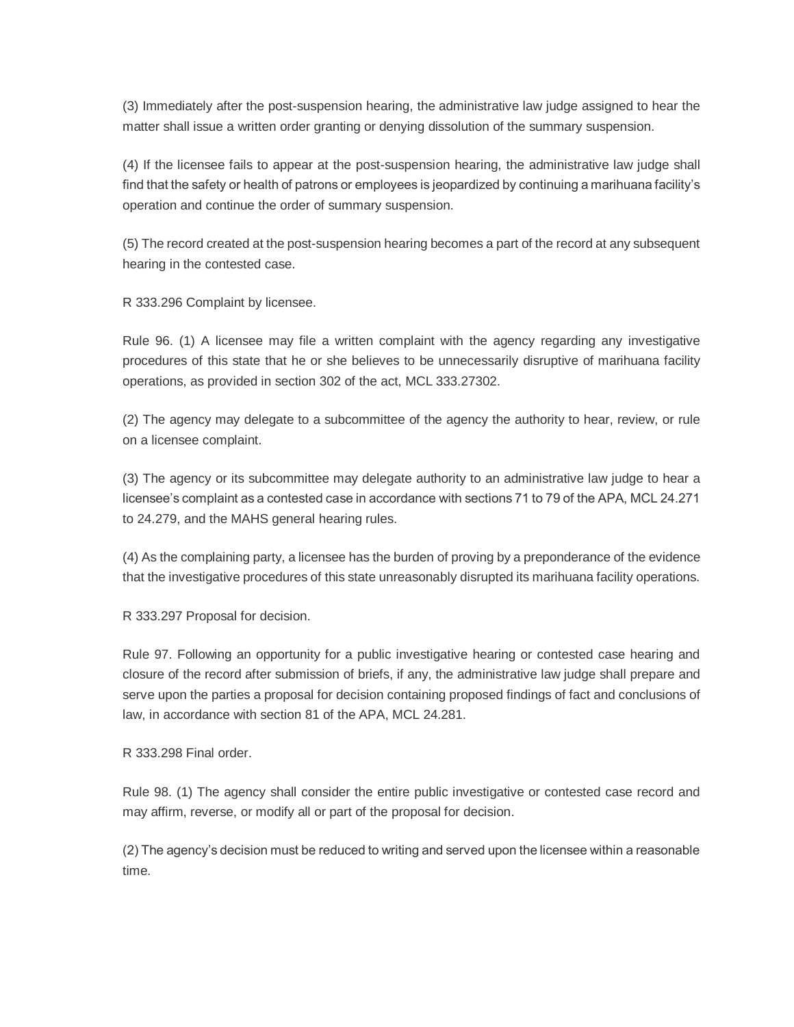(3) Immediately after the post-suspension hearing, the administrative law judge assigned to hear the matter shall issue a written order granting or denying dissolution of the summary suspension.

(4) If the licensee fails to appear at the post-suspension hearing, the administrative law judge shall find that the safety or health of patrons or employees is jeopardized by continuing a marihuana facility's operation and continue the order of summary suspension.

(5) The record created at the post-suspension hearing becomes a part of the record at any subsequent hearing in the contested case.

R 333.296 Complaint by licensee.

Rule 96. (1) A licensee may file a written complaint with the agency regarding any investigative procedures of this state that he or she believes to be unnecessarily disruptive of marihuana facility operations, as provided in section 302 of the act, MCL 333.27302.

(2) The agency may delegate to a subcommittee of the agency the authority to hear, review, or rule on a licensee complaint.

(3) The agency or its subcommittee may delegate authority to an administrative law judge to hear a licensee's complaint as a contested case in accordance with sections 71 to 79 of the APA, MCL 24.271 to 24.279, and the MAHS general hearing rules.

(4) As the complaining party, a licensee has the burden of proving by a preponderance of the evidence that the investigative procedures of this state unreasonably disrupted its marihuana facility operations.

R 333.297 Proposal for decision.

Rule 97. Following an opportunity for a public investigative hearing or contested case hearing and closure of the record after submission of briefs, if any, the administrative law judge shall prepare and serve upon the parties a proposal for decision containing proposed findings of fact and conclusions of law, in accordance with section 81 of the APA, MCL 24.281.

R 333.298 Final order.

Rule 98. (1) The agency shall consider the entire public investigative or contested case record and may affirm, reverse, or modify all or part of the proposal for decision.

(2) The agency's decision must be reduced to writing and served upon the licensee within a reasonable time.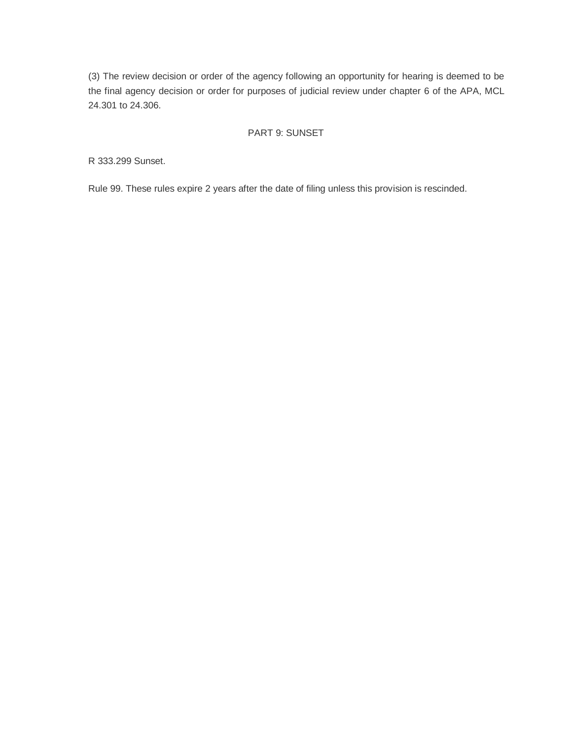(3) The review decision or order of the agency following an opportunity for hearing is deemed to be the final agency decision or order for purposes of judicial review under chapter 6 of the APA, MCL 24.301 to 24.306.

## PART 9: SUNSET

R 333.299 Sunset.

Rule 99. These rules expire 2 years after the date of filing unless this provision is rescinded.